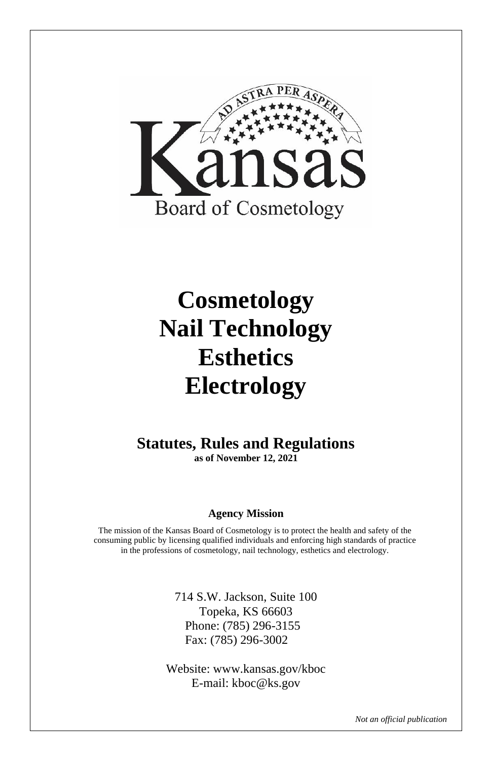AD ASTRA PER ASPERA

Kansas

Board of Cosmetology

# Cosmetology
# Nail Technology
# Esthetics
# Electrology

## Statutes, Rules and Regulations

**as of November 12, 2021**

**Agency Mission**

The mission of the Kansas Board of Cosmetology is to protect the health and safety of the consuming public by licensing qualified individuals and enforcing high standards of practice in the professions of cosmetology, nail technology, esthetics and electrology.

714 S.W. Jackson, Suite 100
Topeka, KS 66603
Phone: (785) 296-3155
Fax: (785) 296-3002

Website: www.kansas.gov/kboc
E-mail: kboc@ks.gov

*Not an official publication*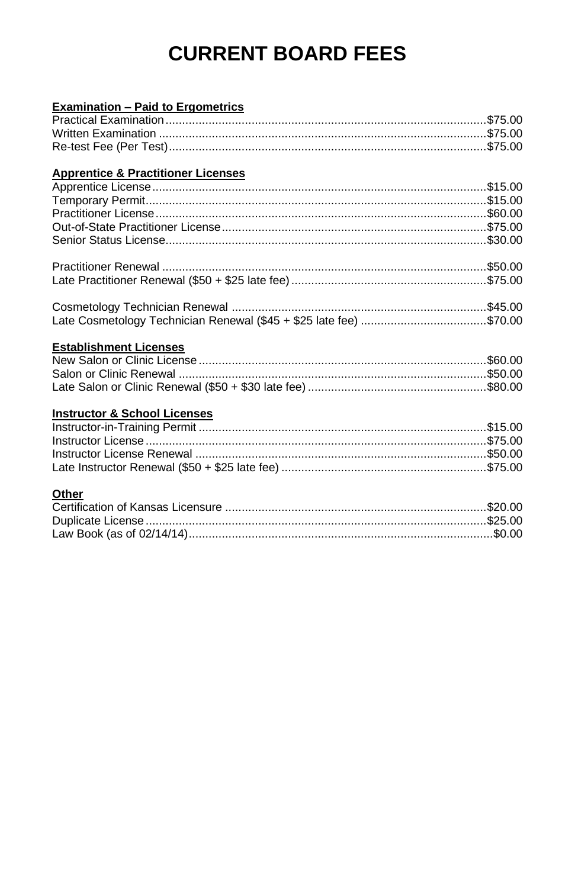# CURRENT BOARD FEES

**Examination – Paid to Ergometrics**

| Item | Fee |
| --- | --- |
| Practical Examination | $75.00 |
| Written Examination | $75.00 |
| Re-test Fee (Per Test) | $75.00 |

**Apprentice & Practitioner Licenses**

| Item | Fee |
| --- | --- |
| Apprentice License | $15.00 |
| Temporary Permit | $15.00 |
| Practitioner License | $60.00 |
| Out-of-State Practitioner License | $75.00 |
| Senior Status License | $30.00 |
| Practitioner Renewal | $50.00 |
| Late Practitioner Renewal ($50 + $25 late fee) | $75.00 |
| Cosmetology Technician Renewal | $45.00 |
| Late Cosmetology Technician Renewal ($45 + $25 late fee) | $70.00 |

**Establishment Licenses**

| Item | Fee |
| --- | --- |
| New Salon or Clinic License | $60.00 |
| Salon or Clinic Renewal | $50.00 |
| Late Salon or Clinic Renewal ($50 + $30 late fee) | $80.00 |

**Instructor & School Licenses**

| Item | Fee |
| --- | --- |
| Instructor-in-Training Permit | $15.00 |
| Instructor License | $75.00 |
| Instructor License Renewal | $50.00 |
| Late Instructor Renewal ($50 + $25 late fee) | $75.00 |

**Other**

| Item | Fee |
| --- | --- |
| Certification of Kansas Licensure | $20.00 |
| Duplicate License | $25.00 |
| Law Book (as of 02/14/14) | $0.00 |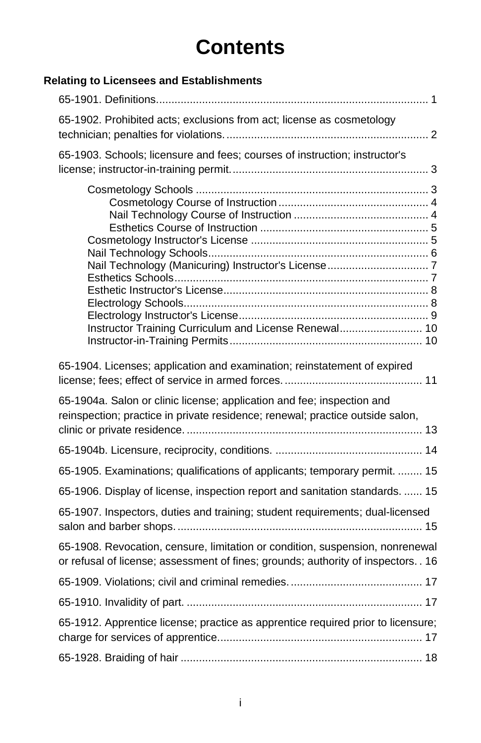# Contents

**Relating to Licensees and Establishments**

65-1901. Definitions. 1

65-1902. Prohibited acts; exclusions from act; license as cosmetology technician; penalties for violations. 2

65-1903. Schools; licensure and fees; courses of instruction; instructor's license; instructor-in-training permit. 3

- Cosmetology Schools 3
  - Cosmetology Course of Instruction 4
  - Nail Technology Course of Instruction 4
  - Esthetics Course of Instruction 5
- Cosmetology Instructor's License 5
- Nail Technology Schools 6
- Nail Technology (Manicuring) Instructor's License 7
- Esthetics Schools 7
- Esthetic Instructor's License 8
- Electrology Schools 8
- Electrology Instructor's License 9
- Instructor Training Curriculum and License Renewal 10
- Instructor-in-Training Permits 10

65-1904. Licenses; application and examination; reinstatement of expired license; fees; effect of service in armed forces. 11

65-1904a. Salon or clinic license; application and fee; inspection and reinspection; practice in private residence; renewal; practice outside salon, clinic or private residence. 13

65-1904b. Licensure, reciprocity, conditions. 14

65-1905. Examinations; qualifications of applicants; temporary permit. 15

65-1906. Display of license, inspection report and sanitation standards. 15

65-1907. Inspectors, duties and training; student requirements; dual-licensed salon and barber shops. 15

65-1908. Revocation, censure, limitation or condition, suspension, nonrenewal or refusal of license; assessment of fines; grounds; authority of inspectors. 16

65-1909. Violations; civil and criminal remedies. 17

65-1910. Invalidity of part. 17

65-1912. Apprentice license; practice as apprentice required prior to licensure; charge for services of apprentice. 17

65-1928. Braiding of hair 18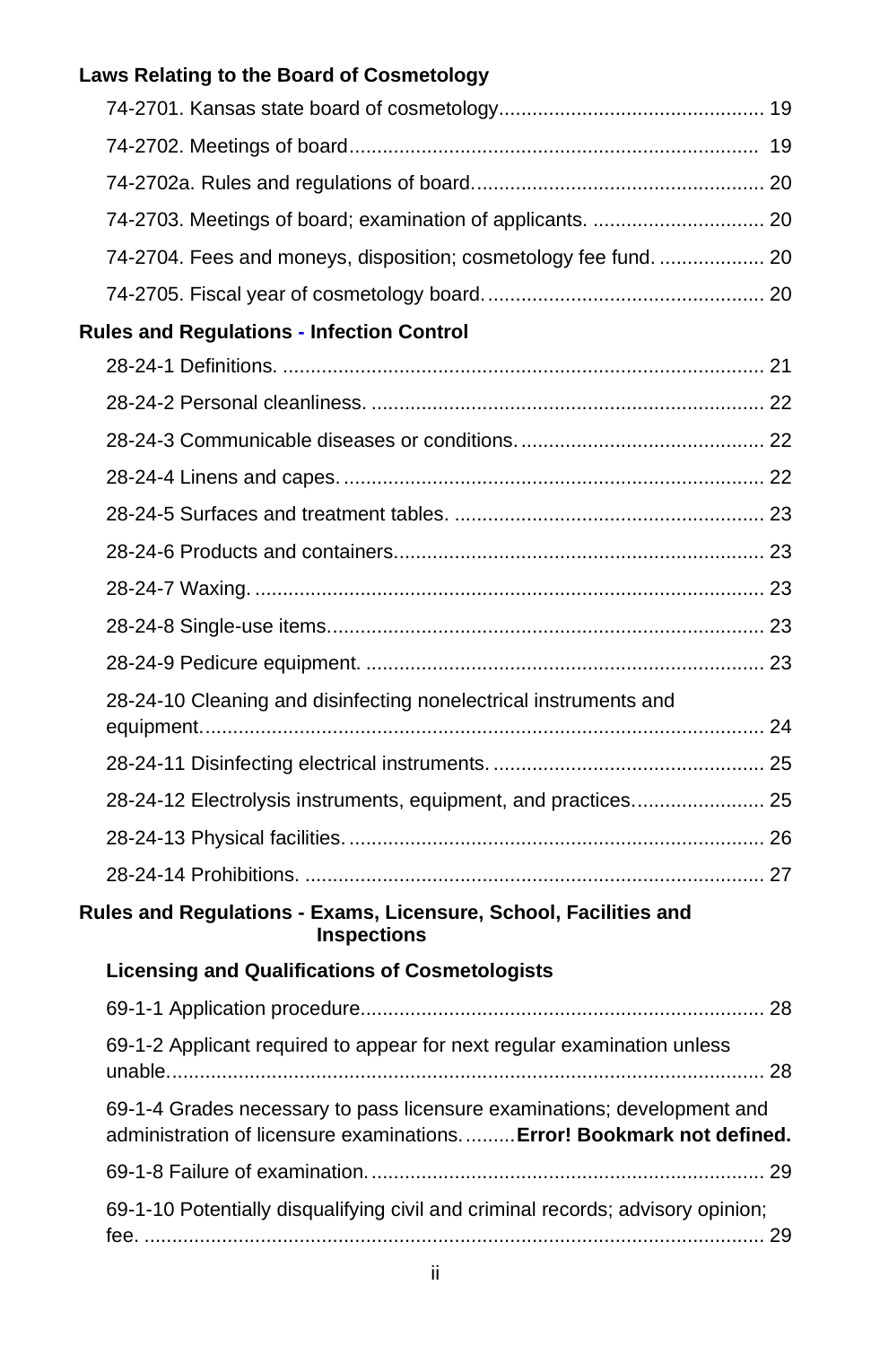**Laws Relating to the Board of Cosmetology**

74-2701. Kansas state board of cosmetology............................................... 19

74-2702. Meetings of board......................................................................... 19

74-2702a. Rules and regulations of board.................................................... 20

74-2703. Meetings of board; examination of applicants. ............................... 20

74-2704. Fees and moneys, disposition; cosmetology fee fund. ................... 20

74-2705. Fiscal year of cosmetology board.................................................. 20

**Rules and Regulations - Infection Control**

28-24-1 Definitions. ...................................................................................... 21

28-24-2 Personal cleanliness. ...................................................................... 22

28-24-3 Communicable diseases or conditions. ........................................... 22

28-24-4 Linens and capes. ........................................................................... 22

28-24-5 Surfaces and treatment tables. ....................................................... 23

28-24-6 Products and containers.................................................................. 23

28-24-7 Waxing. ........................................................................................... 23

28-24-8 Single-use items.............................................................................. 23

28-24-9 Pedicure equipment. ....................................................................... 23

28-24-10 Cleaning and disinfecting nonelectrical instruments and equipment.................................................................................................... 24

28-24-11 Disinfecting electrical instruments. ................................................ 25

28-24-12 Electrolysis instruments, equipment, and practices....................... 25

28-24-13 Physical facilities. .......................................................................... 26

28-24-14 Prohibitions. .................................................................................. 27

**Rules and Regulations - Exams, Licensure, School, Facilities and Inspections**

**Licensing and Qualifications of Cosmetologists**

69-1-1 Application procedure........................................................................ 28

69-1-2 Applicant required to appear for next regular examination unless unable........................................................................................................... 28

69-1-4 Grades necessary to pass licensure examinations; development and administration of licensure examinations.........**Error! Bookmark not defined.**

69-1-8 Failure of examination....................................................................... 29

69-1-10 Potentially disqualifying civil and criminal records; advisory opinion; fee. ............................................................................................................... 29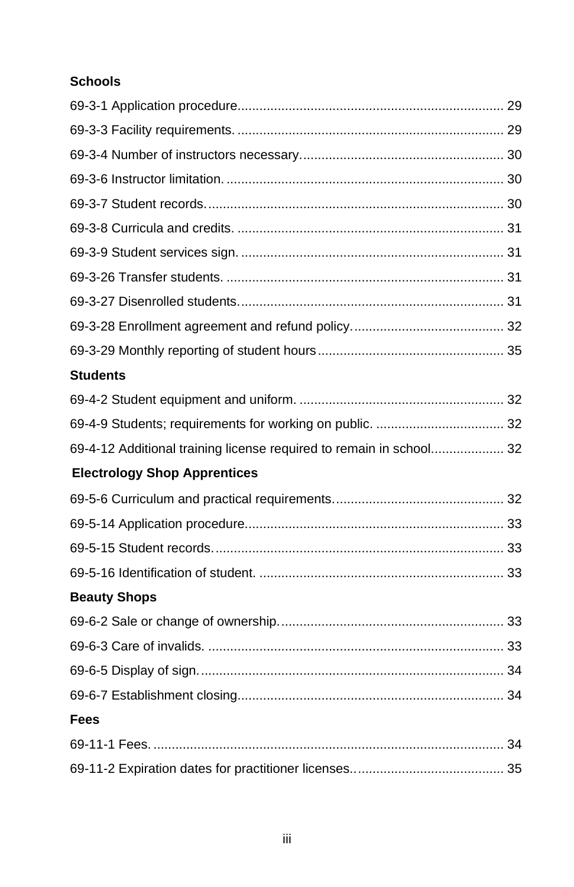**Schools**

69-3-1 Application procedure........................................................................ 29

69-3-3 Facility requirements. ......................................................................... 29

69-3-4 Number of instructors necessary....................................................... 30

69-3-6 Instructor limitation. ............................................................................ 30

69-3-7 Student records.................................................................................. 30

69-3-8 Curricula and credits. ......................................................................... 31

69-3-9 Student services sign. ........................................................................ 31

69-3-26 Transfer students. ............................................................................ 31

69-3-27 Disenrolled students......................................................................... 31

69-3-28 Enrollment agreement and refund policy.......................................... 32

69-3-29 Monthly reporting of student hours................................................... 35

**Students**

69-4-2 Student equipment and uniform. ........................................................ 32

69-4-9 Students; requirements for working on public. ................................... 32

69-4-12 Additional training license required to remain in school.................... 32

**Electrology Shop Apprentices**

69-5-6 Curriculum and practical requirements............................................... 32

69-5-14 Application procedure....................................................................... 33

69-5-15 Student records................................................................................ 33

69-5-16 Identification of student. ................................................................... 33

**Beauty Shops**

69-6-2 Sale or change of ownership............................................................. 33

69-6-3 Care of invalids. ................................................................................. 33

69-6-5 Display of sign.................................................................................... 34

69-6-7 Establishment closing........................................................................ 34

**Fees**

69-11-1 Fees................................................................................................. 34

69-11-2 Expiration dates for practitioner licenses.......................................... 35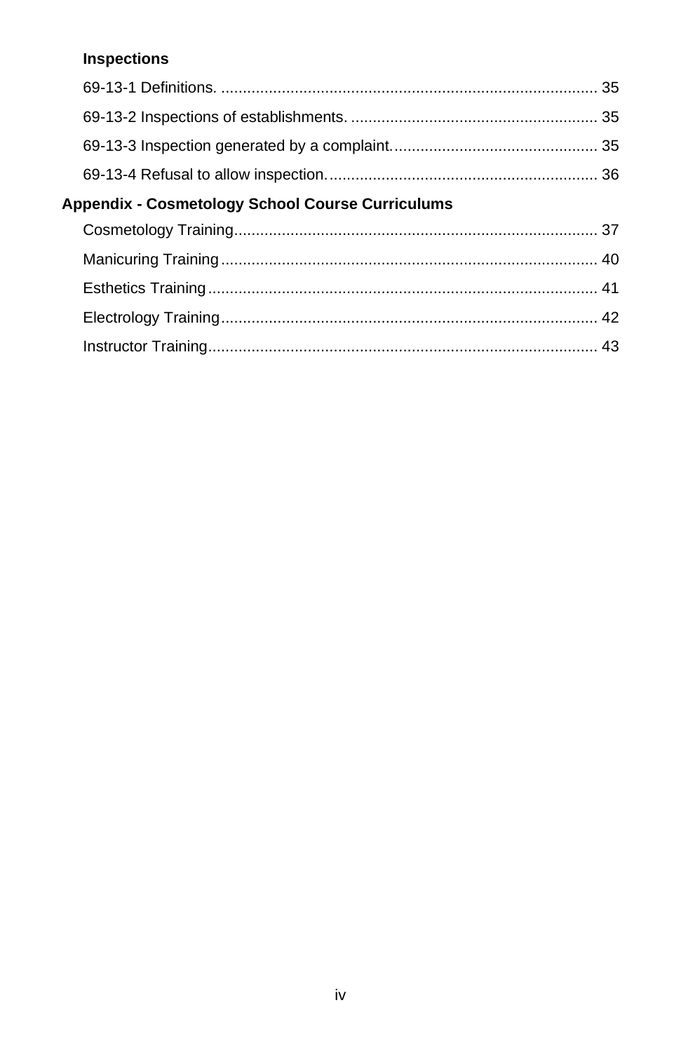**Inspections**

69-13-1 Definitions. ...................................................................................... 35

69-13-2 Inspections of establishments. ......................................................... 35

69-13-3 Inspection generated by a complaint. .............................................. 35

69-13-4 Refusal to allow inspection. ............................................................. 36

**Appendix - Cosmetology School Course Curriculums**

Cosmetology Training .................................................................................. 37

Manicuring Training ..................................................................................... 40

Esthetics Training ......................................................................................... 41

Electrology Training ..................................................................................... 42

Instructor Training ......................................................................................... 43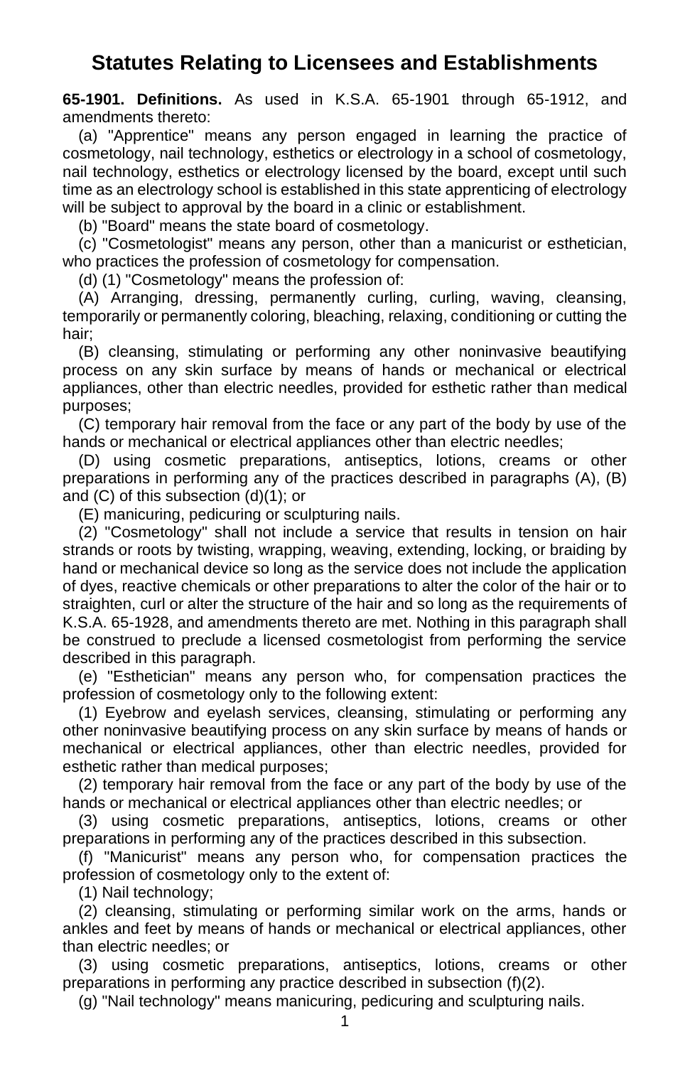# Statutes Relating to Licensees and Establishments

**65-1901. Definitions.** As used in K.S.A. 65-1901 through 65-1912, and amendments thereto:

(a) "Apprentice" means any person engaged in learning the practice of cosmetology, nail technology, esthetics or electrology in a school of cosmetology, nail technology, esthetics or electrology licensed by the board, except until such time as an electrology school is established in this state apprenticing of electrology will be subject to approval by the board in a clinic or establishment.

(b) "Board" means the state board of cosmetology.

(c) "Cosmetologist" means any person, other than a manicurist or esthetician, who practices the profession of cosmetology for compensation.

(d) (1) "Cosmetology" means the profession of:

(A) Arranging, dressing, permanently curling, curling, waving, cleansing, temporarily or permanently coloring, bleaching, relaxing, conditioning or cutting the hair;

(B) cleansing, stimulating or performing any other noninvasive beautifying process on any skin surface by means of hands or mechanical or electrical appliances, other than electric needles, provided for esthetic rather than medical purposes;

(C) temporary hair removal from the face or any part of the body by use of the hands or mechanical or electrical appliances other than electric needles;

(D) using cosmetic preparations, antiseptics, lotions, creams or other preparations in performing any of the practices described in paragraphs (A), (B) and (C) of this subsection (d)(1); or

(E) manicuring, pedicuring or sculpturing nails.

(2) "Cosmetology" shall not include a service that results in tension on hair strands or roots by twisting, wrapping, weaving, extending, locking, or braiding by hand or mechanical device so long as the service does not include the application of dyes, reactive chemicals or other preparations to alter the color of the hair or to straighten, curl or alter the structure of the hair and so long as the requirements of K.S.A. 65-1928, and amendments thereto are met. Nothing in this paragraph shall be construed to preclude a licensed cosmetologist from performing the service described in this paragraph.

(e) "Esthetician" means any person who, for compensation practices the profession of cosmetology only to the following extent:

(1) Eyebrow and eyelash services, cleansing, stimulating or performing any other noninvasive beautifying process on any skin surface by means of hands or mechanical or electrical appliances, other than electric needles, provided for esthetic rather than medical purposes;

(2) temporary hair removal from the face or any part of the body by use of the hands or mechanical or electrical appliances other than electric needles; or

(3) using cosmetic preparations, antiseptics, lotions, creams or other preparations in performing any of the practices described in this subsection.

(f) "Manicurist" means any person who, for compensation practices the profession of cosmetology only to the extent of:

(1) Nail technology;

(2) cleansing, stimulating or performing similar work on the arms, hands or ankles and feet by means of hands or mechanical or electrical appliances, other than electric needles; or

(3) using cosmetic preparations, antiseptics, lotions, creams or other preparations in performing any practice described in subsection (f)(2).

(g) "Nail technology" means manicuring, pedicuring and sculpturing nails.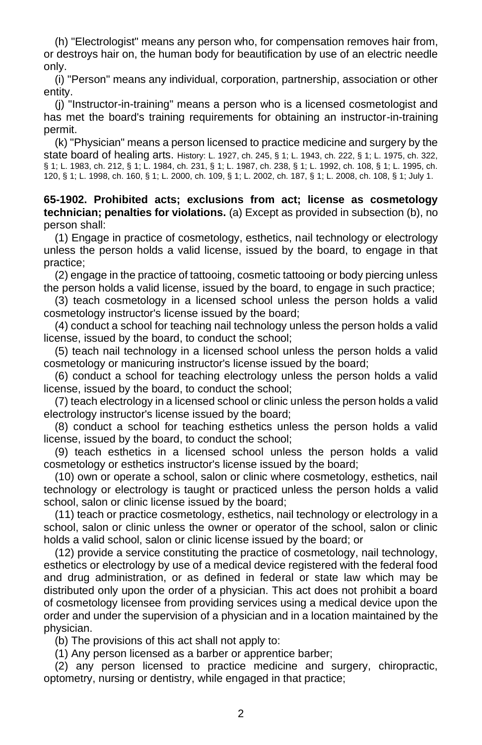(h) "Electrologist" means any person who, for compensation removes hair from, or destroys hair on, the human body for beautification by use of an electric needle only.

(i) "Person" means any individual, corporation, partnership, association or other entity.

(j) "Instructor-in-training" means a person who is a licensed cosmetologist and has met the board's training requirements for obtaining an instructor-in-training permit.

(k) "Physician" means a person licensed to practice medicine and surgery by the state board of healing arts. History: L. 1927, ch. 245, § 1; L. 1943, ch. 222, § 1; L. 1975, ch. 322, § 1; L. 1983, ch. 212, § 1; L. 1984, ch. 231, § 1; L. 1987, ch. 238, § 1; L. 1992, ch. 108, § 1; L. 1995, ch. 120, § 1; L. 1998, ch. 160, § 1; L. 2000, ch. 109, § 1; L. 2002, ch. 187, § 1; L. 2008, ch. 108, § 1; July 1.

**65-1902. Prohibited acts; exclusions from act; license as cosmetology technician; penalties for violations.** (a) Except as provided in subsection (b), no person shall:

(1) Engage in practice of cosmetology, esthetics, nail technology or electrology unless the person holds a valid license, issued by the board, to engage in that practice;

(2) engage in the practice of tattooing, cosmetic tattooing or body piercing unless the person holds a valid license, issued by the board, to engage in such practice;

(3) teach cosmetology in a licensed school unless the person holds a valid cosmetology instructor's license issued by the board;

(4) conduct a school for teaching nail technology unless the person holds a valid license, issued by the board, to conduct the school;

(5) teach nail technology in a licensed school unless the person holds a valid cosmetology or manicuring instructor's license issued by the board;

(6) conduct a school for teaching electrology unless the person holds a valid license, issued by the board, to conduct the school;

(7) teach electrology in a licensed school or clinic unless the person holds a valid electrology instructor's license issued by the board;

(8) conduct a school for teaching esthetics unless the person holds a valid license, issued by the board, to conduct the school;

(9) teach esthetics in a licensed school unless the person holds a valid cosmetology or esthetics instructor's license issued by the board;

(10) own or operate a school, salon or clinic where cosmetology, esthetics, nail technology or electrology is taught or practiced unless the person holds a valid school, salon or clinic license issued by the board;

(11) teach or practice cosmetology, esthetics, nail technology or electrology in a school, salon or clinic unless the owner or operator of the school, salon or clinic holds a valid school, salon or clinic license issued by the board; or

(12) provide a service constituting the practice of cosmetology, nail technology, esthetics or electrology by use of a medical device registered with the federal food and drug administration, or as defined in federal or state law which may be distributed only upon the order of a physician. This act does not prohibit a board of cosmetology licensee from providing services using a medical device upon the order and under the supervision of a physician and in a location maintained by the physician.

(b) The provisions of this act shall not apply to:

(1) Any person licensed as a barber or apprentice barber;

(2) any person licensed to practice medicine and surgery, chiropractic, optometry, nursing or dentistry, while engaged in that practice;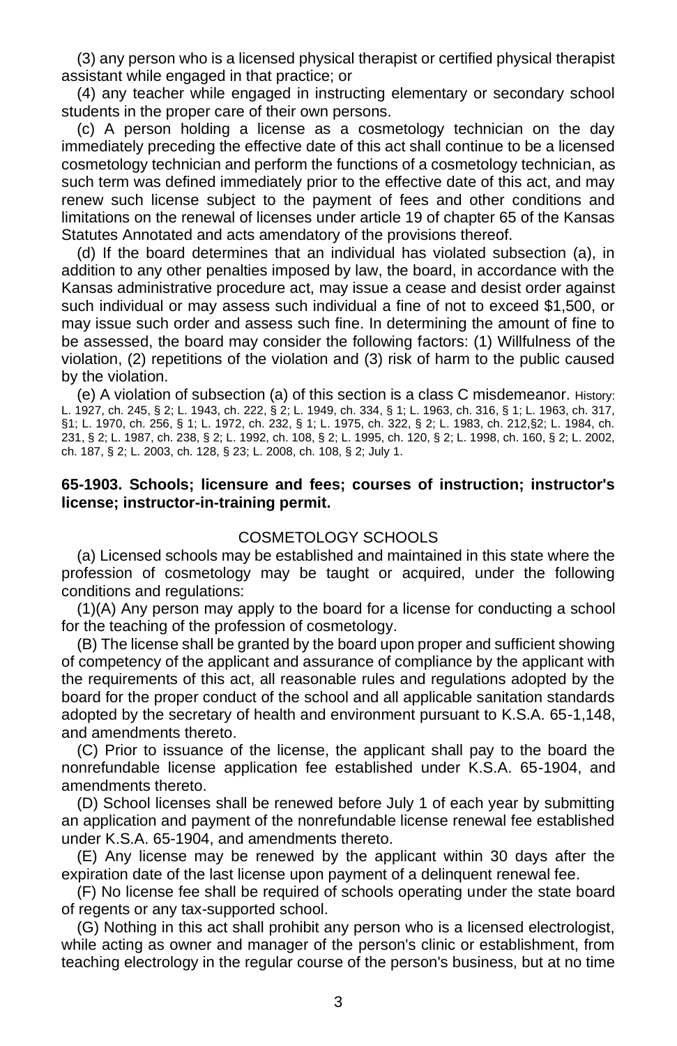(3) any person who is a licensed physical therapist or certified physical therapist assistant while engaged in that practice; or

(4) any teacher while engaged in instructing elementary or secondary school students in the proper care of their own persons.

(c) A person holding a license as a cosmetology technician on the day immediately preceding the effective date of this act shall continue to be a licensed cosmetology technician and perform the functions of a cosmetology technician, as such term was defined immediately prior to the effective date of this act, and may renew such license subject to the payment of fees and other conditions and limitations on the renewal of licenses under article 19 of chapter 65 of the Kansas Statutes Annotated and acts amendatory of the provisions thereof.

(d) If the board determines that an individual has violated subsection (a), in addition to any other penalties imposed by law, the board, in accordance with the Kansas administrative procedure act, may issue a cease and desist order against such individual or may assess such individual a fine of not to exceed $1,500, or may issue such order and assess such fine. In determining the amount of fine to be assessed, the board may consider the following factors: (1) Willfulness of the violation, (2) repetitions of the violation and (3) risk of harm to the public caused by the violation.

(e) A violation of subsection (a) of this section is a class C misdemeanor. History: L. 1927, ch. 245, § 2; L. 1943, ch. 222, § 2; L. 1949, ch. 334, § 1; L. 1963, ch. 316, § 1; L. 1963, ch. 317, §1; L. 1970, ch. 256, § 1; L. 1972, ch. 232, § 1; L. 1975, ch. 322, § 2; L. 1983, ch. 212,§2; L. 1984, ch. 231, § 2; L. 1987, ch. 238, § 2; L. 1992, ch. 108, § 2; L. 1995, ch. 120, § 2; L. 1998, ch. 160, § 2; L. 2002, ch. 187, § 2; L. 2003, ch. 128, § 23; L. 2008, ch. 108, § 2; July 1.

**65-1903. Schools; licensure and fees; courses of instruction; instructor's license; instructor-in-training permit.**

COSMETOLOGY SCHOOLS

(a) Licensed schools may be established and maintained in this state where the profession of cosmetology may be taught or acquired, under the following conditions and regulations:

(1)(A) Any person may apply to the board for a license for conducting a school for the teaching of the profession of cosmetology.

(B) The license shall be granted by the board upon proper and sufficient showing of competency of the applicant and assurance of compliance by the applicant with the requirements of this act, all reasonable rules and regulations adopted by the board for the proper conduct of the school and all applicable sanitation standards adopted by the secretary of health and environment pursuant to K.S.A. 65-1,148, and amendments thereto.

(C) Prior to issuance of the license, the applicant shall pay to the board the nonrefundable license application fee established under K.S.A. 65-1904, and amendments thereto.

(D) School licenses shall be renewed before July 1 of each year by submitting an application and payment of the nonrefundable license renewal fee established under K.S.A. 65-1904, and amendments thereto.

(E) Any license may be renewed by the applicant within 30 days after the expiration date of the last license upon payment of a delinquent renewal fee.

(F) No license fee shall be required of schools operating under the state board of regents or any tax-supported school.

(G) Nothing in this act shall prohibit any person who is a licensed electrologist, while acting as owner and manager of the person's clinic or establishment, from teaching electrology in the regular course of the person's business, but at no time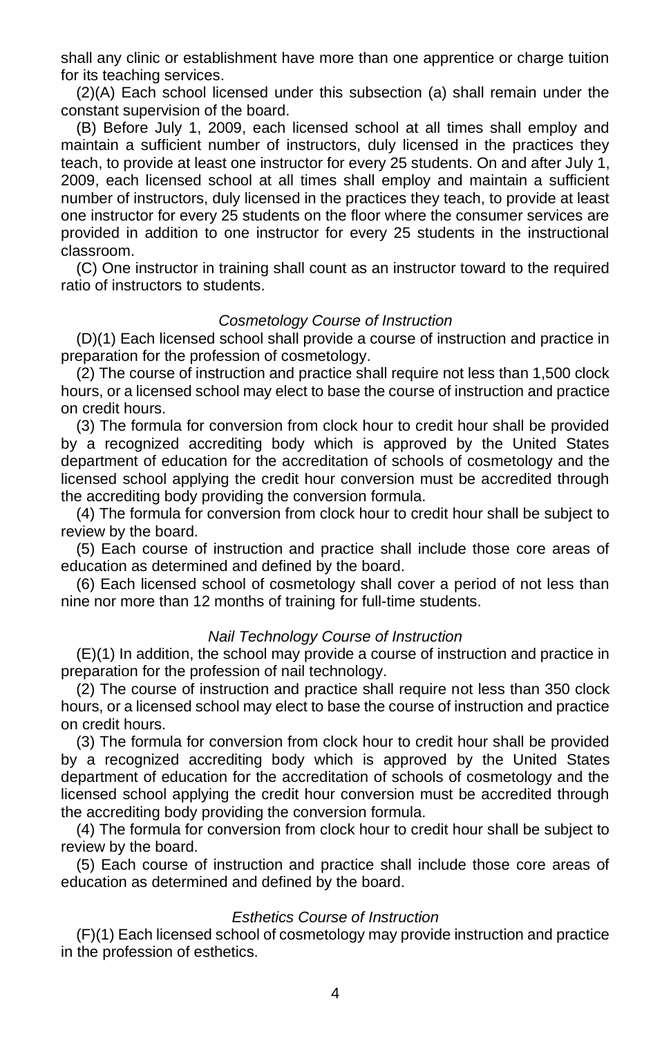shall any clinic or establishment have more than one apprentice or charge tuition for its teaching services.

(2)(A) Each school licensed under this subsection (a) shall remain under the constant supervision of the board.

(B) Before July 1, 2009, each licensed school at all times shall employ and maintain a sufficient number of instructors, duly licensed in the practices they teach, to provide at least one instructor for every 25 students. On and after July 1, 2009, each licensed school at all times shall employ and maintain a sufficient number of instructors, duly licensed in the practices they teach, to provide at least one instructor for every 25 students on the floor where the consumer services are provided in addition to one instructor for every 25 students in the instructional classroom.

(C) One instructor in training shall count as an instructor toward to the required ratio of instructors to students.

*Cosmetology Course of Instruction*

(D)(1) Each licensed school shall provide a course of instruction and practice in preparation for the profession of cosmetology.

(2) The course of instruction and practice shall require not less than 1,500 clock hours, or a licensed school may elect to base the course of instruction and practice on credit hours.

(3) The formula for conversion from clock hour to credit hour shall be provided by a recognized accrediting body which is approved by the United States department of education for the accreditation of schools of cosmetology and the licensed school applying the credit hour conversion must be accredited through the accrediting body providing the conversion formula.

(4) The formula for conversion from clock hour to credit hour shall be subject to review by the board.

(5) Each course of instruction and practice shall include those core areas of education as determined and defined by the board.

(6) Each licensed school of cosmetology shall cover a period of not less than nine nor more than 12 months of training for full-time students.

*Nail Technology Course of Instruction*

(E)(1) In addition, the school may provide a course of instruction and practice in preparation for the profession of nail technology.

(2) The course of instruction and practice shall require not less than 350 clock hours, or a licensed school may elect to base the course of instruction and practice on credit hours.

(3) The formula for conversion from clock hour to credit hour shall be provided by a recognized accrediting body which is approved by the United States department of education for the accreditation of schools of cosmetology and the licensed school applying the credit hour conversion must be accredited through the accrediting body providing the conversion formula.

(4) The formula for conversion from clock hour to credit hour shall be subject to review by the board.

(5) Each course of instruction and practice shall include those core areas of education as determined and defined by the board.

*Esthetics Course of Instruction*

(F)(1) Each licensed school of cosmetology may provide instruction and practice in the profession of esthetics.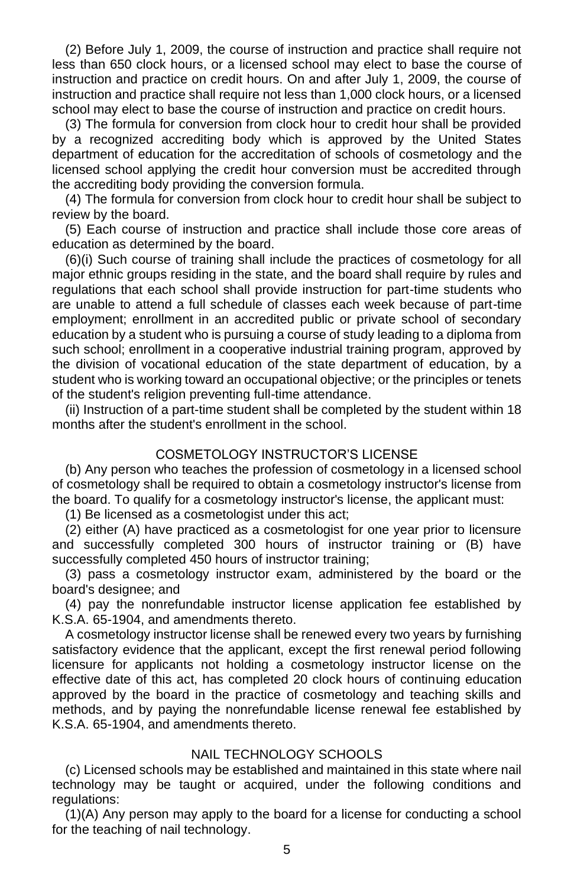(2) Before July 1, 2009, the course of instruction and practice shall require not less than 650 clock hours, or a licensed school may elect to base the course of instruction and practice on credit hours. On and after July 1, 2009, the course of instruction and practice shall require not less than 1,000 clock hours, or a licensed school may elect to base the course of instruction and practice on credit hours.

(3) The formula for conversion from clock hour to credit hour shall be provided by a recognized accrediting body which is approved by the United States department of education for the accreditation of schools of cosmetology and the licensed school applying the credit hour conversion must be accredited through the accrediting body providing the conversion formula.

(4) The formula for conversion from clock hour to credit hour shall be subject to review by the board.

(5) Each course of instruction and practice shall include those core areas of education as determined by the board.

(6)(i) Such course of training shall include the practices of cosmetology for all major ethnic groups residing in the state, and the board shall require by rules and regulations that each school shall provide instruction for part-time students who are unable to attend a full schedule of classes each week because of part-time employment; enrollment in an accredited public or private school of secondary education by a student who is pursuing a course of study leading to a diploma from such school; enrollment in a cooperative industrial training program, approved by the division of vocational education of the state department of education, by a student who is working toward an occupational objective; or the principles or tenets of the student's religion preventing full-time attendance.

(ii) Instruction of a part-time student shall be completed by the student within 18 months after the student's enrollment in the school.

## COSMETOLOGY INSTRUCTOR'S LICENSE

(b) Any person who teaches the profession of cosmetology in a licensed school of cosmetology shall be required to obtain a cosmetology instructor's license from the board. To qualify for a cosmetology instructor's license, the applicant must:

(1) Be licensed as a cosmetologist under this act;

(2) either (A) have practiced as a cosmetologist for one year prior to licensure and successfully completed 300 hours of instructor training or (B) have successfully completed 450 hours of instructor training;

(3) pass a cosmetology instructor exam, administered by the board or the board's designee; and

(4) pay the nonrefundable instructor license application fee established by K.S.A. 65-1904, and amendments thereto.

A cosmetology instructor license shall be renewed every two years by furnishing satisfactory evidence that the applicant, except the first renewal period following licensure for applicants not holding a cosmetology instructor license on the effective date of this act, has completed 20 clock hours of continuing education approved by the board in the practice of cosmetology and teaching skills and methods, and by paying the nonrefundable license renewal fee established by K.S.A. 65-1904, and amendments thereto.

## NAIL TECHNOLOGY SCHOOLS

(c) Licensed schools may be established and maintained in this state where nail technology may be taught or acquired, under the following conditions and regulations:

(1)(A) Any person may apply to the board for a license for conducting a school for the teaching of nail technology.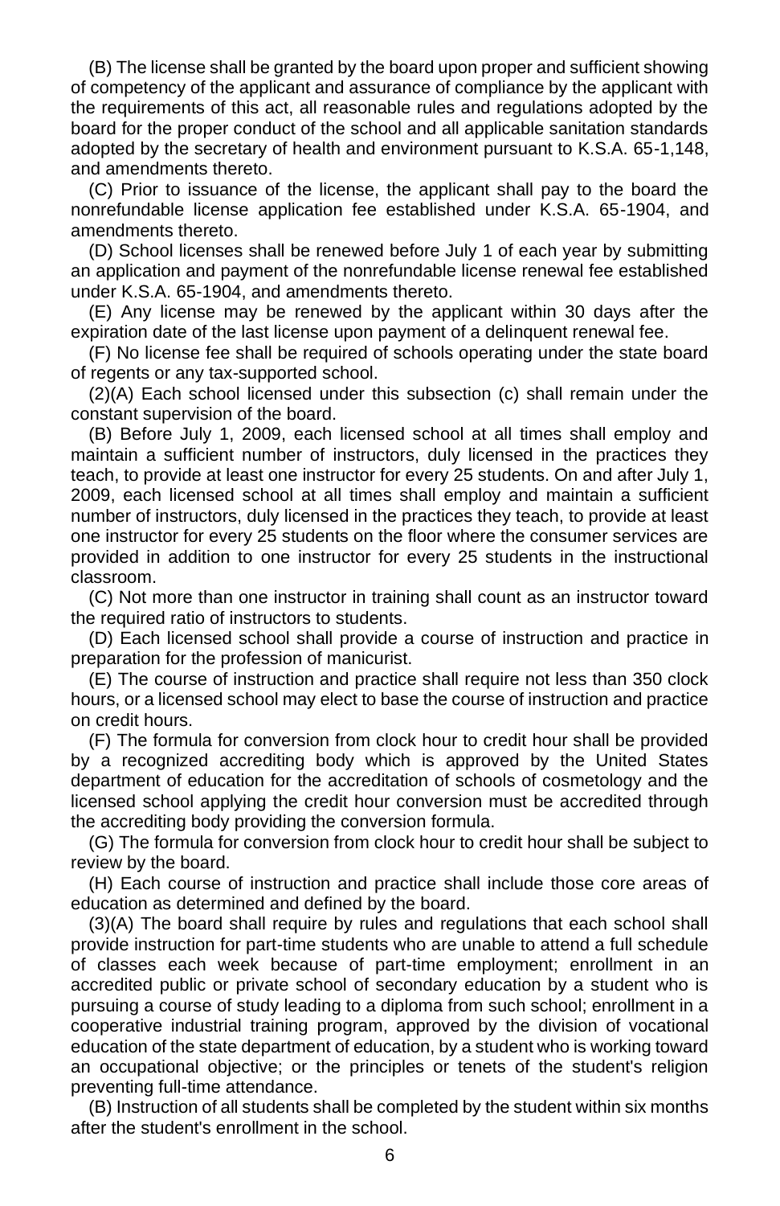(B) The license shall be granted by the board upon proper and sufficient showing of competency of the applicant and assurance of compliance by the applicant with the requirements of this act, all reasonable rules and regulations adopted by the board for the proper conduct of the school and all applicable sanitation standards adopted by the secretary of health and environment pursuant to K.S.A. 65-1,148, and amendments thereto.

(C) Prior to issuance of the license, the applicant shall pay to the board the nonrefundable license application fee established under K.S.A. 65-1904, and amendments thereto.

(D) School licenses shall be renewed before July 1 of each year by submitting an application and payment of the nonrefundable license renewal fee established under K.S.A. 65-1904, and amendments thereto.

(E) Any license may be renewed by the applicant within 30 days after the expiration date of the last license upon payment of a delinquent renewal fee.

(F) No license fee shall be required of schools operating under the state board of regents or any tax-supported school.

(2)(A) Each school licensed under this subsection (c) shall remain under the constant supervision of the board.

(B) Before July 1, 2009, each licensed school at all times shall employ and maintain a sufficient number of instructors, duly licensed in the practices they teach, to provide at least one instructor for every 25 students. On and after July 1, 2009, each licensed school at all times shall employ and maintain a sufficient number of instructors, duly licensed in the practices they teach, to provide at least one instructor for every 25 students on the floor where the consumer services are provided in addition to one instructor for every 25 students in the instructional classroom.

(C) Not more than one instructor in training shall count as an instructor toward the required ratio of instructors to students.

(D) Each licensed school shall provide a course of instruction and practice in preparation for the profession of manicurist.

(E) The course of instruction and practice shall require not less than 350 clock hours, or a licensed school may elect to base the course of instruction and practice on credit hours.

(F) The formula for conversion from clock hour to credit hour shall be provided by a recognized accrediting body which is approved by the United States department of education for the accreditation of schools of cosmetology and the licensed school applying the credit hour conversion must be accredited through the accrediting body providing the conversion formula.

(G) The formula for conversion from clock hour to credit hour shall be subject to review by the board.

(H) Each course of instruction and practice shall include those core areas of education as determined and defined by the board.

(3)(A) The board shall require by rules and regulations that each school shall provide instruction for part-time students who are unable to attend a full schedule of classes each week because of part-time employment; enrollment in an accredited public or private school of secondary education by a student who is pursuing a course of study leading to a diploma from such school; enrollment in a cooperative industrial training program, approved by the division of vocational education of the state department of education, by a student who is working toward an occupational objective; or the principles or tenets of the student's religion preventing full-time attendance.

(B) Instruction of all students shall be completed by the student within six months after the student's enrollment in the school.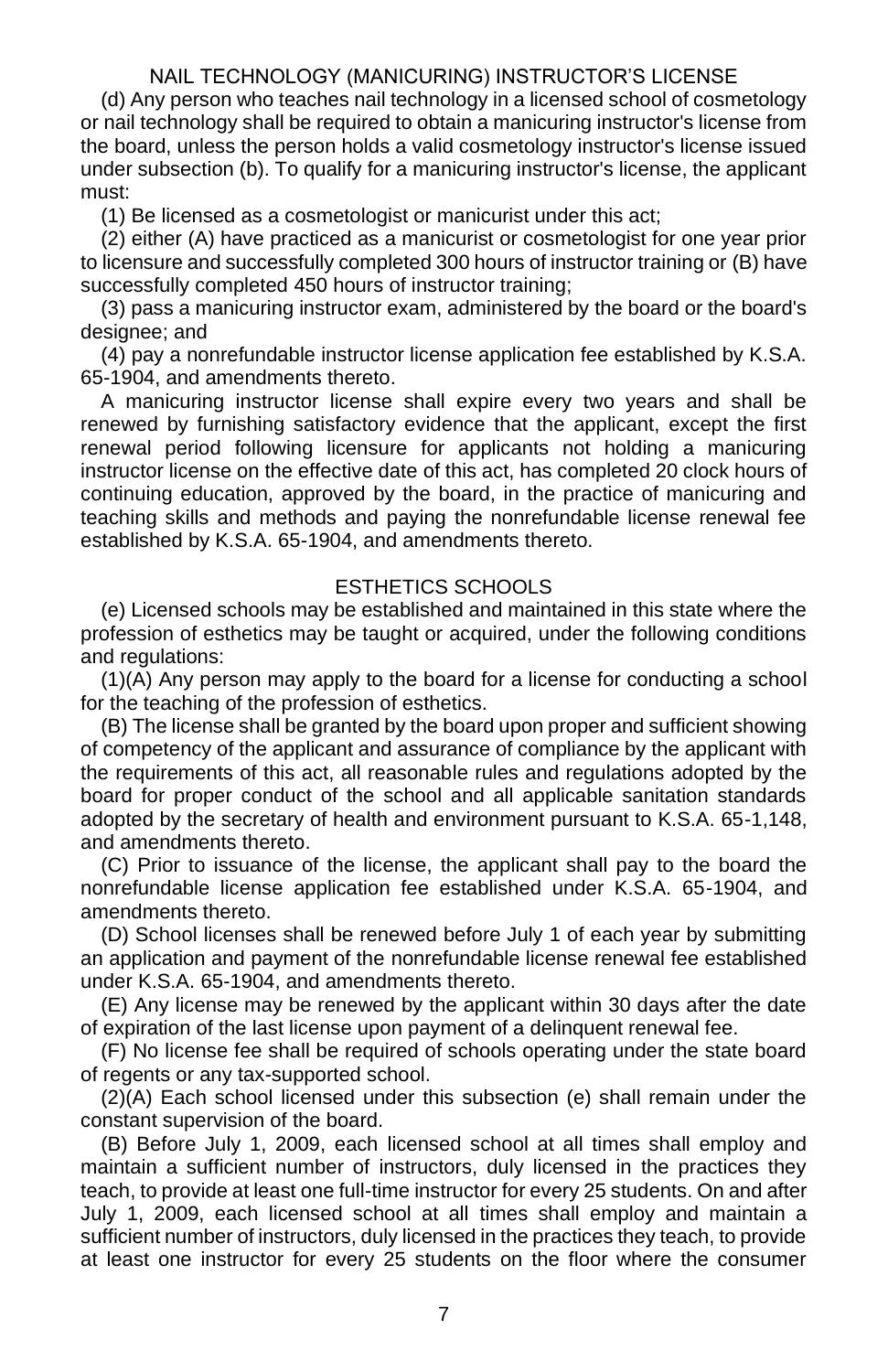## NAIL TECHNOLOGY (MANICURING) INSTRUCTOR'S LICENSE

(d) Any person who teaches nail technology in a licensed school of cosmetology or nail technology shall be required to obtain a manicuring instructor's license from the board, unless the person holds a valid cosmetology instructor's license issued under subsection (b). To qualify for a manicuring instructor's license, the applicant must:

(1) Be licensed as a cosmetologist or manicurist under this act;

(2) either (A) have practiced as a manicurist or cosmetologist for one year prior to licensure and successfully completed 300 hours of instructor training or (B) have successfully completed 450 hours of instructor training;

(3) pass a manicuring instructor exam, administered by the board or the board's designee; and

(4) pay a nonrefundable instructor license application fee established by K.S.A. 65-1904, and amendments thereto.

A manicuring instructor license shall expire every two years and shall be renewed by furnishing satisfactory evidence that the applicant, except the first renewal period following licensure for applicants not holding a manicuring instructor license on the effective date of this act, has completed 20 clock hours of continuing education, approved by the board, in the practice of manicuring and teaching skills and methods and paying the nonrefundable license renewal fee established by K.S.A. 65-1904, and amendments thereto.

## ESTHETICS SCHOOLS

(e) Licensed schools may be established and maintained in this state where the profession of esthetics may be taught or acquired, under the following conditions and regulations:

(1)(A) Any person may apply to the board for a license for conducting a school for the teaching of the profession of esthetics.

(B) The license shall be granted by the board upon proper and sufficient showing of competency of the applicant and assurance of compliance by the applicant with the requirements of this act, all reasonable rules and regulations adopted by the board for proper conduct of the school and all applicable sanitation standards adopted by the secretary of health and environment pursuant to K.S.A. 65-1,148, and amendments thereto.

(C) Prior to issuance of the license, the applicant shall pay to the board the nonrefundable license application fee established under K.S.A. 65-1904, and amendments thereto.

(D) School licenses shall be renewed before July 1 of each year by submitting an application and payment of the nonrefundable license renewal fee established under K.S.A. 65-1904, and amendments thereto.

(E) Any license may be renewed by the applicant within 30 days after the date of expiration of the last license upon payment of a delinquent renewal fee.

(F) No license fee shall be required of schools operating under the state board of regents or any tax-supported school.

(2)(A) Each school licensed under this subsection (e) shall remain under the constant supervision of the board.

(B) Before July 1, 2009, each licensed school at all times shall employ and maintain a sufficient number of instructors, duly licensed in the practices they teach, to provide at least one full-time instructor for every 25 students. On and after July 1, 2009, each licensed school at all times shall employ and maintain a sufficient number of instructors, duly licensed in the practices they teach, to provide at least one instructor for every 25 students on the floor where the consumer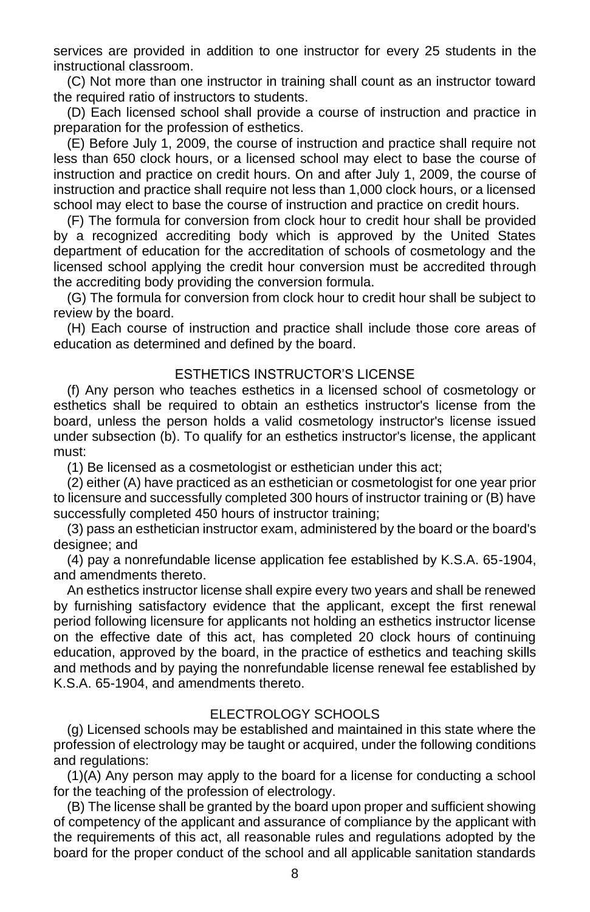services are provided in addition to one instructor for every 25 students in the instructional classroom.

(C) Not more than one instructor in training shall count as an instructor toward the required ratio of instructors to students.

(D) Each licensed school shall provide a course of instruction and practice in preparation for the profession of esthetics.

(E) Before July 1, 2009, the course of instruction and practice shall require not less than 650 clock hours, or a licensed school may elect to base the course of instruction and practice on credit hours. On and after July 1, 2009, the course of instruction and practice shall require not less than 1,000 clock hours, or a licensed school may elect to base the course of instruction and practice on credit hours.

(F) The formula for conversion from clock hour to credit hour shall be provided by a recognized accrediting body which is approved by the United States department of education for the accreditation of schools of cosmetology and the licensed school applying the credit hour conversion must be accredited through the accrediting body providing the conversion formula.

(G) The formula for conversion from clock hour to credit hour shall be subject to review by the board.

(H) Each course of instruction and practice shall include those core areas of education as determined and defined by the board.

## ESTHETICS INSTRUCTOR'S LICENSE

(f) Any person who teaches esthetics in a licensed school of cosmetology or esthetics shall be required to obtain an esthetics instructor's license from the board, unless the person holds a valid cosmetology instructor's license issued under subsection (b). To qualify for an esthetics instructor's license, the applicant must:

(1) Be licensed as a cosmetologist or esthetician under this act;

(2) either (A) have practiced as an esthetician or cosmetologist for one year prior to licensure and successfully completed 300 hours of instructor training or (B) have successfully completed 450 hours of instructor training;

(3) pass an esthetician instructor exam, administered by the board or the board's designee; and

(4) pay a nonrefundable license application fee established by K.S.A. 65-1904, and amendments thereto.

An esthetics instructor license shall expire every two years and shall be renewed by furnishing satisfactory evidence that the applicant, except the first renewal period following licensure for applicants not holding an esthetics instructor license on the effective date of this act, has completed 20 clock hours of continuing education, approved by the board, in the practice of esthetics and teaching skills and methods and by paying the nonrefundable license renewal fee established by K.S.A. 65-1904, and amendments thereto.

## ELECTROLOGY SCHOOLS

(g) Licensed schools may be established and maintained in this state where the profession of electrology may be taught or acquired, under the following conditions and regulations:

(1)(A) Any person may apply to the board for a license for conducting a school for the teaching of the profession of electrology.

(B) The license shall be granted by the board upon proper and sufficient showing of competency of the applicant and assurance of compliance by the applicant with the requirements of this act, all reasonable rules and regulations adopted by the board for the proper conduct of the school and all applicable sanitation standards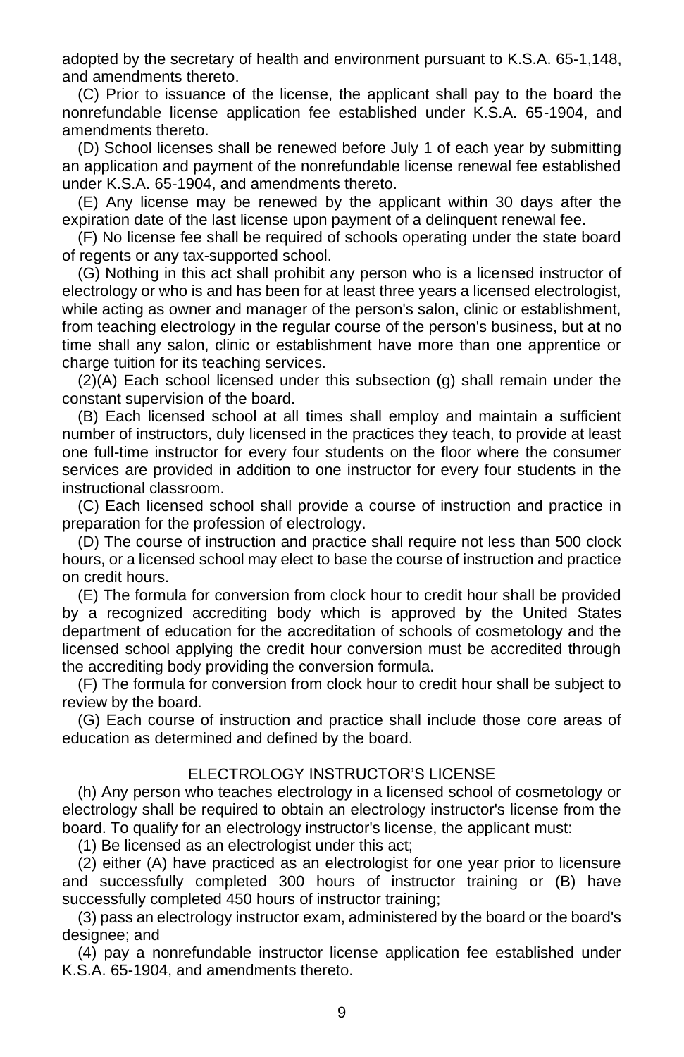adopted by the secretary of health and environment pursuant to K.S.A. 65-1,148, and amendments thereto.

(C) Prior to issuance of the license, the applicant shall pay to the board the nonrefundable license application fee established under K.S.A. 65-1904, and amendments thereto.

(D) School licenses shall be renewed before July 1 of each year by submitting an application and payment of the nonrefundable license renewal fee established under K.S.A. 65-1904, and amendments thereto.

(E) Any license may be renewed by the applicant within 30 days after the expiration date of the last license upon payment of a delinquent renewal fee.

(F) No license fee shall be required of schools operating under the state board of regents or any tax-supported school.

(G) Nothing in this act shall prohibit any person who is a licensed instructor of electrology or who is and has been for at least three years a licensed electrologist, while acting as owner and manager of the person's salon, clinic or establishment, from teaching electrology in the regular course of the person's business, but at no time shall any salon, clinic or establishment have more than one apprentice or charge tuition for its teaching services.

(2)(A) Each school licensed under this subsection (g) shall remain under the constant supervision of the board.

(B) Each licensed school at all times shall employ and maintain a sufficient number of instructors, duly licensed in the practices they teach, to provide at least one full-time instructor for every four students on the floor where the consumer services are provided in addition to one instructor for every four students in the instructional classroom.

(C) Each licensed school shall provide a course of instruction and practice in preparation for the profession of electrology.

(D) The course of instruction and practice shall require not less than 500 clock hours, or a licensed school may elect to base the course of instruction and practice on credit hours.

(E) The formula for conversion from clock hour to credit hour shall be provided by a recognized accrediting body which is approved by the United States department of education for the accreditation of schools of cosmetology and the licensed school applying the credit hour conversion must be accredited through the accrediting body providing the conversion formula.

(F) The formula for conversion from clock hour to credit hour shall be subject to review by the board.

(G) Each course of instruction and practice shall include those core areas of education as determined and defined by the board.

## ELECTROLOGY INSTRUCTOR'S LICENSE

(h) Any person who teaches electrology in a licensed school of cosmetology or electrology shall be required to obtain an electrology instructor's license from the board. To qualify for an electrology instructor's license, the applicant must:

(1) Be licensed as an electrologist under this act;

(2) either (A) have practiced as an electrologist for one year prior to licensure and successfully completed 300 hours of instructor training or (B) have successfully completed 450 hours of instructor training;

(3) pass an electrology instructor exam, administered by the board or the board's designee; and

(4) pay a nonrefundable instructor license application fee established under K.S.A. 65-1904, and amendments thereto.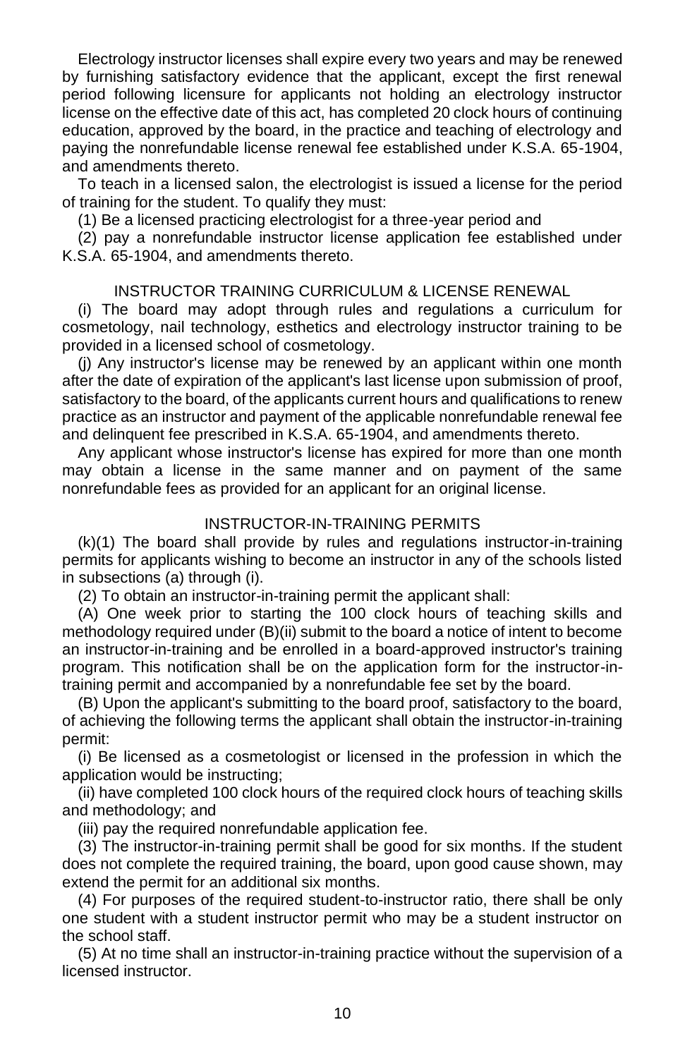Electrology instructor licenses shall expire every two years and may be renewed by furnishing satisfactory evidence that the applicant, except the first renewal period following licensure for applicants not holding an electrology instructor license on the effective date of this act, has completed 20 clock hours of continuing education, approved by the board, in the practice and teaching of electrology and paying the nonrefundable license renewal fee established under K.S.A. 65-1904, and amendments thereto.

To teach in a licensed salon, the electrologist is issued a license for the period of training for the student. To qualify they must:

(1) Be a licensed practicing electrologist for a three-year period and

(2) pay a nonrefundable instructor license application fee established under K.S.A. 65-1904, and amendments thereto.

## INSTRUCTOR TRAINING CURRICULUM & LICENSE RENEWAL

(i) The board may adopt through rules and regulations a curriculum for cosmetology, nail technology, esthetics and electrology instructor training to be provided in a licensed school of cosmetology.

(j) Any instructor's license may be renewed by an applicant within one month after the date of expiration of the applicant's last license upon submission of proof, satisfactory to the board, of the applicants current hours and qualifications to renew practice as an instructor and payment of the applicable nonrefundable renewal fee and delinquent fee prescribed in K.S.A. 65-1904, and amendments thereto.

Any applicant whose instructor's license has expired for more than one month may obtain a license in the same manner and on payment of the same nonrefundable fees as provided for an applicant for an original license.

## INSTRUCTOR-IN-TRAINING PERMITS

(k)(1) The board shall provide by rules and regulations instructor-in-training permits for applicants wishing to become an instructor in any of the schools listed in subsections (a) through (i).

(2) To obtain an instructor-in-training permit the applicant shall:

(A) One week prior to starting the 100 clock hours of teaching skills and methodology required under (B)(ii) submit to the board a notice of intent to become an instructor-in-training and be enrolled in a board-approved instructor's training program. This notification shall be on the application form for the instructor-in-training permit and accompanied by a nonrefundable fee set by the board.

(B) Upon the applicant's submitting to the board proof, satisfactory to the board, of achieving the following terms the applicant shall obtain the instructor-in-training permit:

(i) Be licensed as a cosmetologist or licensed in the profession in which the application would be instructing;

(ii) have completed 100 clock hours of the required clock hours of teaching skills and methodology; and

(iii) pay the required nonrefundable application fee.

(3) The instructor-in-training permit shall be good for six months. If the student does not complete the required training, the board, upon good cause shown, may extend the permit for an additional six months.

(4) For purposes of the required student-to-instructor ratio, there shall be only one student with a student instructor permit who may be a student instructor on the school staff.

(5) At no time shall an instructor-in-training practice without the supervision of a licensed instructor.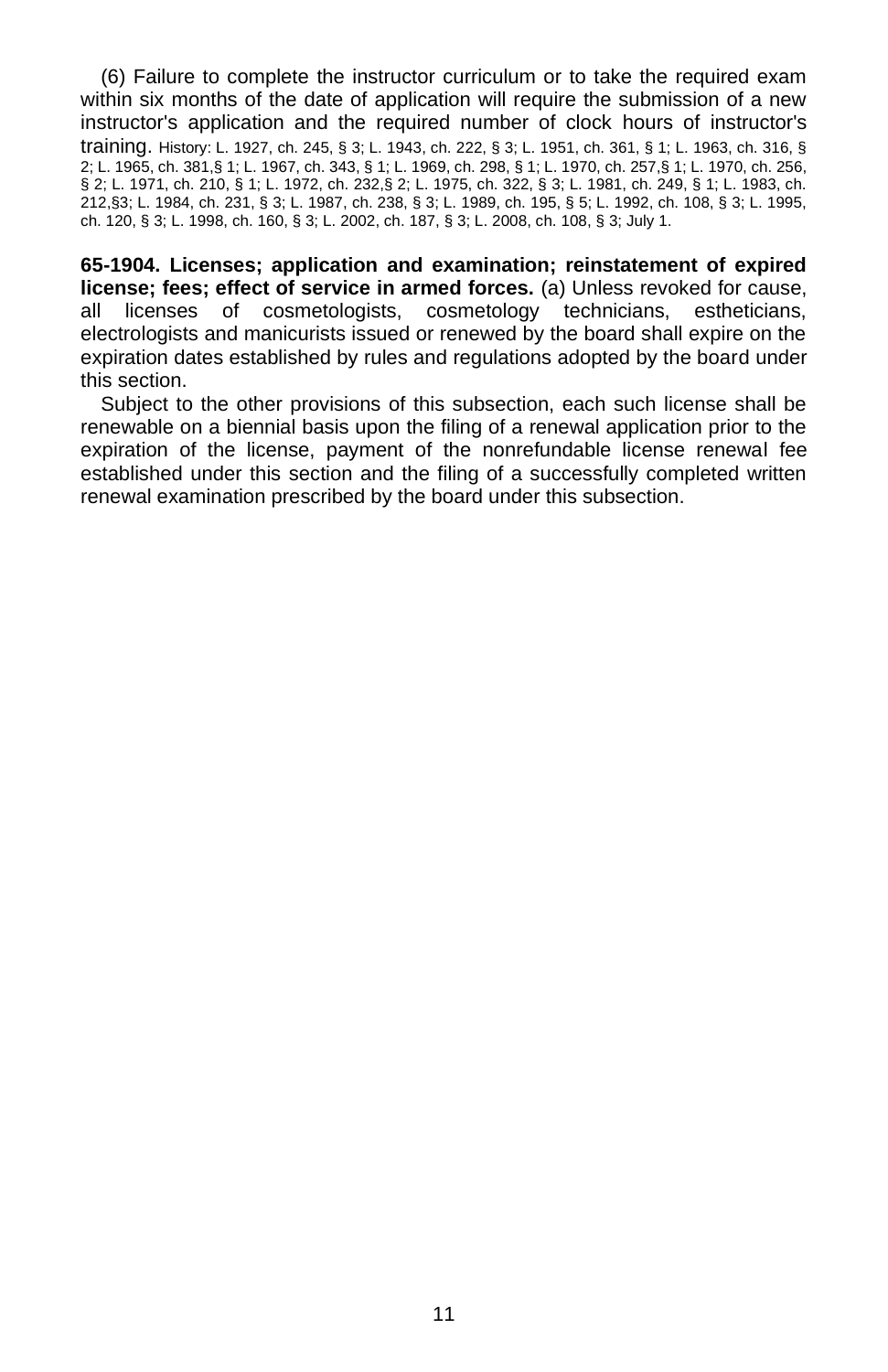(6) Failure to complete the instructor curriculum or to take the required exam within six months of the date of application will require the submission of a new instructor's application and the required number of clock hours of instructor's training. History: L. 1927, ch. 245, § 3; L. 1943, ch. 222, § 3; L. 1951, ch. 361, § 1; L. 1963, ch. 316, § 2; L. 1965, ch. 381,§ 1; L. 1967, ch. 343, § 1; L. 1969, ch. 298, § 1; L. 1970, ch. 257,§ 1; L. 1970, ch. 256, § 2; L. 1971, ch. 210, § 1; L. 1972, ch. 232,§ 2; L. 1975, ch. 322, § 3; L. 1981, ch. 249, § 1; L. 1983, ch. 212,§3; L. 1984, ch. 231, § 3; L. 1987, ch. 238, § 3; L. 1989, ch. 195, § 5; L. 1992, ch. 108, § 3; L. 1995, ch. 120, § 3; L. 1998, ch. 160, § 3; L. 2002, ch. 187, § 3; L. 2008, ch. 108, § 3; July 1.

**65-1904. Licenses; application and examination; reinstatement of expired license; fees; effect of service in armed forces.** (a) Unless revoked for cause, all licenses of cosmetologists, cosmetology technicians, estheticians, electrologists and manicurists issued or renewed by the board shall expire on the expiration dates established by rules and regulations adopted by the board under this section.

Subject to the other provisions of this subsection, each such license shall be renewable on a biennial basis upon the filing of a renewal application prior to the expiration of the license, payment of the nonrefundable license renewal fee established under this section and the filing of a successfully completed written renewal examination prescribed by the board under this subsection.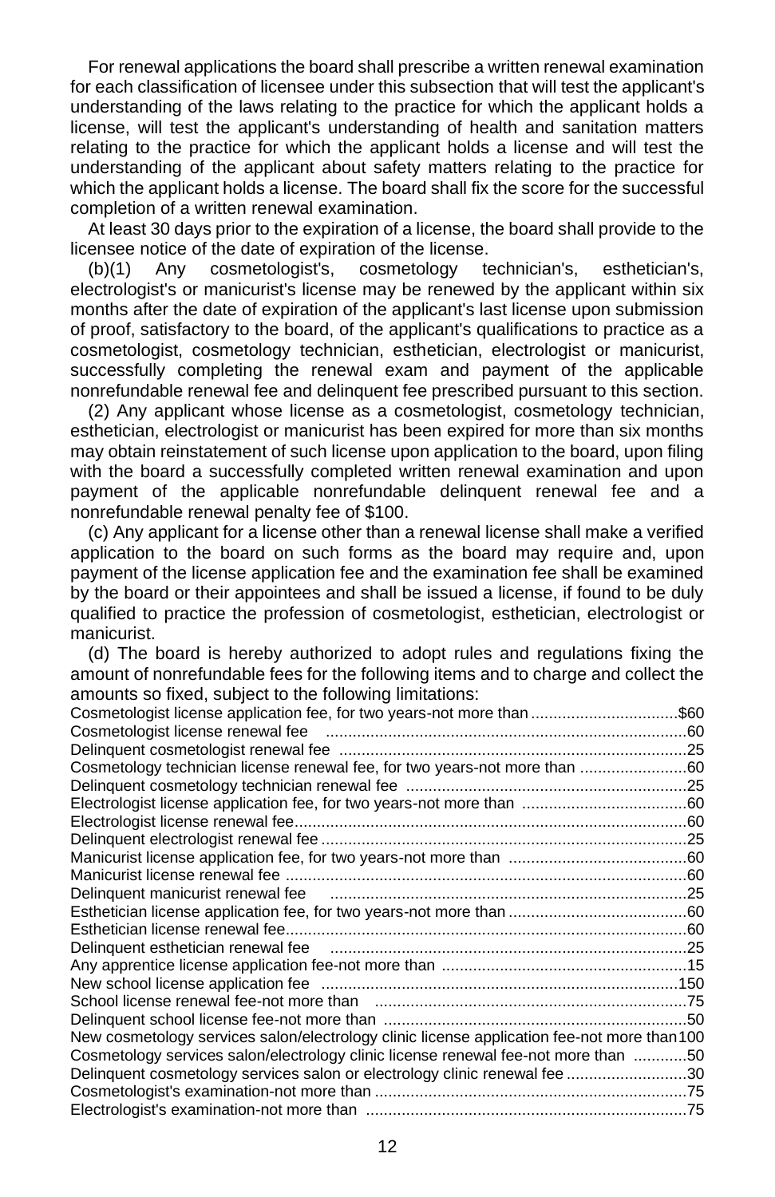For renewal applications the board shall prescribe a written renewal examination for each classification of licensee under this subsection that will test the applicant's understanding of the laws relating to the practice for which the applicant holds a license, will test the applicant's understanding of health and sanitation matters relating to the practice for which the applicant holds a license and will test the understanding of the applicant about safety matters relating to the practice for which the applicant holds a license. The board shall fix the score for the successful completion of a written renewal examination.

At least 30 days prior to the expiration of a license, the board shall provide to the licensee notice of the date of expiration of the license.

(b)(1) Any cosmetologist's, cosmetology technician's, esthetician's, electrologist's or manicurist's license may be renewed by the applicant within six months after the date of expiration of the applicant's last license upon submission of proof, satisfactory to the board, of the applicant's qualifications to practice as a cosmetologist, cosmetology technician, esthetician, electrologist or manicurist, successfully completing the renewal exam and payment of the applicable nonrefundable renewal fee and delinquent fee prescribed pursuant to this section.

(2) Any applicant whose license as a cosmetologist, cosmetology technician, esthetician, electrologist or manicurist has been expired for more than six months may obtain reinstatement of such license upon application to the board, upon filing with the board a successfully completed written renewal examination and upon payment of the applicable nonrefundable delinquent renewal fee and a nonrefundable renewal penalty fee of $100.

(c) Any applicant for a license other than a renewal license shall make a verified application to the board on such forms as the board may require and, upon payment of the license application fee and the examination fee shall be examined by the board or their appointees and shall be issued a license, if found to be duly qualified to practice the profession of cosmetologist, esthetician, electrologist or manicurist.

(d) The board is hereby authorized to adopt rules and regulations fixing the amount of nonrefundable fees for the following items and to charge and collect the amounts so fixed, subject to the following limitations:

| | |
|---|---|
| Cosmetologist license application fee, for two years-not more than | $60 |
| Cosmetologist license renewal fee | 60 |
| Delinquent cosmetologist renewal fee | 25 |
| Cosmetology technician license renewal fee, for two years-not more than | 60 |
| Delinquent cosmetology technician renewal fee | 25 |
| Electrologist license application fee, for two years-not more than | 60 |
| Electrologist license renewal fee | 60 |
| Delinquent electrologist renewal fee | 25 |
| Manicurist license application fee, for two years-not more than | 60 |
| Manicurist license renewal fee | 60 |
| Delinquent manicurist renewal fee | 25 |
| Esthetician license application fee, for two years-not more than | 60 |
| Esthetician license renewal fee | 60 |
| Delinquent esthetician renewal fee | 25 |
| Any apprentice license application fee-not more than | 15 |
| New school license application fee | 150 |
| School license renewal fee-not more than | 75 |
| Delinquent school license fee-not more than | 50 |
| New cosmetology services salon/electrology clinic license application fee-not more than | 100 |
| Cosmetology services salon/electrology clinic license renewal fee-not more than | 50 |
| Delinquent cosmetology services salon or electrology clinic renewal fee | 30 |
| Cosmetologist's examination-not more than | 75 |
| Electrologist's examination-not more than | 75 |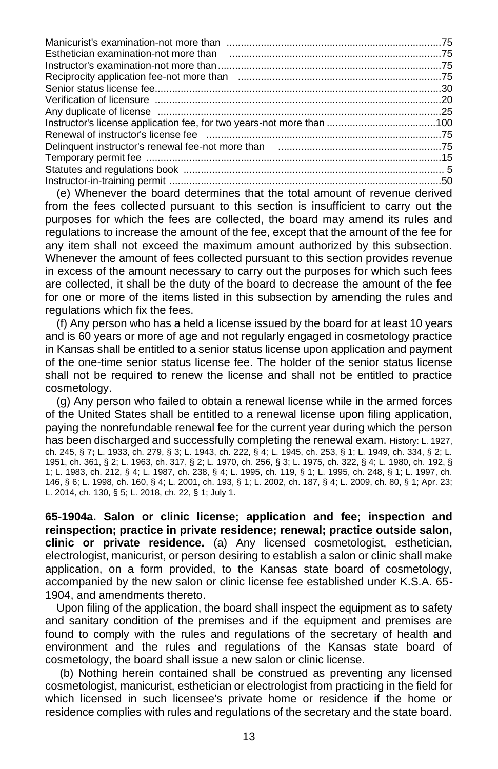| | |
|---|---|
| Manicurist's examination-not more than | 75 |
| Esthetician examination-not more than | 75 |
| Instructor's examination-not more than | 75 |
| Reciprocity application fee-not more than | 75 |
| Senior status license fee | 30 |
| Verification of licensure | 20 |
| Any duplicate of license | 25 |
| Instructor's license application fee, for two years-not more than | 100 |
| Renewal of instructor's license fee | 75 |
| Delinquent instructor's renewal fee-not more than | 75 |
| Temporary permit fee | 15 |
| Statutes and regulations book | 5 |
| Instructor-in-training permit | 50 |

(e) Whenever the board determines that the total amount of revenue derived from the fees collected pursuant to this section is insufficient to carry out the purposes for which the fees are collected, the board may amend its rules and regulations to increase the amount of the fee, except that the amount of the fee for any item shall not exceed the maximum amount authorized by this subsection. Whenever the amount of fees collected pursuant to this section provides revenue in excess of the amount necessary to carry out the purposes for which such fees are collected, it shall be the duty of the board to decrease the amount of the fee for one or more of the items listed in this subsection by amending the rules and regulations which fix the fees.

(f) Any person who has a held a license issued by the board for at least 10 years and is 60 years or more of age and not regularly engaged in cosmetology practice in Kansas shall be entitled to a senior status license upon application and payment of the one-time senior status license fee. The holder of the senior status license shall not be required to renew the license and shall not be entitled to practice cosmetology.

(g) Any person who failed to obtain a renewal license while in the armed forces of the United States shall be entitled to a renewal license upon filing application, paying the nonrefundable renewal fee for the current year during which the person has been discharged and successfully completing the renewal exam. History: L. 1927, ch. 245, § 7; L. 1933, ch. 279, § 3; L. 1943, ch. 222, § 4; L. 1945, ch. 253, § 1; L. 1949, ch. 334, § 2; L. 1951, ch. 361, § 2; L. 1963, ch. 317, § 2; L. 1970, ch. 256, § 3; L. 1975, ch. 322, § 4; L. 1980, ch. 192, § 1; L. 1983, ch. 212, § 4; L. 1987, ch. 238, § 4; L. 1995, ch. 119, § 1; L. 1995, ch. 248, § 1; L. 1997, ch. 146, § 6; L. 1998, ch. 160, § 4; L. 2001, ch. 193, § 1; L. 2002, ch. 187, § 4; L. 2009, ch. 80, § 1; Apr. 23; L. 2014, ch. 130, § 5; L. 2018, ch. 22, § 1; July 1.

**65-1904a. Salon or clinic license; application and fee; inspection and reinspection; practice in private residence; renewal; practice outside salon, clinic or private residence.** (a) Any licensed cosmetologist, esthetician, electrologist, manicurist, or person desiring to establish a salon or clinic shall make application, on a form provided, to the Kansas state board of cosmetology, accompanied by the new salon or clinic license fee established under K.S.A. 65-1904, and amendments thereto.

Upon filing of the application, the board shall inspect the equipment as to safety and sanitary condition of the premises and if the equipment and premises are found to comply with the rules and regulations of the secretary of health and environment and the rules and regulations of the Kansas state board of cosmetology, the board shall issue a new salon or clinic license.

(b) Nothing herein contained shall be construed as preventing any licensed cosmetologist, manicurist, esthetician or electrologist from practicing in the field for which licensed in such licensee's private home or residence if the home or residence complies with rules and regulations of the secretary and the state board.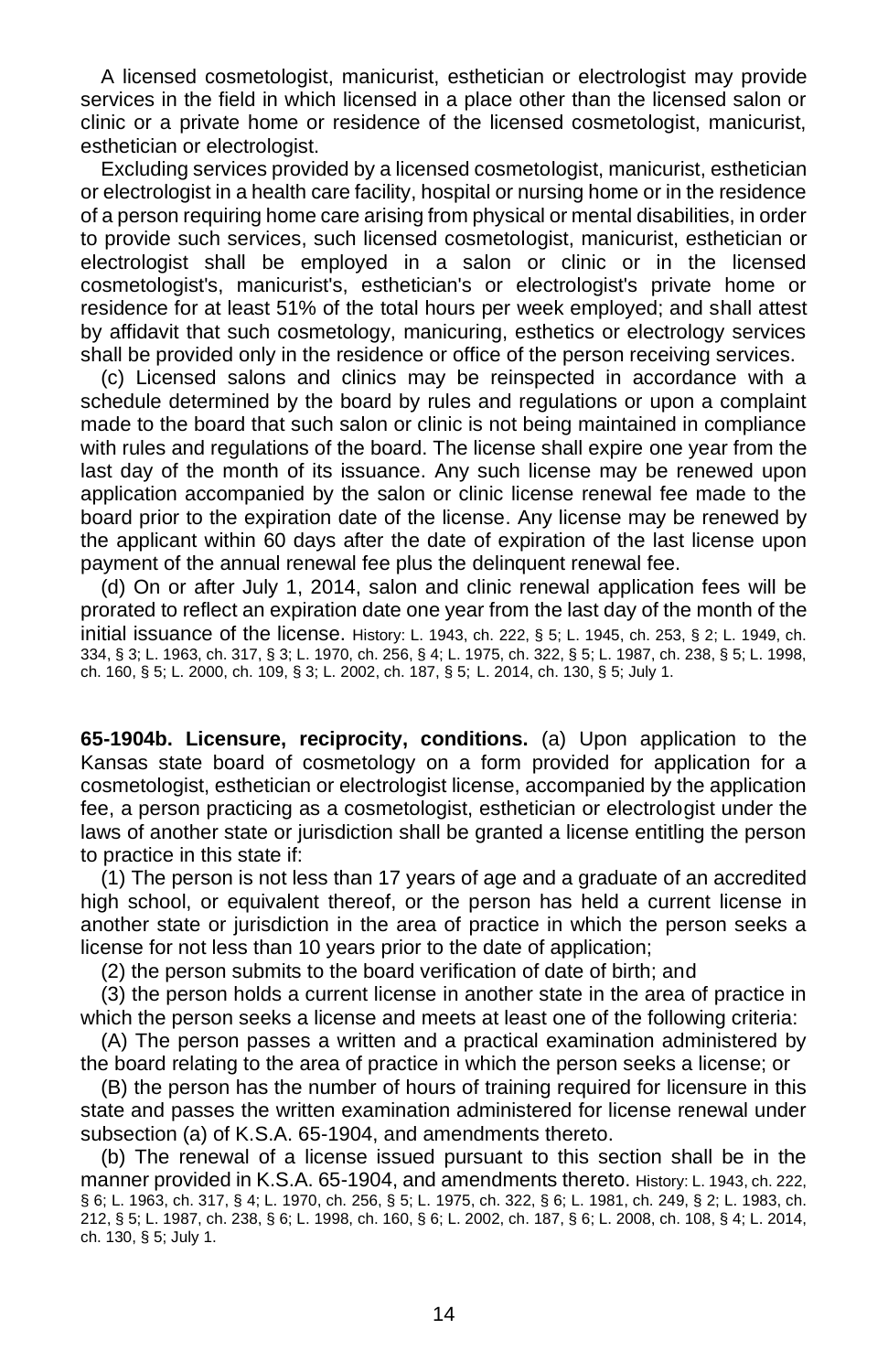A licensed cosmetologist, manicurist, esthetician or electrologist may provide services in the field in which licensed in a place other than the licensed salon or clinic or a private home or residence of the licensed cosmetologist, manicurist, esthetician or electrologist.

Excluding services provided by a licensed cosmetologist, manicurist, esthetician or electrologist in a health care facility, hospital or nursing home or in the residence of a person requiring home care arising from physical or mental disabilities, in order to provide such services, such licensed cosmetologist, manicurist, esthetician or electrologist shall be employed in a salon or clinic or in the licensed cosmetologist's, manicurist's, esthetician's or electrologist's private home or residence for at least 51% of the total hours per week employed; and shall attest by affidavit that such cosmetology, manicuring, esthetics or electrology services shall be provided only in the residence or office of the person receiving services.

(c) Licensed salons and clinics may be reinspected in accordance with a schedule determined by the board by rules and regulations or upon a complaint made to the board that such salon or clinic is not being maintained in compliance with rules and regulations of the board. The license shall expire one year from the last day of the month of its issuance. Any such license may be renewed upon application accompanied by the salon or clinic license renewal fee made to the board prior to the expiration date of the license. Any license may be renewed by the applicant within 60 days after the date of expiration of the last license upon payment of the annual renewal fee plus the delinquent renewal fee.

(d) On or after July 1, 2014, salon and clinic renewal application fees will be prorated to reflect an expiration date one year from the last day of the month of the initial issuance of the license. History: L. 1943, ch. 222, § 5; L. 1945, ch. 253, § 2; L. 1949, ch. 334, § 3; L. 1963, ch. 317, § 3; L. 1970, ch. 256, § 4; L. 1975, ch. 322, § 5; L. 1987, ch. 238, § 5; L. 1998, ch. 160, § 5; L. 2000, ch. 109, § 3; L. 2002, ch. 187, § 5; L. 2014, ch. 130, § 5; July 1.

**65-1904b. Licensure, reciprocity, conditions.** (a) Upon application to the Kansas state board of cosmetology on a form provided for application for a cosmetologist, esthetician or electrologist license, accompanied by the application fee, a person practicing as a cosmetologist, esthetician or electrologist under the laws of another state or jurisdiction shall be granted a license entitling the person to practice in this state if:

(1) The person is not less than 17 years of age and a graduate of an accredited high school, or equivalent thereof, or the person has held a current license in another state or jurisdiction in the area of practice in which the person seeks a license for not less than 10 years prior to the date of application;

(2) the person submits to the board verification of date of birth; and

(3) the person holds a current license in another state in the area of practice in which the person seeks a license and meets at least one of the following criteria:

(A) The person passes a written and a practical examination administered by the board relating to the area of practice in which the person seeks a license; or

(B) the person has the number of hours of training required for licensure in this state and passes the written examination administered for license renewal under subsection (a) of K.S.A. 65-1904, and amendments thereto.

(b) The renewal of a license issued pursuant to this section shall be in the manner provided in K.S.A. 65-1904, and amendments thereto. History: L. 1943, ch. 222, § 6; L. 1963, ch. 317, § 4; L. 1970, ch. 256, § 5; L. 1975, ch. 322, § 6; L. 1981, ch. 249, § 2; L. 1983, ch. 212, § 5; L. 1987, ch. 238, § 6; L. 1998, ch. 160, § 6; L. 2002, ch. 187, § 6; L. 2008, ch. 108, § 4; L. 2014, ch. 130, § 5; July 1.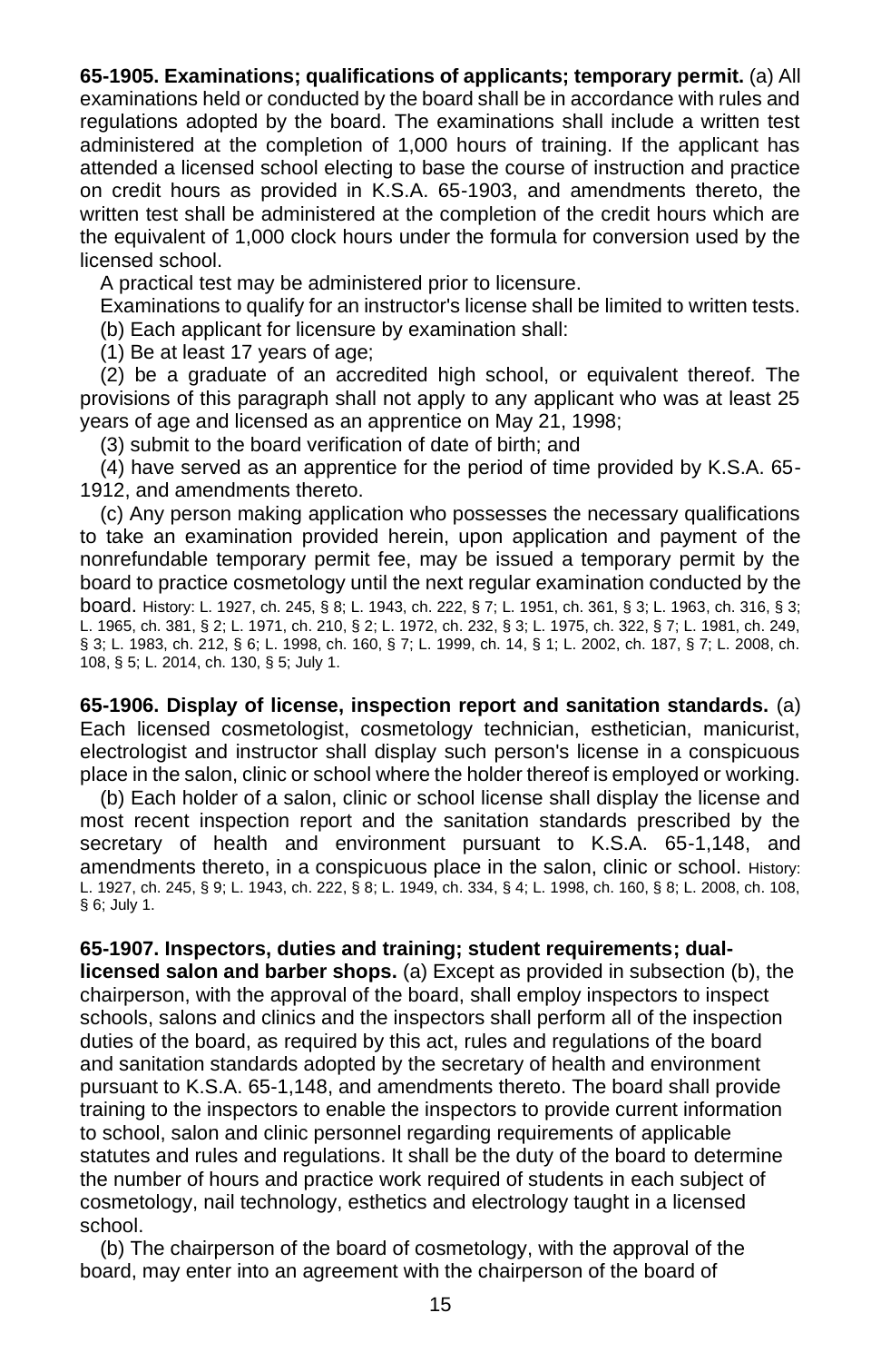**65-1905. Examinations; qualifications of applicants; temporary permit.** (a) All examinations held or conducted by the board shall be in accordance with rules and regulations adopted by the board. The examinations shall include a written test administered at the completion of 1,000 hours of training. If the applicant has attended a licensed school electing to base the course of instruction and practice on credit hours as provided in K.S.A. 65-1903, and amendments thereto, the written test shall be administered at the completion of the credit hours which are the equivalent of 1,000 clock hours under the formula for conversion used by the licensed school.

A practical test may be administered prior to licensure.

Examinations to qualify for an instructor's license shall be limited to written tests.

(b) Each applicant for licensure by examination shall:

(1) Be at least 17 years of age;

(2) be a graduate of an accredited high school, or equivalent thereof. The provisions of this paragraph shall not apply to any applicant who was at least 25 years of age and licensed as an apprentice on May 21, 1998;

(3) submit to the board verification of date of birth; and

(4) have served as an apprentice for the period of time provided by K.S.A. 65-1912, and amendments thereto.

(c) Any person making application who possesses the necessary qualifications to take an examination provided herein, upon application and payment of the nonrefundable temporary permit fee, may be issued a temporary permit by the board to practice cosmetology until the next regular examination conducted by the board. History: L. 1927, ch. 245, § 8; L. 1943, ch. 222, § 7; L. 1951, ch. 361, § 3; L. 1963, ch. 316, § 3; L. 1965, ch. 381, § 2; L. 1971, ch. 210, § 2; L. 1972, ch. 232, § 3; L. 1975, ch. 322, § 7; L. 1981, ch. 249, § 3; L. 1983, ch. 212, § 6; L. 1998, ch. 160, § 7; L. 1999, ch. 14, § 1; L. 2002, ch. 187, § 7; L. 2008, ch. 108, § 5; L. 2014, ch. 130, § 5; July 1.

**65-1906. Display of license, inspection report and sanitation standards.** (a) Each licensed cosmetologist, cosmetology technician, esthetician, manicurist, electrologist and instructor shall display such person's license in a conspicuous place in the salon, clinic or school where the holder thereof is employed or working.

(b) Each holder of a salon, clinic or school license shall display the license and most recent inspection report and the sanitation standards prescribed by the secretary of health and environment pursuant to K.S.A. 65-1,148, and amendments thereto, in a conspicuous place in the salon, clinic or school. History: L. 1927, ch. 245, § 9; L. 1943, ch. 222, § 8; L. 1949, ch. 334, § 4; L. 1998, ch. 160, § 8; L. 2008, ch. 108, § 6; July 1.

**65-1907. Inspectors, duties and training; student requirements; dual-licensed salon and barber shops.** (a) Except as provided in subsection (b), the chairperson, with the approval of the board, shall employ inspectors to inspect schools, salons and clinics and the inspectors shall perform all of the inspection duties of the board, as required by this act, rules and regulations of the board and sanitation standards adopted by the secretary of health and environment pursuant to K.S.A. 65-1,148, and amendments thereto. The board shall provide training to the inspectors to enable the inspectors to provide current information to school, salon and clinic personnel regarding requirements of applicable statutes and rules and regulations. It shall be the duty of the board to determine the number of hours and practice work required of students in each subject of cosmetology, nail technology, esthetics and electrology taught in a licensed school.

(b) The chairperson of the board of cosmetology, with the approval of the board, may enter into an agreement with the chairperson of the board of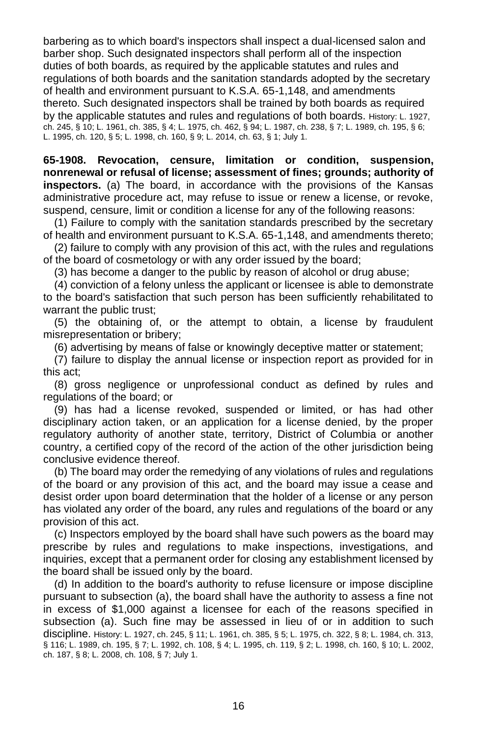barbering as to which board's inspectors shall inspect a dual-licensed salon and barber shop. Such designated inspectors shall perform all of the inspection duties of both boards, as required by the applicable statutes and rules and regulations of both boards and the sanitation standards adopted by the secretary of health and environment pursuant to K.S.A. 65-1,148, and amendments thereto. Such designated inspectors shall be trained by both boards as required by the applicable statutes and rules and regulations of both boards. History: L. 1927, ch. 245, § 10; L. 1961, ch. 385, § 4; L. 1975, ch. 462, § 94; L. 1987, ch. 238, § 7; L. 1989, ch. 195, § 6; L. 1995, ch. 120, § 5; L. 1998, ch. 160, § 9; L. 2014, ch. 63, § 1; July 1.

**65-1908. Revocation, censure, limitation or condition, suspension, nonrenewal or refusal of license; assessment of fines; grounds; authority of inspectors.** (a) The board, in accordance with the provisions of the Kansas administrative procedure act, may refuse to issue or renew a license, or revoke, suspend, censure, limit or condition a license for any of the following reasons:

(1) Failure to comply with the sanitation standards prescribed by the secretary of health and environment pursuant to K.S.A. 65-1,148, and amendments thereto;

(2) failure to comply with any provision of this act, with the rules and regulations of the board of cosmetology or with any order issued by the board;

(3) has become a danger to the public by reason of alcohol or drug abuse;

(4) conviction of a felony unless the applicant or licensee is able to demonstrate to the board's satisfaction that such person has been sufficiently rehabilitated to warrant the public trust;

(5) the obtaining of, or the attempt to obtain, a license by fraudulent misrepresentation or bribery;

(6) advertising by means of false or knowingly deceptive matter or statement;

(7) failure to display the annual license or inspection report as provided for in this act;

(8) gross negligence or unprofessional conduct as defined by rules and regulations of the board; or

(9) has had a license revoked, suspended or limited, or has had other disciplinary action taken, or an application for a license denied, by the proper regulatory authority of another state, territory, District of Columbia or another country, a certified copy of the record of the action of the other jurisdiction being conclusive evidence thereof.

(b) The board may order the remedying of any violations of rules and regulations of the board or any provision of this act, and the board may issue a cease and desist order upon board determination that the holder of a license or any person has violated any order of the board, any rules and regulations of the board or any provision of this act.

(c) Inspectors employed by the board shall have such powers as the board may prescribe by rules and regulations to make inspections, investigations, and inquiries, except that a permanent order for closing any establishment licensed by the board shall be issued only by the board.

(d) In addition to the board's authority to refuse licensure or impose discipline pursuant to subsection (a), the board shall have the authority to assess a fine not in excess of $1,000 against a licensee for each of the reasons specified in subsection (a). Such fine may be assessed in lieu of or in addition to such discipline. History: L. 1927, ch. 245, § 11; L. 1961, ch. 385, § 5; L. 1975, ch. 322, § 8; L. 1984, ch. 313, § 116; L. 1989, ch. 195, § 7; L. 1992, ch. 108, § 4; L. 1995, ch. 119, § 2; L. 1998, ch. 160, § 10; L. 2002, ch. 187, § 8; L. 2008, ch. 108, § 7; July 1.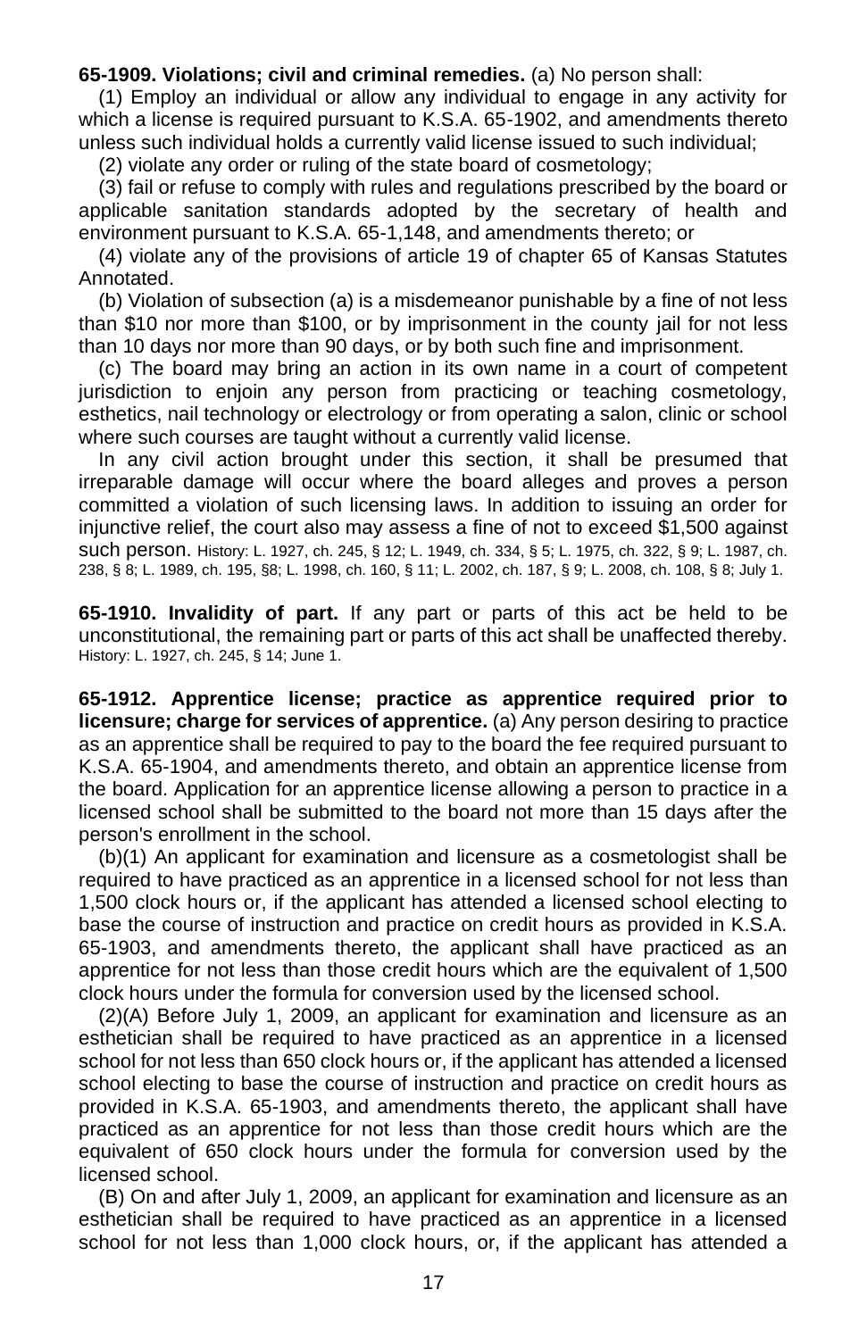**65-1909. Violations; civil and criminal remedies.** (a) No person shall:

(1) Employ an individual or allow any individual to engage in any activity for which a license is required pursuant to K.S.A. 65-1902, and amendments thereto unless such individual holds a currently valid license issued to such individual;

(2) violate any order or ruling of the state board of cosmetology;

(3) fail or refuse to comply with rules and regulations prescribed by the board or applicable sanitation standards adopted by the secretary of health and environment pursuant to K.S.A. 65-1,148, and amendments thereto; or

(4) violate any of the provisions of article 19 of chapter 65 of Kansas Statutes Annotated.

(b) Violation of subsection (a) is a misdemeanor punishable by a fine of not less than $10 nor more than $100, or by imprisonment in the county jail for not less than 10 days nor more than 90 days, or by both such fine and imprisonment.

(c) The board may bring an action in its own name in a court of competent jurisdiction to enjoin any person from practicing or teaching cosmetology, esthetics, nail technology or electrology or from operating a salon, clinic or school where such courses are taught without a currently valid license.

In any civil action brought under this section, it shall be presumed that irreparable damage will occur where the board alleges and proves a person committed a violation of such licensing laws. In addition to issuing an order for injunctive relief, the court also may assess a fine of not to exceed $1,500 against such person. History: L. 1927, ch. 245, § 12; L. 1949, ch. 334, § 5; L. 1975, ch. 322, § 9; L. 1987, ch. 238, § 8; L. 1989, ch. 195, §8; L. 1998, ch. 160, § 11; L. 2002, ch. 187, § 9; L. 2008, ch. 108, § 8; July 1.

**65-1910. Invalidity of part.** If any part or parts of this act be held to be unconstitutional, the remaining part or parts of this act shall be unaffected thereby. History: L. 1927, ch. 245, § 14; June 1.

**65-1912. Apprentice license; practice as apprentice required prior to licensure; charge for services of apprentice.** (a) Any person desiring to practice as an apprentice shall be required to pay to the board the fee required pursuant to K.S.A. 65-1904, and amendments thereto, and obtain an apprentice license from the board. Application for an apprentice license allowing a person to practice in a licensed school shall be submitted to the board not more than 15 days after the person's enrollment in the school.

(b)(1) An applicant for examination and licensure as a cosmetologist shall be required to have practiced as an apprentice in a licensed school for not less than 1,500 clock hours or, if the applicant has attended a licensed school electing to base the course of instruction and practice on credit hours as provided in K.S.A. 65-1903, and amendments thereto, the applicant shall have practiced as an apprentice for not less than those credit hours which are the equivalent of 1,500 clock hours under the formula for conversion used by the licensed school.

(2)(A) Before July 1, 2009, an applicant for examination and licensure as an esthetician shall be required to have practiced as an apprentice in a licensed school for not less than 650 clock hours or, if the applicant has attended a licensed school electing to base the course of instruction and practice on credit hours as provided in K.S.A. 65-1903, and amendments thereto, the applicant shall have practiced as an apprentice for not less than those credit hours which are the equivalent of 650 clock hours under the formula for conversion used by the licensed school.

(B) On and after July 1, 2009, an applicant for examination and licensure as an esthetician shall be required to have practiced as an apprentice in a licensed school for not less than 1,000 clock hours, or, if the applicant has attended a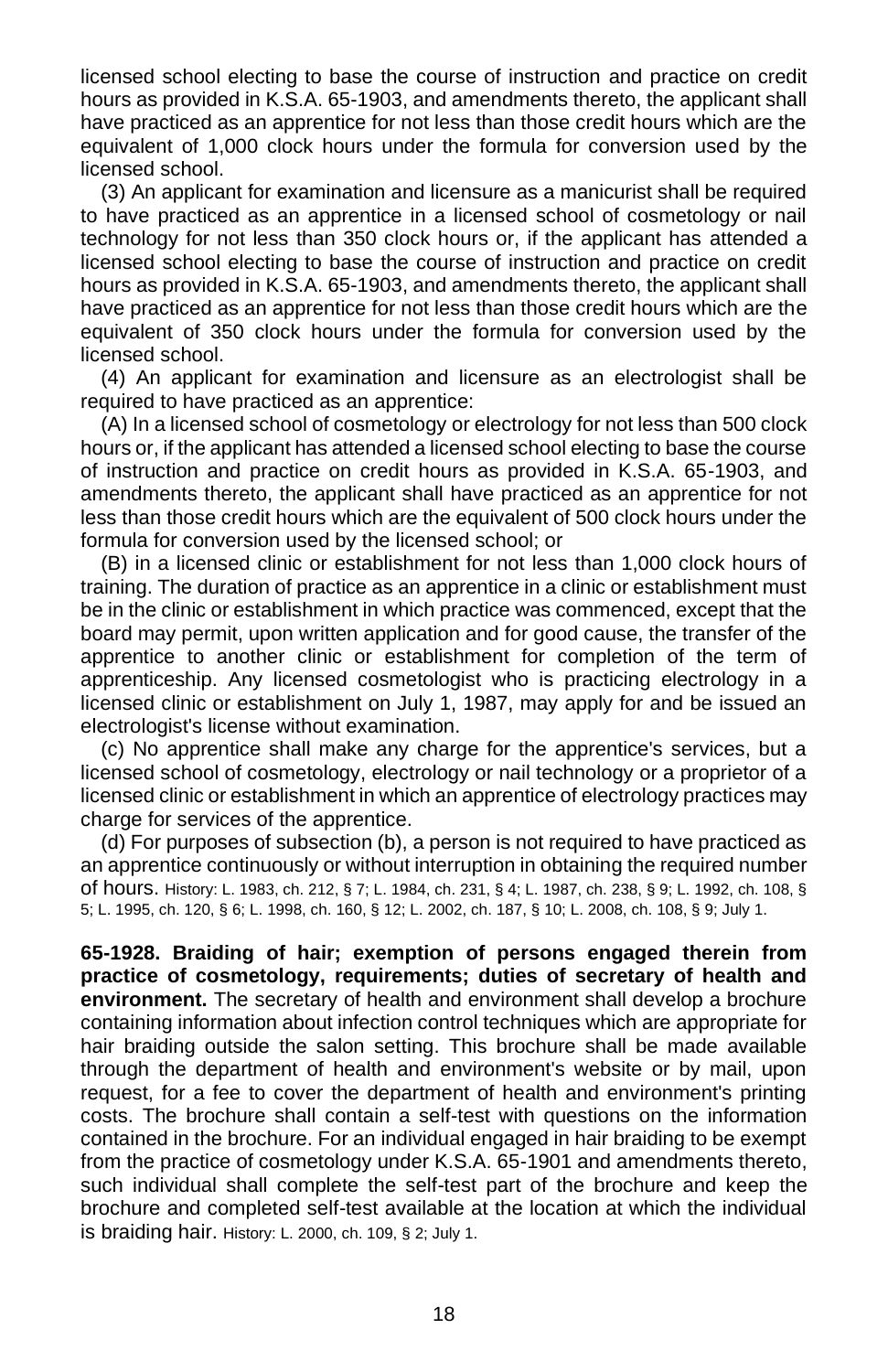licensed school electing to base the course of instruction and practice on credit hours as provided in K.S.A. 65-1903, and amendments thereto, the applicant shall have practiced as an apprentice for not less than those credit hours which are the equivalent of 1,000 clock hours under the formula for conversion used by the licensed school.

(3) An applicant for examination and licensure as a manicurist shall be required to have practiced as an apprentice in a licensed school of cosmetology or nail technology for not less than 350 clock hours or, if the applicant has attended a licensed school electing to base the course of instruction and practice on credit hours as provided in K.S.A. 65-1903, and amendments thereto, the applicant shall have practiced as an apprentice for not less than those credit hours which are the equivalent of 350 clock hours under the formula for conversion used by the licensed school.

(4) An applicant for examination and licensure as an electrologist shall be required to have practiced as an apprentice:

(A) In a licensed school of cosmetology or electrology for not less than 500 clock hours or, if the applicant has attended a licensed school electing to base the course of instruction and practice on credit hours as provided in K.S.A. 65-1903, and amendments thereto, the applicant shall have practiced as an apprentice for not less than those credit hours which are the equivalent of 500 clock hours under the formula for conversion used by the licensed school; or

(B) in a licensed clinic or establishment for not less than 1,000 clock hours of training. The duration of practice as an apprentice in a clinic or establishment must be in the clinic or establishment in which practice was commenced, except that the board may permit, upon written application and for good cause, the transfer of the apprentice to another clinic or establishment for completion of the term of apprenticeship. Any licensed cosmetologist who is practicing electrology in a licensed clinic or establishment on July 1, 1987, may apply for and be issued an electrologist's license without examination.

(c) No apprentice shall make any charge for the apprentice's services, but a licensed school of cosmetology, electrology or nail technology or a proprietor of a licensed clinic or establishment in which an apprentice of electrology practices may charge for services of the apprentice.

(d) For purposes of subsection (b), a person is not required to have practiced as an apprentice continuously or without interruption in obtaining the required number of hours. History: L. 1983, ch. 212, § 7; L. 1984, ch. 231, § 4; L. 1987, ch. 238, § 9; L. 1992, ch. 108, § 5; L. 1995, ch. 120, § 6; L. 1998, ch. 160, § 12; L. 2002, ch. 187, § 10; L. 2008, ch. 108, § 9; July 1.

**65-1928. Braiding of hair; exemption of persons engaged therein from practice of cosmetology, requirements; duties of secretary of health and environment.** The secretary of health and environment shall develop a brochure containing information about infection control techniques which are appropriate for hair braiding outside the salon setting. This brochure shall be made available through the department of health and environment's website or by mail, upon request, for a fee to cover the department of health and environment's printing costs. The brochure shall contain a self-test with questions on the information contained in the brochure. For an individual engaged in hair braiding to be exempt from the practice of cosmetology under K.S.A. 65-1901 and amendments thereto, such individual shall complete the self-test part of the brochure and keep the brochure and completed self-test available at the location at which the individual is braiding hair. History: L. 2000, ch. 109, § 2; July 1.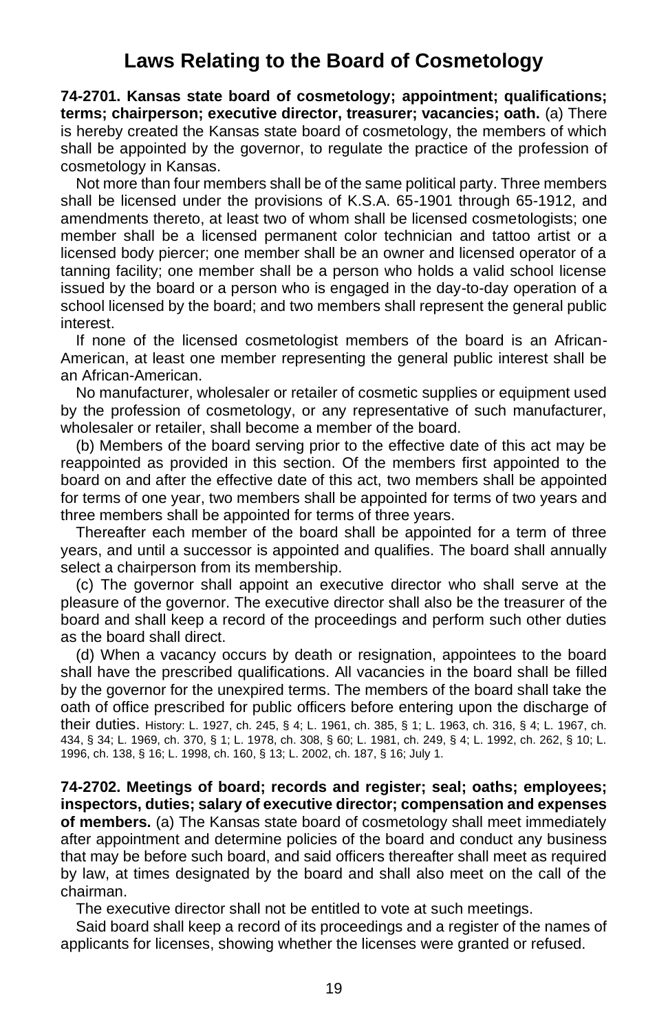# Laws Relating to the Board of Cosmetology

**74-2701. Kansas state board of cosmetology; appointment; qualifications; terms; chairperson; executive director, treasurer; vacancies; oath.** (a) There is hereby created the Kansas state board of cosmetology, the members of which shall be appointed by the governor, to regulate the practice of the profession of cosmetology in Kansas.

Not more than four members shall be of the same political party. Three members shall be licensed under the provisions of K.S.A. 65-1901 through 65-1912, and amendments thereto, at least two of whom shall be licensed cosmetologists; one member shall be a licensed permanent color technician and tattoo artist or a licensed body piercer; one member shall be an owner and licensed operator of a tanning facility; one member shall be a person who holds a valid school license issued by the board or a person who is engaged in the day-to-day operation of a school licensed by the board; and two members shall represent the general public interest.

If none of the licensed cosmetologist members of the board is an African-American, at least one member representing the general public interest shall be an African-American.

No manufacturer, wholesaler or retailer of cosmetic supplies or equipment used by the profession of cosmetology, or any representative of such manufacturer, wholesaler or retailer, shall become a member of the board.

(b) Members of the board serving prior to the effective date of this act may be reappointed as provided in this section. Of the members first appointed to the board on and after the effective date of this act, two members shall be appointed for terms of one year, two members shall be appointed for terms of two years and three members shall be appointed for terms of three years.

Thereafter each member of the board shall be appointed for a term of three years, and until a successor is appointed and qualifies. The board shall annually select a chairperson from its membership.

(c) The governor shall appoint an executive director who shall serve at the pleasure of the governor. The executive director shall also be the treasurer of the board and shall keep a record of the proceedings and perform such other duties as the board shall direct.

(d) When a vacancy occurs by death or resignation, appointees to the board shall have the prescribed qualifications. All vacancies in the board shall be filled by the governor for the unexpired terms. The members of the board shall take the oath of office prescribed for public officers before entering upon the discharge of their duties. History: L. 1927, ch. 245, § 4; L. 1961, ch. 385, § 1; L. 1963, ch. 316, § 4; L. 1967, ch. 434, § 34; L. 1969, ch. 370, § 1; L. 1978, ch. 308, § 60; L. 1981, ch. 249, § 4; L. 1992, ch. 262, § 10; L. 1996, ch. 138, § 16; L. 1998, ch. 160, § 13; L. 2002, ch. 187, § 16; July 1.

**74-2702. Meetings of board; records and register; seal; oaths; employees; inspectors, duties; salary of executive director; compensation and expenses of members.** (a) The Kansas state board of cosmetology shall meet immediately after appointment and determine policies of the board and conduct any business that may be before such board, and said officers thereafter shall meet as required by law, at times designated by the board and shall also meet on the call of the chairman.

The executive director shall not be entitled to vote at such meetings.

Said board shall keep a record of its proceedings and a register of the names of applicants for licenses, showing whether the licenses were granted or refused.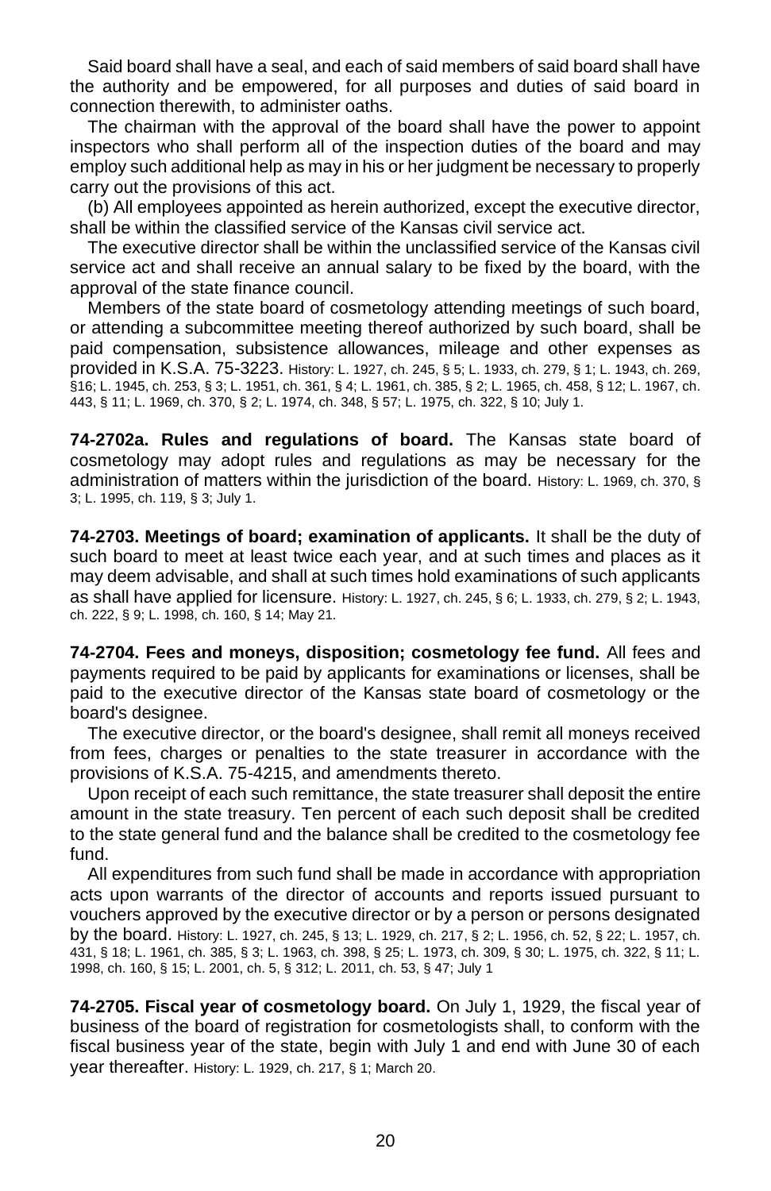Said board shall have a seal, and each of said members of said board shall have the authority and be empowered, for all purposes and duties of said board in connection therewith, to administer oaths.

The chairman with the approval of the board shall have the power to appoint inspectors who shall perform all of the inspection duties of the board and may employ such additional help as may in his or her judgment be necessary to properly carry out the provisions of this act.

(b) All employees appointed as herein authorized, except the executive director, shall be within the classified service of the Kansas civil service act.

The executive director shall be within the unclassified service of the Kansas civil service act and shall receive an annual salary to be fixed by the board, with the approval of the state finance council.

Members of the state board of cosmetology attending meetings of such board, or attending a subcommittee meeting thereof authorized by such board, shall be paid compensation, subsistence allowances, mileage and other expenses as provided in K.S.A. 75-3223. History: L. 1927, ch. 245, § 5; L. 1933, ch. 279, § 1; L. 1943, ch. 269, §16; L. 1945, ch. 253, § 3; L. 1951, ch. 361, § 4; L. 1961, ch. 385, § 2; L. 1965, ch. 458, § 12; L. 1967, ch. 443, § 11; L. 1969, ch. 370, § 2; L. 1974, ch. 348, § 57; L. 1975, ch. 322, § 10; July 1.

**74-2702a. Rules and regulations of board.** The Kansas state board of cosmetology may adopt rules and regulations as may be necessary for the administration of matters within the jurisdiction of the board. History: L. 1969, ch. 370, § 3; L. 1995, ch. 119, § 3; July 1.

**74-2703. Meetings of board; examination of applicants.** It shall be the duty of such board to meet at least twice each year, and at such times and places as it may deem advisable, and shall at such times hold examinations of such applicants as shall have applied for licensure. History: L. 1927, ch. 245, § 6; L. 1933, ch. 279, § 2; L. 1943, ch. 222, § 9; L. 1998, ch. 160, § 14; May 21.

**74-2704. Fees and moneys, disposition; cosmetology fee fund.** All fees and payments required to be paid by applicants for examinations or licenses, shall be paid to the executive director of the Kansas state board of cosmetology or the board's designee.

The executive director, or the board's designee, shall remit all moneys received from fees, charges or penalties to the state treasurer in accordance with the provisions of K.S.A. 75-4215, and amendments thereto.

Upon receipt of each such remittance, the state treasurer shall deposit the entire amount in the state treasury. Ten percent of each such deposit shall be credited to the state general fund and the balance shall be credited to the cosmetology fee fund.

All expenditures from such fund shall be made in accordance with appropriation acts upon warrants of the director of accounts and reports issued pursuant to vouchers approved by the executive director or by a person or persons designated by the board. History: L. 1927, ch. 245, § 13; L. 1929, ch. 217, § 2; L. 1956, ch. 52, § 22; L. 1957, ch. 431, § 18; L. 1961, ch. 385, § 3; L. 1963, ch. 398, § 25; L. 1973, ch. 309, § 30; L. 1975, ch. 322, § 11; L. 1998, ch. 160, § 15; L. 2001, ch. 5, § 312; L. 2011, ch. 53, § 47; July 1

**74-2705. Fiscal year of cosmetology board.** On July 1, 1929, the fiscal year of business of the board of registration for cosmetologists shall, to conform with the fiscal business year of the state, begin with July 1 and end with June 30 of each year thereafter. History: L. 1929, ch. 217, § 1; March 20.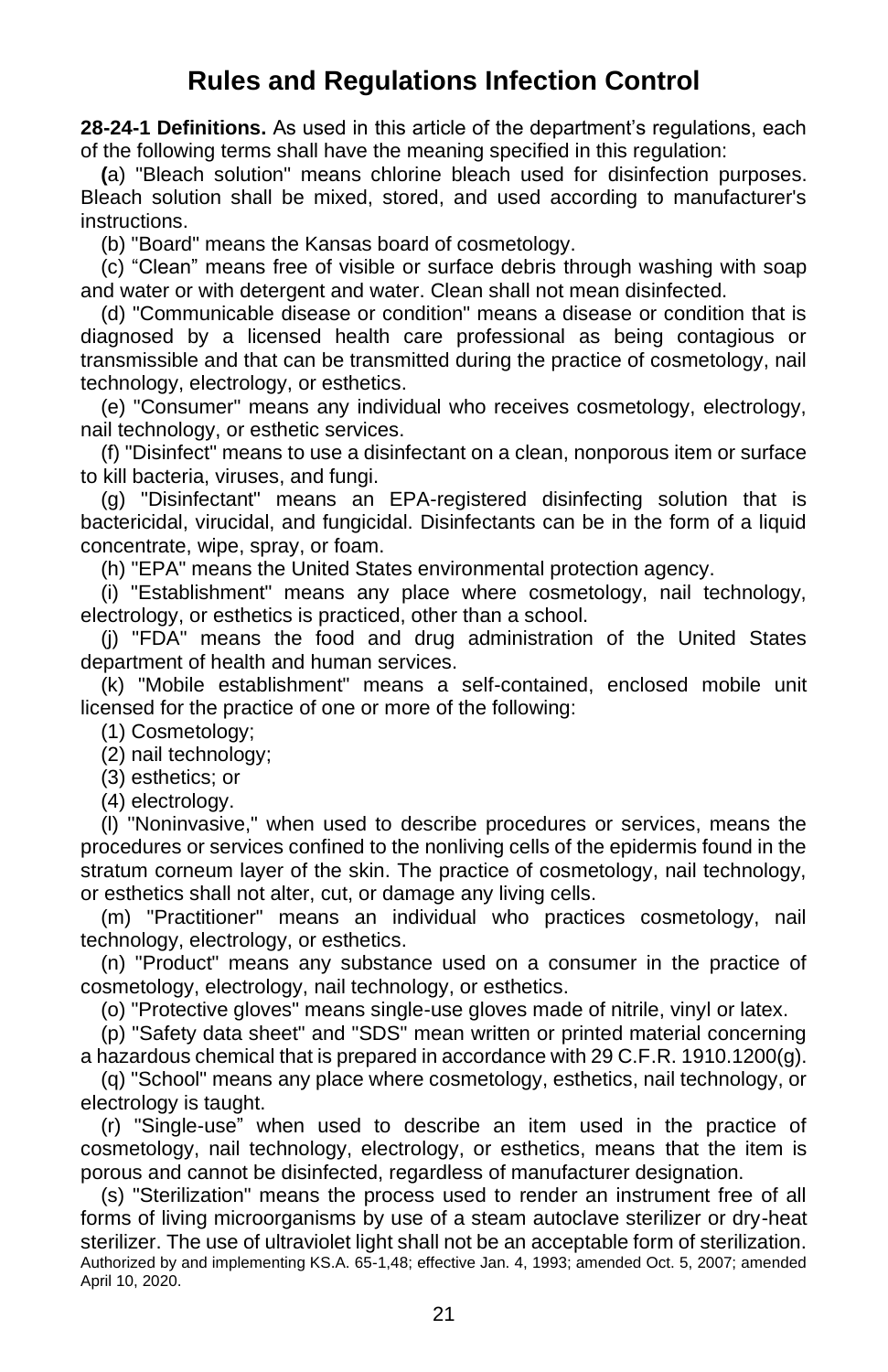# Rules and Regulations Infection Control

**28-24-1 Definitions.** As used in this article of the department's regulations, each of the following terms shall have the meaning specified in this regulation:

**(**a) "Bleach solution" means chlorine bleach used for disinfection purposes. Bleach solution shall be mixed, stored, and used according to manufacturer's instructions.

(b) "Board" means the Kansas board of cosmetology.

(c) "Clean" means free of visible or surface debris through washing with soap and water or with detergent and water. Clean shall not mean disinfected.

(d) "Communicable disease or condition" means a disease or condition that is diagnosed by a licensed health care professional as being contagious or transmissible and that can be transmitted during the practice of cosmetology, nail technology, electrology, or esthetics.

(e) "Consumer" means any individual who receives cosmetology, electrology, nail technology, or esthetic services.

(f) "Disinfect" means to use a disinfectant on a clean, nonporous item or surface to kill bacteria, viruses, and fungi.

(g) "Disinfectant" means an EPA-registered disinfecting solution that is bactericidal, virucidal, and fungicidal. Disinfectants can be in the form of a liquid concentrate, wipe, spray, or foam.

(h) "EPA" means the United States environmental protection agency.

(i) "Establishment" means any place where cosmetology, nail technology, electrology, or esthetics is practiced, other than a school.

(j) "FDA" means the food and drug administration of the United States department of health and human services.

(k) "Mobile establishment" means a self-contained, enclosed mobile unit licensed for the practice of one or more of the following:

(1) Cosmetology;

(2) nail technology;

(3) esthetics; or

(4) electrology.

(l) "Noninvasive," when used to describe procedures or services, means the procedures or services confined to the nonliving cells of the epidermis found in the stratum corneum layer of the skin. The practice of cosmetology, nail technology, or esthetics shall not alter, cut, or damage any living cells.

(m) "Practitioner" means an individual who practices cosmetology, nail technology, electrology, or esthetics.

(n) "Product" means any substance used on a consumer in the practice of cosmetology, electrology, nail technology, or esthetics.

(o) "Protective gloves" means single-use gloves made of nitrile, vinyl or latex.

(p) "Safety data sheet" and "SDS" mean written or printed material concerning a hazardous chemical that is prepared in accordance with 29 C.F.R. 1910.1200(g).

(q) "School" means any place where cosmetology, esthetics, nail technology, or electrology is taught.

(r) "Single-use" when used to describe an item used in the practice of cosmetology, nail technology, electrology, or esthetics, means that the item is porous and cannot be disinfected, regardless of manufacturer designation.

(s) "Sterilization" means the process used to render an instrument free of all forms of living microorganisms by use of a steam autoclave sterilizer or dry-heat sterilizer. The use of ultraviolet light shall not be an acceptable form of sterilization.
Authorized by and implementing KS.A. 65-1,48; effective Jan. 4, 1993; amended Oct. 5, 2007; amended April 10, 2020.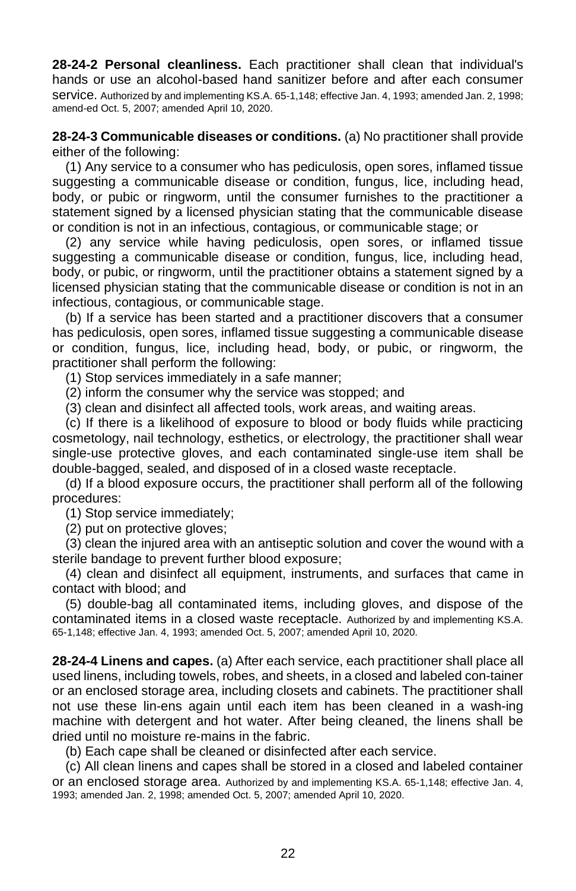**28-24-2 Personal cleanliness.** Each practitioner shall clean that individual's hands or use an alcohol-based hand sanitizer before and after each consumer service. Authorized by and implementing KS.A. 65-1,148; effective Jan. 4, 1993; amended Jan. 2, 1998; amend-ed Oct. 5, 2007; amended April 10, 2020.

**28-24-3 Communicable diseases or conditions.** (a) No practitioner shall provide either of the following:

(1) Any service to a consumer who has pediculosis, open sores, inflamed tissue suggesting a communicable disease or condition, fungus, lice, including head, body, or pubic or ringworm, until the consumer furnishes to the practitioner a statement signed by a licensed physician stating that the communicable disease or condition is not in an infectious, contagious, or communicable stage; or

(2) any service while having pediculosis, open sores, or inflamed tissue suggesting a communicable disease or condition, fungus, lice, including head, body, or pubic, or ringworm, until the practitioner obtains a statement signed by a licensed physician stating that the communicable disease or condition is not in an infectious, contagious, or communicable stage.

(b) If a service has been started and a practitioner discovers that a consumer has pediculosis, open sores, inflamed tissue suggesting a communicable disease or condition, fungus, lice, including head, body, or pubic, or ringworm, the practitioner shall perform the following:

(1) Stop services immediately in a safe manner;

(2) inform the consumer why the service was stopped; and

(3) clean and disinfect all affected tools, work areas, and waiting areas.

(c) If there is a likelihood of exposure to blood or body fluids while practicing cosmetology, nail technology, esthetics, or electrology, the practitioner shall wear single-use protective gloves, and each contaminated single-use item shall be double-bagged, sealed, and disposed of in a closed waste receptacle.

(d) If a blood exposure occurs, the practitioner shall perform all of the following procedures:

(1) Stop service immediately;

(2) put on protective gloves;

(3) clean the injured area with an antiseptic solution and cover the wound with a sterile bandage to prevent further blood exposure;

(4) clean and disinfect all equipment, instruments, and surfaces that came in contact with blood; and

(5) double-bag all contaminated items, including gloves, and dispose of the contaminated items in a closed waste receptacle. Authorized by and implementing KS.A. 65-1,148; effective Jan. 4, 1993; amended Oct. 5, 2007; amended April 10, 2020.

**28-24-4 Linens and capes.** (a) After each service, each practitioner shall place all used linens, including towels, robes, and sheets, in a closed and labeled con-tainer or an enclosed storage area, including closets and cabinets. The practitioner shall not use these lin-ens again until each item has been cleaned in a wash-ing machine with detergent and hot water. After being cleaned, the linens shall be dried until no moisture re-mains in the fabric.

(b) Each cape shall be cleaned or disinfected after each service.

(c) All clean linens and capes shall be stored in a closed and labeled container or an enclosed storage area. Authorized by and implementing KS.A. 65-1,148; effective Jan. 4, 1993; amended Jan. 2, 1998; amended Oct. 5, 2007; amended April 10, 2020.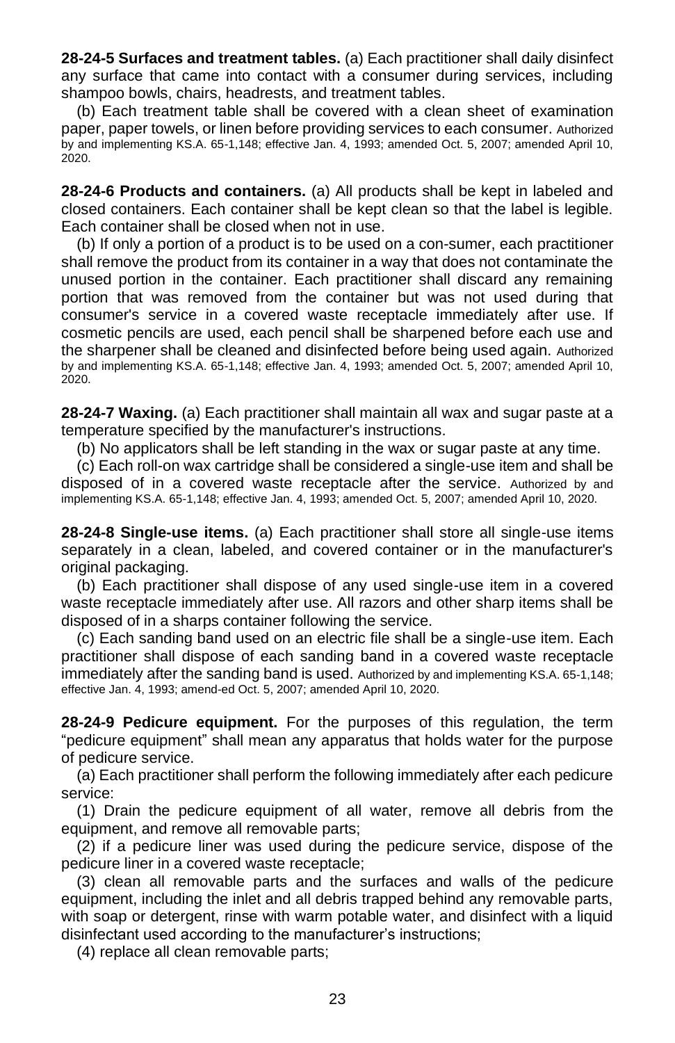**28-24-5 Surfaces and treatment tables.** (a) Each practitioner shall daily disinfect any surface that came into contact with a consumer during services, including shampoo bowls, chairs, headrests, and treatment tables.

(b) Each treatment table shall be covered with a clean sheet of examination paper, paper towels, or linen before providing services to each consumer. Authorized by and implementing KS.A. 65-1,148; effective Jan. 4, 1993; amended Oct. 5, 2007; amended April 10, 2020.

**28-24-6 Products and containers.** (a) All products shall be kept in labeled and closed containers. Each container shall be kept clean so that the label is legible. Each container shall be closed when not in use.

(b) If only a portion of a product is to be used on a con-sumer, each practitioner shall remove the product from its container in a way that does not contaminate the unused portion in the container. Each practitioner shall discard any remaining portion that was removed from the container but was not used during that consumer's service in a covered waste receptacle immediately after use. If cosmetic pencils are used, each pencil shall be sharpened before each use and the sharpener shall be cleaned and disinfected before being used again. Authorized by and implementing KS.A. 65-1,148; effective Jan. 4, 1993; amended Oct. 5, 2007; amended April 10, 2020.

**28-24-7 Waxing.** (a) Each practitioner shall maintain all wax and sugar paste at a temperature specified by the manufacturer's instructions.

(b) No applicators shall be left standing in the wax or sugar paste at any time.

(c) Each roll-on wax cartridge shall be considered a single-use item and shall be disposed of in a covered waste receptacle after the service. Authorized by and implementing KS.A. 65-1,148; effective Jan. 4, 1993; amended Oct. 5, 2007; amended April 10, 2020.

**28-24-8 Single-use items.** (a) Each practitioner shall store all single-use items separately in a clean, labeled, and covered container or in the manufacturer's original packaging.

(b) Each practitioner shall dispose of any used single-use item in a covered waste receptacle immediately after use. All razors and other sharp items shall be disposed of in a sharps container following the service.

(c) Each sanding band used on an electric file shall be a single-use item. Each practitioner shall dispose of each sanding band in a covered waste receptacle immediately after the sanding band is used. Authorized by and implementing KS.A. 65-1,148; effective Jan. 4, 1993; amend-ed Oct. 5, 2007; amended April 10, 2020.

**28-24-9 Pedicure equipment.** For the purposes of this regulation, the term "pedicure equipment" shall mean any apparatus that holds water for the purpose of pedicure service.

(a) Each practitioner shall perform the following immediately after each pedicure service:

(1) Drain the pedicure equipment of all water, remove all debris from the equipment, and remove all removable parts;

(2) if a pedicure liner was used during the pedicure service, dispose of the pedicure liner in a covered waste receptacle;

(3) clean all removable parts and the surfaces and walls of the pedicure equipment, including the inlet and all debris trapped behind any removable parts, with soap or detergent, rinse with warm potable water, and disinfect with a liquid disinfectant used according to the manufacturer's instructions;

(4) replace all clean removable parts;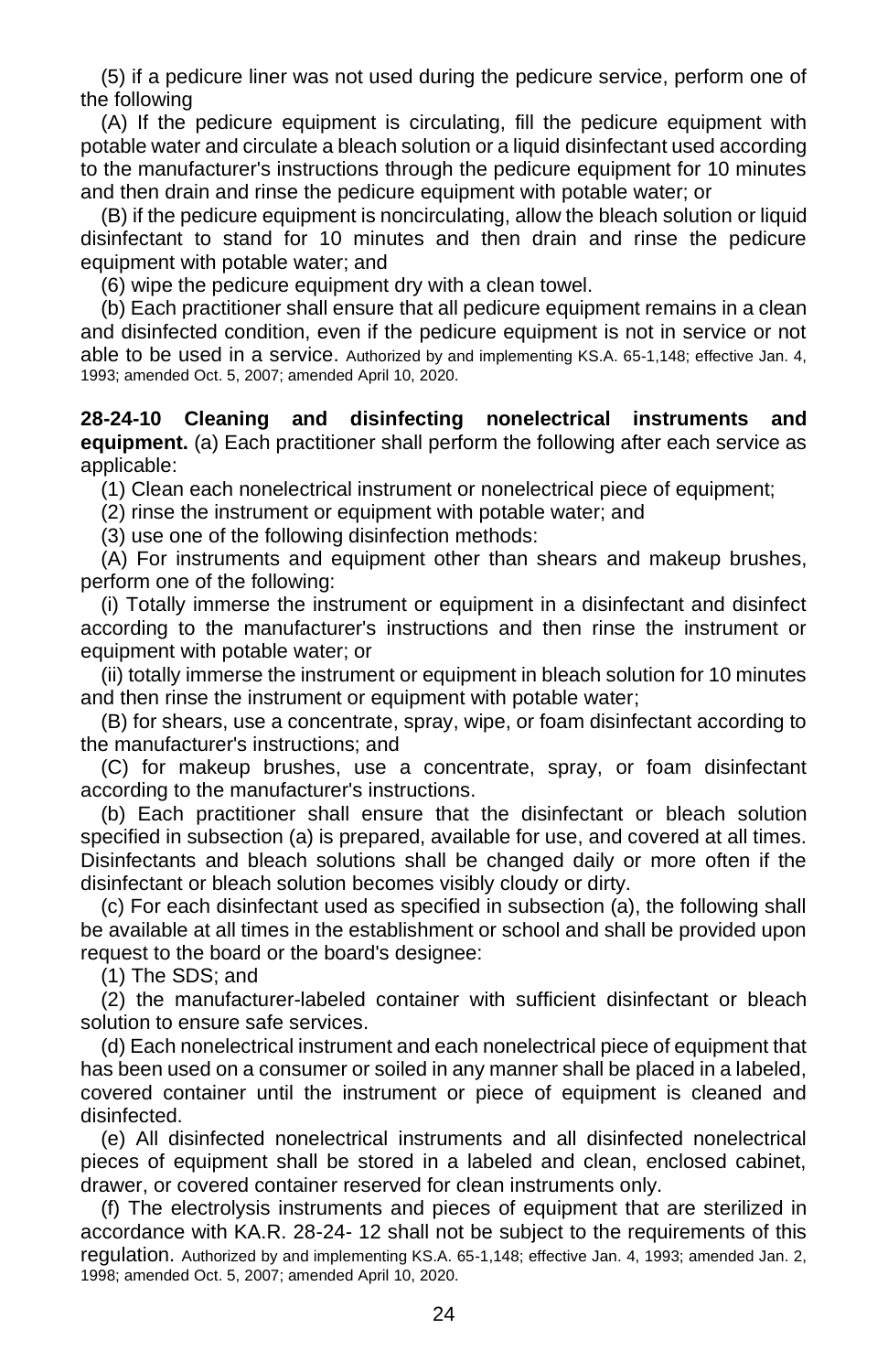(5) if a pedicure liner was not used during the pedicure service, perform one of the following

(A) If the pedicure equipment is circulating, fill the pedicure equipment with potable water and circulate a bleach solution or a liquid disinfectant used according to the manufacturer's instructions through the pedicure equipment for 10 minutes and then drain and rinse the pedicure equipment with potable water; or

(B) if the pedicure equipment is noncirculating, allow the bleach solution or liquid disinfectant to stand for 10 minutes and then drain and rinse the pedicure equipment with potable water; and

(6) wipe the pedicure equipment dry with a clean towel.

(b) Each practitioner shall ensure that all pedicure equipment remains in a clean and disinfected condition, even if the pedicure equipment is not in service or not able to be used in a service. Authorized by and implementing KS.A. 65-1,148; effective Jan. 4, 1993; amended Oct. 5, 2007; amended April 10, 2020.

**28-24-10 Cleaning and disinfecting nonelectrical instruments and equipment.** (a) Each practitioner shall perform the following after each service as applicable:

(1) Clean each nonelectrical instrument or nonelectrical piece of equipment;

(2) rinse the instrument or equipment with potable water; and

(3) use one of the following disinfection methods:

(A) For instruments and equipment other than shears and makeup brushes, perform one of the following:

(i) Totally immerse the instrument or equipment in a disinfectant and disinfect according to the manufacturer's instructions and then rinse the instrument or equipment with potable water; or

(ii) totally immerse the instrument or equipment in bleach solution for 10 minutes and then rinse the instrument or equipment with potable water;

(B) for shears, use a concentrate, spray, wipe, or foam disinfectant according to the manufacturer's instructions; and

(C) for makeup brushes, use a concentrate, spray, or foam disinfectant according to the manufacturer's instructions.

(b) Each practitioner shall ensure that the disinfectant or bleach solution specified in subsection (a) is prepared, available for use, and covered at all times. Disinfectants and bleach solutions shall be changed daily or more often if the disinfectant or bleach solution becomes visibly cloudy or dirty.

(c) For each disinfectant used as specified in subsection (a), the following shall be available at all times in the establishment or school and shall be provided upon request to the board or the board's designee:

(1) The SDS; and

(2) the manufacturer-labeled container with sufficient disinfectant or bleach solution to ensure safe services.

(d) Each nonelectrical instrument and each nonelectrical piece of equipment that has been used on a consumer or soiled in any manner shall be placed in a labeled, covered container until the instrument or piece of equipment is cleaned and disinfected.

(e) All disinfected nonelectrical instruments and all disinfected nonelectrical pieces of equipment shall be stored in a labeled and clean, enclosed cabinet, drawer, or covered container reserved for clean instruments only.

(f) The electrolysis instruments and pieces of equipment that are sterilized in accordance with KA.R. 28-24- 12 shall not be subject to the requirements of this regulation. Authorized by and implementing KS.A. 65-1,148; effective Jan. 4, 1993; amended Jan. 2, 1998; amended Oct. 5, 2007; amended April 10, 2020.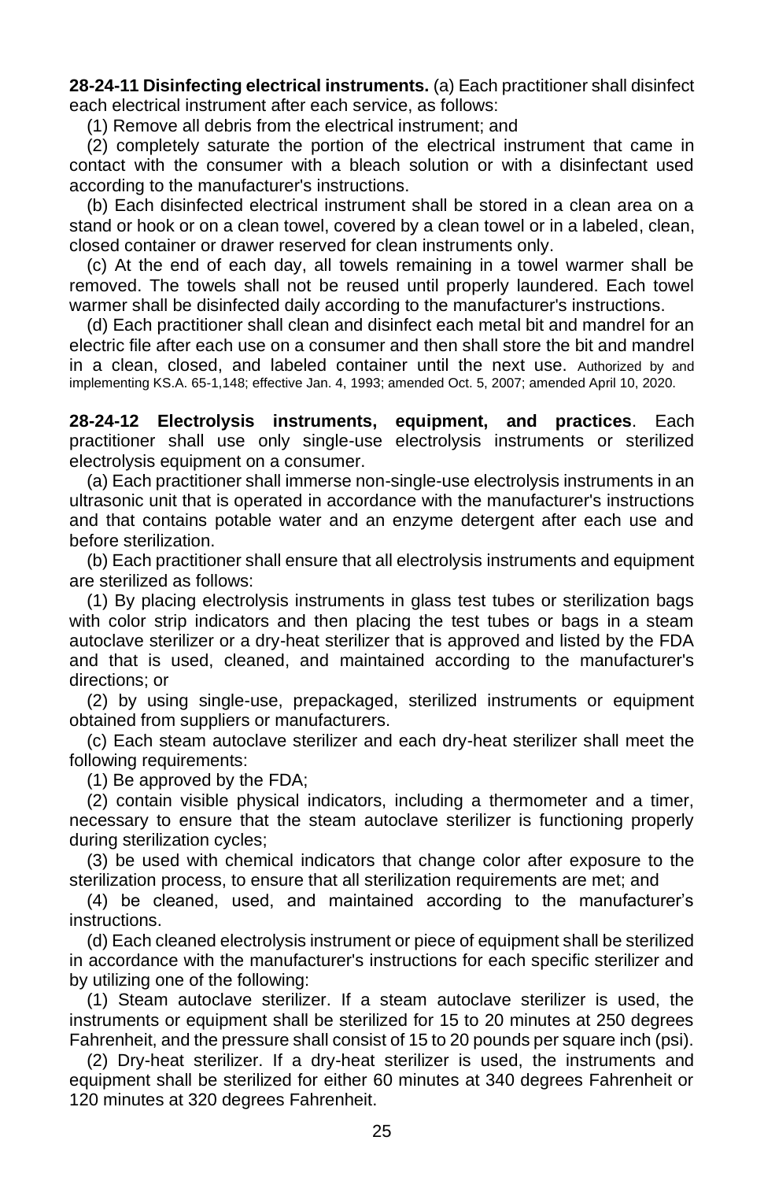**28-24-11 Disinfecting electrical instruments.** (a) Each practitioner shall disinfect each electrical instrument after each service, as follows:

(1) Remove all debris from the electrical instrument; and

(2) completely saturate the portion of the electrical instrument that came in contact with the consumer with a bleach solution or with a disinfectant used according to the manufacturer's instructions.

(b) Each disinfected electrical instrument shall be stored in a clean area on a stand or hook or on a clean towel, covered by a clean towel or in a labeled, clean, closed container or drawer reserved for clean instruments only.

(c) At the end of each day, all towels remaining in a towel warmer shall be removed. The towels shall not be reused until properly laundered. Each towel warmer shall be disinfected daily according to the manufacturer's instructions.

(d) Each practitioner shall clean and disinfect each metal bit and mandrel for an electric file after each use on a consumer and then shall store the bit and mandrel in a clean, closed, and labeled container until the next use. Authorized by and implementing KS.A. 65-1,148; effective Jan. 4, 1993; amended Oct. 5, 2007; amended April 10, 2020.

**28-24-12 Electrolysis instruments, equipment, and practices**. Each practitioner shall use only single-use electrolysis instruments or sterilized electrolysis equipment on a consumer.

(a) Each practitioner shall immerse non-single-use electrolysis instruments in an ultrasonic unit that is operated in accordance with the manufacturer's instructions and that contains potable water and an enzyme detergent after each use and before sterilization.

(b) Each practitioner shall ensure that all electrolysis instruments and equipment are sterilized as follows:

(1) By placing electrolysis instruments in glass test tubes or sterilization bags with color strip indicators and then placing the test tubes or bags in a steam autoclave sterilizer or a dry-heat sterilizer that is approved and listed by the FDA and that is used, cleaned, and maintained according to the manufacturer's directions; or

(2) by using single-use, prepackaged, sterilized instruments or equipment obtained from suppliers or manufacturers.

(c) Each steam autoclave sterilizer and each dry-heat sterilizer shall meet the following requirements:

(1) Be approved by the FDA;

(2) contain visible physical indicators, including a thermometer and a timer, necessary to ensure that the steam autoclave sterilizer is functioning properly during sterilization cycles;

(3) be used with chemical indicators that change color after exposure to the sterilization process, to ensure that all sterilization requirements are met; and

(4) be cleaned, used, and maintained according to the manufacturer's instructions.

(d) Each cleaned electrolysis instrument or piece of equipment shall be sterilized in accordance with the manufacturer's instructions for each specific sterilizer and by utilizing one of the following:

(1) Steam autoclave sterilizer. If a steam autoclave sterilizer is used, the instruments or equipment shall be sterilized for 15 to 20 minutes at 250 degrees Fahrenheit, and the pressure shall consist of 15 to 20 pounds per square inch (psi).

(2) Dry-heat sterilizer. If a dry-heat sterilizer is used, the instruments and equipment shall be sterilized for either 60 minutes at 340 degrees Fahrenheit or 120 minutes at 320 degrees Fahrenheit.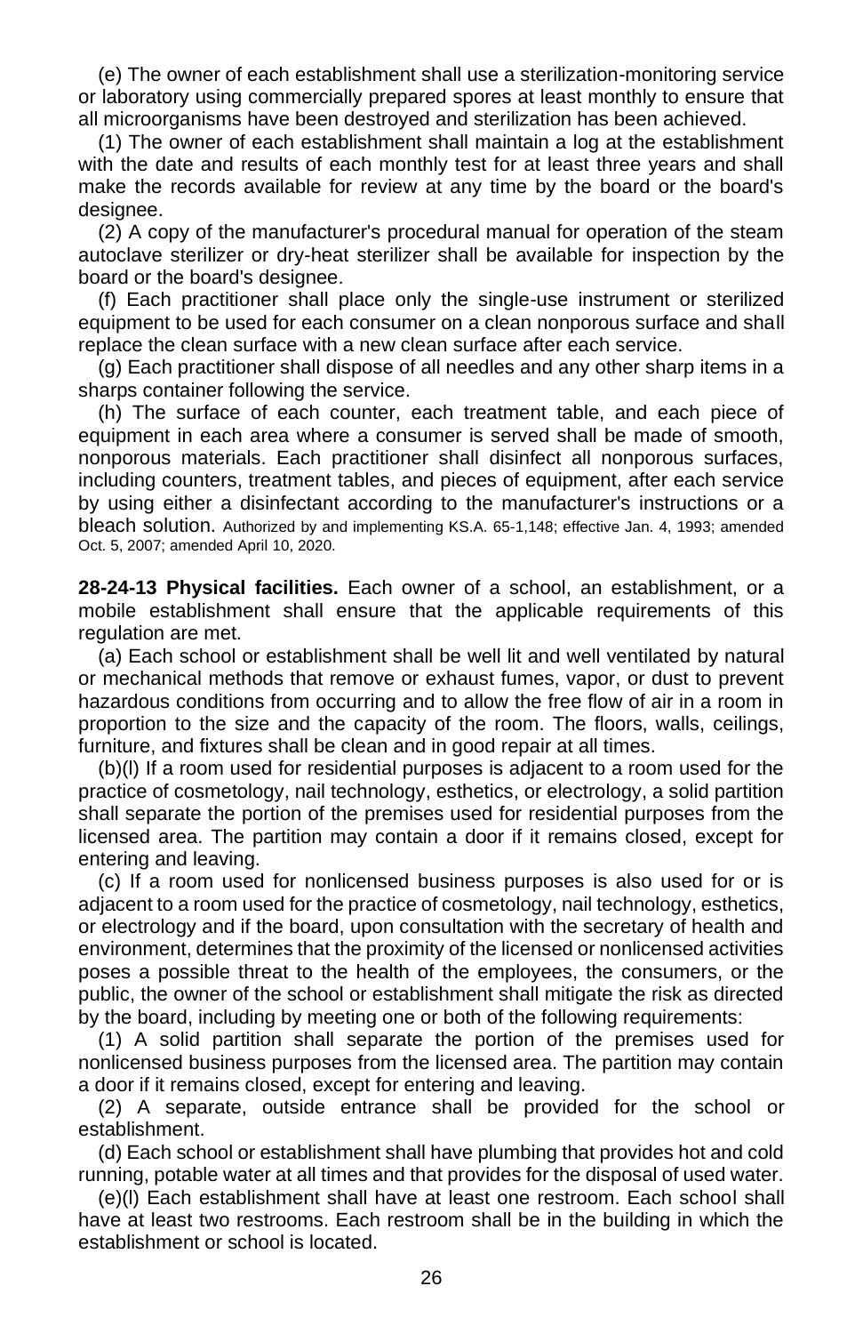(e) The owner of each establishment shall use a sterilization-monitoring service or laboratory using commercially prepared spores at least monthly to ensure that all microorganisms have been destroyed and sterilization has been achieved.

(1) The owner of each establishment shall maintain a log at the establishment with the date and results of each monthly test for at least three years and shall make the records available for review at any time by the board or the board's designee.

(2) A copy of the manufacturer's procedural manual for operation of the steam autoclave sterilizer or dry-heat sterilizer shall be available for inspection by the board or the board's designee.

(f) Each practitioner shall place only the single-use instrument or sterilized equipment to be used for each consumer on a clean nonporous surface and shall replace the clean surface with a new clean surface after each service.

(g) Each practitioner shall dispose of all needles and any other sharp items in a sharps container following the service.

(h) The surface of each counter, each treatment table, and each piece of equipment in each area where a consumer is served shall be made of smooth, nonporous materials. Each practitioner shall disinfect all nonporous surfaces, including counters, treatment tables, and pieces of equipment, after each service by using either a disinfectant according to the manufacturer's instructions or a bleach solution. Authorized by and implementing KS.A. 65-1,148; effective Jan. 4, 1993; amended Oct. 5, 2007; amended April 10, 2020.

**28-24-13 Physical facilities.** Each owner of a school, an establishment, or a mobile establishment shall ensure that the applicable requirements of this regulation are met.

(a) Each school or establishment shall be well lit and well ventilated by natural or mechanical methods that remove or exhaust fumes, vapor, or dust to prevent hazardous conditions from occurring and to allow the free flow of air in a room in proportion to the size and the capacity of the room. The floors, walls, ceilings, furniture, and fixtures shall be clean and in good repair at all times.

(b)(l) If a room used for residential purposes is adjacent to a room used for the practice of cosmetology, nail technology, esthetics, or electrology, a solid partition shall separate the portion of the premises used for residential purposes from the licensed area. The partition may contain a door if it remains closed, except for entering and leaving.

(c) If a room used for nonlicensed business purposes is also used for or is adjacent to a room used for the practice of cosmetology, nail technology, esthetics, or electrology and if the board, upon consultation with the secretary of health and environment, determines that the proximity of the licensed or nonlicensed activities poses a possible threat to the health of the employees, the consumers, or the public, the owner of the school or establishment shall mitigate the risk as directed by the board, including by meeting one or both of the following requirements:

(1) A solid partition shall separate the portion of the premises used for nonlicensed business purposes from the licensed area. The partition may contain a door if it remains closed, except for entering and leaving.

(2) A separate, outside entrance shall be provided for the school or establishment.

(d) Each school or establishment shall have plumbing that provides hot and cold running, potable water at all times and that provides for the disposal of used water.

(e)(l) Each establishment shall have at least one restroom. Each school shall have at least two restrooms. Each restroom shall be in the building in which the establishment or school is located.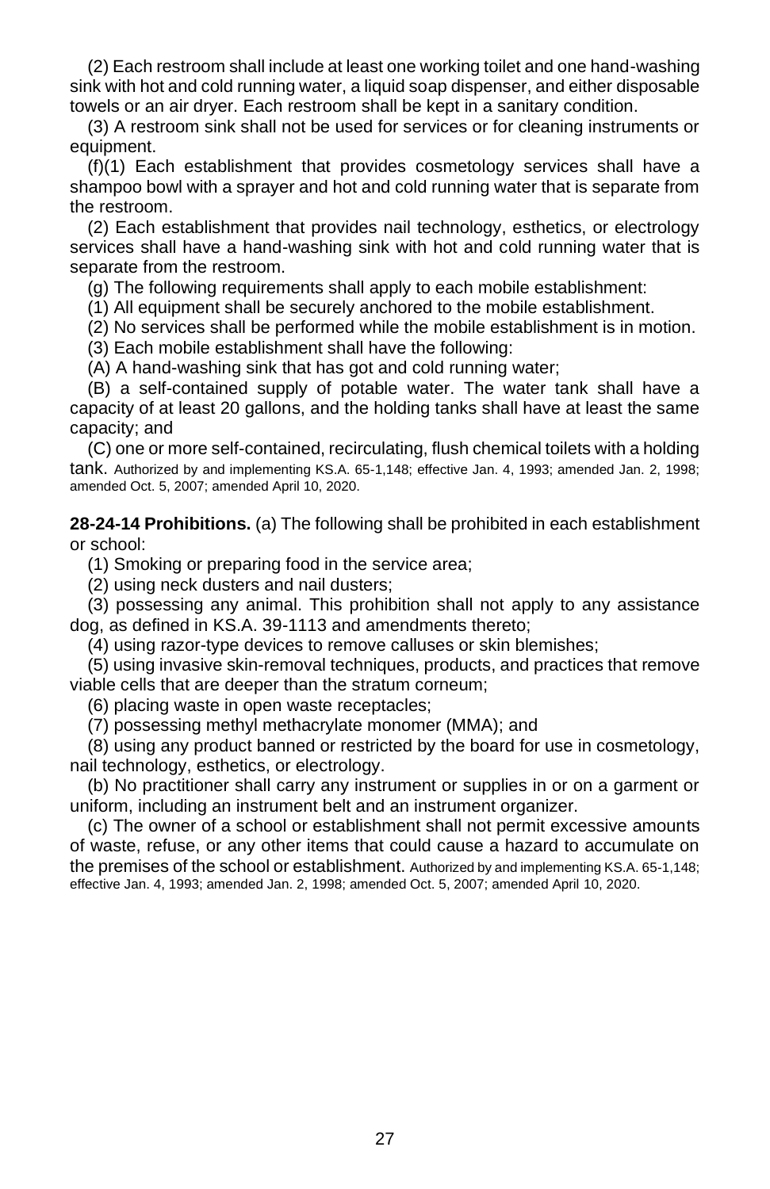(2) Each restroom shall include at least one working toilet and one hand-washing sink with hot and cold running water, a liquid soap dispenser, and either disposable towels or an air dryer. Each restroom shall be kept in a sanitary condition.

(3) A restroom sink shall not be used for services or for cleaning instruments or equipment.

(f)(1) Each establishment that provides cosmetology services shall have a shampoo bowl with a sprayer and hot and cold running water that is separate from the restroom.

(2) Each establishment that provides nail technology, esthetics, or electrology services shall have a hand-washing sink with hot and cold running water that is separate from the restroom.

(g) The following requirements shall apply to each mobile establishment:

(1) All equipment shall be securely anchored to the mobile establishment.

(2) No services shall be performed while the mobile establishment is in motion.

(3) Each mobile establishment shall have the following:

(A) A hand-washing sink that has got and cold running water;

(B) a self-contained supply of potable water. The water tank shall have a capacity of at least 20 gallons, and the holding tanks shall have at least the same capacity; and

(C) one or more self-contained, recirculating, flush chemical toilets with a holding tank. Authorized by and implementing KS.A. 65-1,148; effective Jan. 4, 1993; amended Jan. 2, 1998; amended Oct. 5, 2007; amended April 10, 2020.

**28-24-14 Prohibitions.** (a) The following shall be prohibited in each establishment or school:

(1) Smoking or preparing food in the service area;

(2) using neck dusters and nail dusters;

(3) possessing any animal. This prohibition shall not apply to any assistance dog, as defined in KS.A. 39-1113 and amendments thereto;

(4) using razor-type devices to remove calluses or skin blemishes;

(5) using invasive skin-removal techniques, products, and practices that remove viable cells that are deeper than the stratum corneum;

(6) placing waste in open waste receptacles;

(7) possessing methyl methacrylate monomer (MMA); and

(8) using any product banned or restricted by the board for use in cosmetology, nail technology, esthetics, or electrology.

(b) No practitioner shall carry any instrument or supplies in or on a garment or uniform, including an instrument belt and an instrument organizer.

(c) The owner of a school or establishment shall not permit excessive amounts of waste, refuse, or any other items that could cause a hazard to accumulate on the premises of the school or establishment. Authorized by and implementing KS.A. 65-1,148; effective Jan. 4, 1993; amended Jan. 2, 1998; amended Oct. 5, 2007; amended April 10, 2020.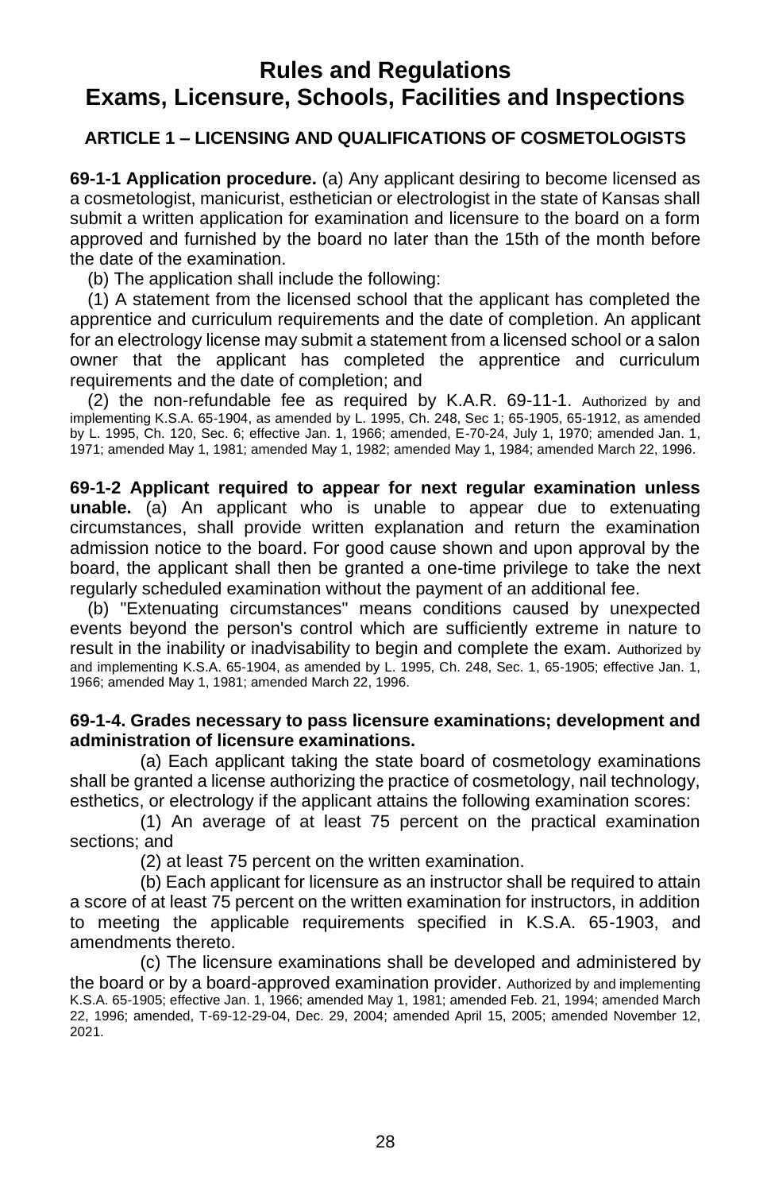# Rules and Regulations
# Exams, Licensure, Schools, Facilities and Inspections

## ARTICLE 1 – LICENSING AND QUALIFICATIONS OF COSMETOLOGISTS

**69-1-1 Application procedure.** (a) Any applicant desiring to become licensed as a cosmetologist, manicurist, esthetician or electrologist in the state of Kansas shall submit a written application for examination and licensure to the board on a form approved and furnished by the board no later than the 15th of the month before the date of the examination.

(b) The application shall include the following:

(1) A statement from the licensed school that the applicant has completed the apprentice and curriculum requirements and the date of completion. An applicant for an electrology license may submit a statement from a licensed school or a salon owner that the applicant has completed the apprentice and curriculum requirements and the date of completion; and

(2) the non-refundable fee as required by K.A.R. 69-11-1. Authorized by and implementing K.S.A. 65-1904, as amended by L. 1995, Ch. 248, Sec 1; 65-1905, 65-1912, as amended by L. 1995, Ch. 120, Sec. 6; effective Jan. 1, 1966; amended, E-70-24, July 1, 1970; amended Jan. 1, 1971; amended May 1, 1981; amended May 1, 1982; amended May 1, 1984; amended March 22, 1996.

**69-1-2 Applicant required to appear for next regular examination unless unable.** (a) An applicant who is unable to appear due to extenuating circumstances, shall provide written explanation and return the examination admission notice to the board. For good cause shown and upon approval by the board, the applicant shall then be granted a one-time privilege to take the next regularly scheduled examination without the payment of an additional fee.

(b) "Extenuating circumstances" means conditions caused by unexpected events beyond the person's control which are sufficiently extreme in nature to result in the inability or inadvisability to begin and complete the exam. Authorized by and implementing K.S.A. 65-1904, as amended by L. 1995, Ch. 248, Sec. 1, 65-1905; effective Jan. 1, 1966; amended May 1, 1981; amended March 22, 1996.

**69-1-4. Grades necessary to pass licensure examinations; development and administration of licensure examinations.**

(a) Each applicant taking the state board of cosmetology examinations shall be granted a license authorizing the practice of cosmetology, nail technology, esthetics, or electrology if the applicant attains the following examination scores:

(1) An average of at least 75 percent on the practical examination sections; and

(2) at least 75 percent on the written examination.

(b) Each applicant for licensure as an instructor shall be required to attain a score of at least 75 percent on the written examination for instructors, in addition to meeting the applicable requirements specified in K.S.A. 65-1903, and amendments thereto.

(c) The licensure examinations shall be developed and administered by the board or by a board-approved examination provider. Authorized by and implementing K.S.A. 65-1905; effective Jan. 1, 1966; amended May 1, 1981; amended Feb. 21, 1994; amended March 22, 1996; amended, T-69-12-29-04, Dec. 29, 2004; amended April 15, 2005; amended November 12, 2021.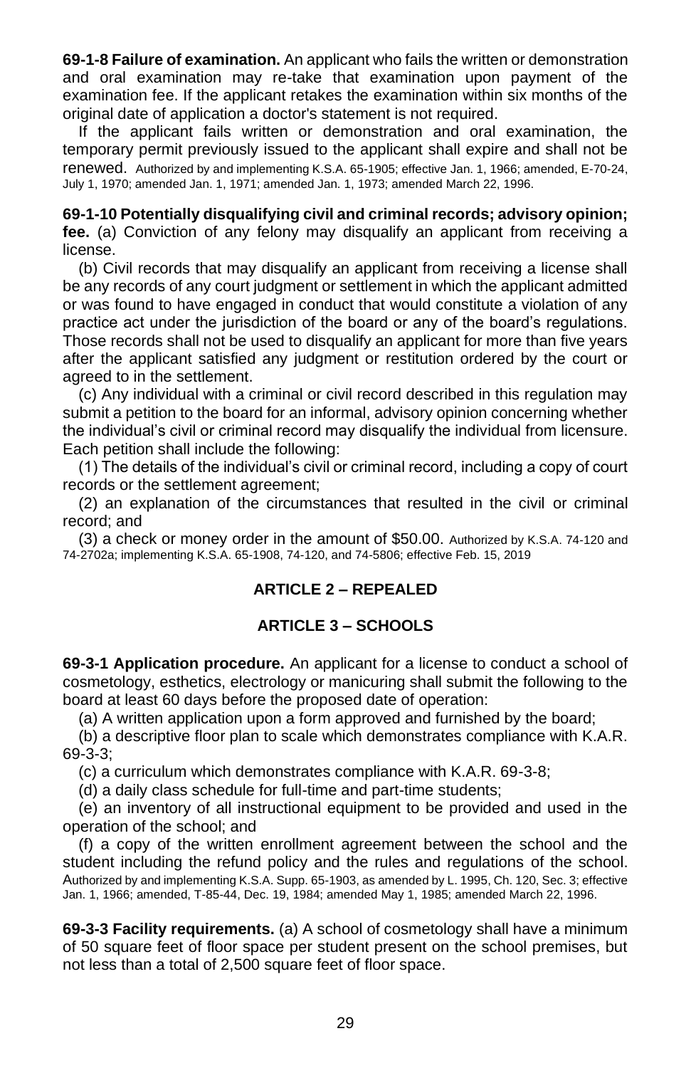**69-1-8 Failure of examination.** An applicant who fails the written or demonstration and oral examination may re-take that examination upon payment of the examination fee. If the applicant retakes the examination within six months of the original date of application a doctor's statement is not required.

If the applicant fails written or demonstration and oral examination, the temporary permit previously issued to the applicant shall expire and shall not be renewed. Authorized by and implementing K.S.A. 65-1905; effective Jan. 1, 1966; amended, E-70-24, July 1, 1970; amended Jan. 1, 1971; amended Jan. 1, 1973; amended March 22, 1996.

**69-1-10 Potentially disqualifying civil and criminal records; advisory opinion; fee.** (a) Conviction of any felony may disqualify an applicant from receiving a license.

(b) Civil records that may disqualify an applicant from receiving a license shall be any records of any court judgment or settlement in which the applicant admitted or was found to have engaged in conduct that would constitute a violation of any practice act under the jurisdiction of the board or any of the board's regulations. Those records shall not be used to disqualify an applicant for more than five years after the applicant satisfied any judgment or restitution ordered by the court or agreed to in the settlement.

(c) Any individual with a criminal or civil record described in this regulation may submit a petition to the board for an informal, advisory opinion concerning whether the individual's civil or criminal record may disqualify the individual from licensure. Each petition shall include the following:

(1) The details of the individual's civil or criminal record, including a copy of court records or the settlement agreement;

(2) an explanation of the circumstances that resulted in the civil or criminal record; and

(3) a check or money order in the amount of $50.00. Authorized by K.S.A. 74-120 and 74-2702a; implementing K.S.A. 65-1908, 74-120, and 74-5806; effective Feb. 15, 2019

## ARTICLE 2 – REPEALED

## ARTICLE 3 – SCHOOLS

**69-3-1 Application procedure.** An applicant for a license to conduct a school of cosmetology, esthetics, electrology or manicuring shall submit the following to the board at least 60 days before the proposed date of operation:

(a) A written application upon a form approved and furnished by the board;

(b) a descriptive floor plan to scale which demonstrates compliance with K.A.R. 69-3-3;

(c) a curriculum which demonstrates compliance with K.A.R. 69-3-8;

(d) a daily class schedule for full-time and part-time students;

(e) an inventory of all instructional equipment to be provided and used in the operation of the school; and

(f) a copy of the written enrollment agreement between the school and the student including the refund policy and the rules and regulations of the school. Authorized by and implementing K.S.A. Supp. 65-1903, as amended by L. 1995, Ch. 120, Sec. 3; effective Jan. 1, 1966; amended, T-85-44, Dec. 19, 1984; amended May 1, 1985; amended March 22, 1996.

**69-3-3 Facility requirements.** (a) A school of cosmetology shall have a minimum of 50 square feet of floor space per student present on the school premises, but not less than a total of 2,500 square feet of floor space.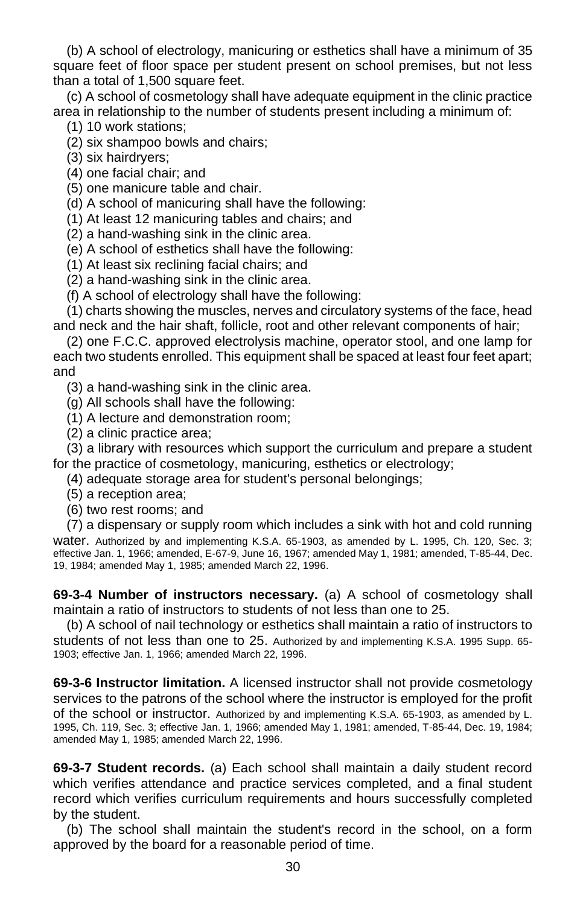(b) A school of electrology, manicuring or esthetics shall have a minimum of 35 square feet of floor space per student present on school premises, but not less than a total of 1,500 square feet.

(c) A school of cosmetology shall have adequate equipment in the clinic practice area in relationship to the number of students present including a minimum of:

(1) 10 work stations;

(2) six shampoo bowls and chairs;

(3) six hairdryers;

(4) one facial chair; and

(5) one manicure table and chair.

(d) A school of manicuring shall have the following:

(1) At least 12 manicuring tables and chairs; and

(2) a hand-washing sink in the clinic area.

(e) A school of esthetics shall have the following:

(1) At least six reclining facial chairs; and

(2) a hand-washing sink in the clinic area.

(f) A school of electrology shall have the following:

(1) charts showing the muscles, nerves and circulatory systems of the face, head and neck and the hair shaft, follicle, root and other relevant components of hair;

(2) one F.C.C. approved electrolysis machine, operator stool, and one lamp for each two students enrolled. This equipment shall be spaced at least four feet apart; and

(3) a hand-washing sink in the clinic area.

(g) All schools shall have the following:

(1) A lecture and demonstration room;

(2) a clinic practice area;

(3) a library with resources which support the curriculum and prepare a student for the practice of cosmetology, manicuring, esthetics or electrology;

(4) adequate storage area for student's personal belongings;

(5) a reception area;

(6) two rest rooms; and

(7) a dispensary or supply room which includes a sink with hot and cold running water. Authorized by and implementing K.S.A. 65-1903, as amended by L. 1995, Ch. 120, Sec. 3; effective Jan. 1, 1966; amended, E-67-9, June 16, 1967; amended May 1, 1981; amended, T-85-44, Dec. 19, 1984; amended May 1, 1985; amended March 22, 1996.

**69-3-4 Number of instructors necessary.** (a) A school of cosmetology shall maintain a ratio of instructors to students of not less than one to 25.

(b) A school of nail technology or esthetics shall maintain a ratio of instructors to students of not less than one to 25. Authorized by and implementing K.S.A. 1995 Supp. 65-1903; effective Jan. 1, 1966; amended March 22, 1996.

**69-3-6 Instructor limitation.** A licensed instructor shall not provide cosmetology services to the patrons of the school where the instructor is employed for the profit of the school or instructor. Authorized by and implementing K.S.A. 65-1903, as amended by L. 1995, Ch. 119, Sec. 3; effective Jan. 1, 1966; amended May 1, 1981; amended, T-85-44, Dec. 19, 1984; amended May 1, 1985; amended March 22, 1996.

**69-3-7 Student records.** (a) Each school shall maintain a daily student record which verifies attendance and practice services completed, and a final student record which verifies curriculum requirements and hours successfully completed by the student.

(b) The school shall maintain the student's record in the school, on a form approved by the board for a reasonable period of time.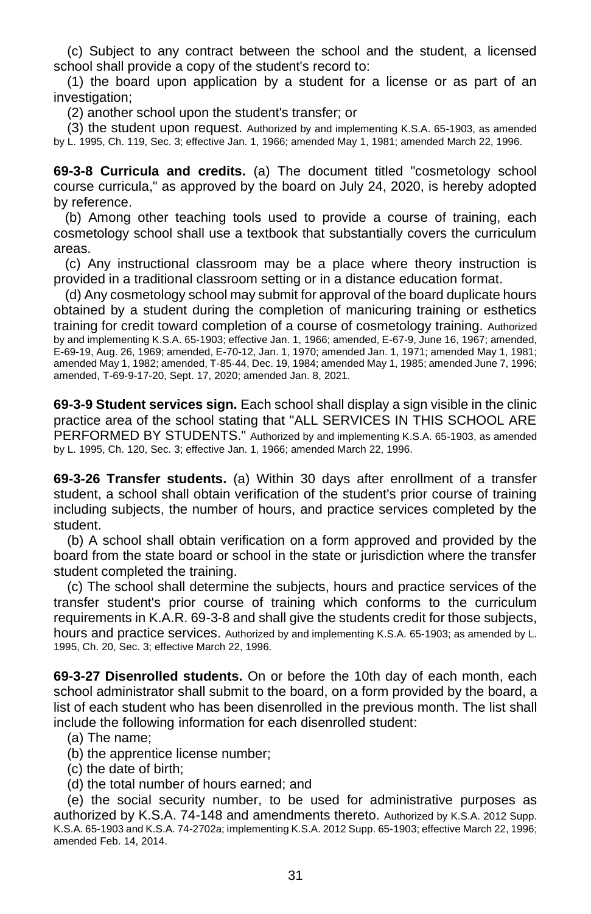(c) Subject to any contract between the school and the student, a licensed school shall provide a copy of the student's record to:

(1) the board upon application by a student for a license or as part of an investigation;

(2) another school upon the student's transfer; or

(3) the student upon request. Authorized by and implementing K.S.A. 65-1903, as amended by L. 1995, Ch. 119, Sec. 3; effective Jan. 1, 1966; amended May 1, 1981; amended March 22, 1996.

**69-3-8 Curricula and credits.** (a) The document titled "cosmetology school course curricula," as approved by the board on July 24, 2020, is hereby adopted by reference.

(b) Among other teaching tools used to provide a course of training, each cosmetology school shall use a textbook that substantially covers the curriculum areas.

(c) Any instructional classroom may be a place where theory instruction is provided in a traditional classroom setting or in a distance education format.

(d) Any cosmetology school may submit for approval of the board duplicate hours obtained by a student during the completion of manicuring training or esthetics training for credit toward completion of a course of cosmetology training. Authorized by and implementing K.S.A. 65-1903; effective Jan. 1, 1966; amended, E-67-9, June 16, 1967; amended, E-69-19, Aug. 26, 1969; amended, E-70-12, Jan. 1, 1970; amended Jan. 1, 1971; amended May 1, 1981; amended May 1, 1982; amended, T-85-44, Dec. 19, 1984; amended May 1, 1985; amended June 7, 1996; amended, T-69-9-17-20, Sept. 17, 2020; amended Jan. 8, 2021.

**69-3-9 Student services sign.** Each school shall display a sign visible in the clinic practice area of the school stating that "ALL SERVICES IN THIS SCHOOL ARE PERFORMED BY STUDENTS." Authorized by and implementing K.S.A. 65-1903, as amended by L. 1995, Ch. 120, Sec. 3; effective Jan. 1, 1966; amended March 22, 1996.

**69-3-26 Transfer students.** (a) Within 30 days after enrollment of a transfer student, a school shall obtain verification of the student's prior course of training including subjects, the number of hours, and practice services completed by the student.

(b) A school shall obtain verification on a form approved and provided by the board from the state board or school in the state or jurisdiction where the transfer student completed the training.

(c) The school shall determine the subjects, hours and practice services of the transfer student's prior course of training which conforms to the curriculum requirements in K.A.R. 69-3-8 and shall give the students credit for those subjects, hours and practice services. Authorized by and implementing K.S.A. 65-1903; as amended by L. 1995, Ch. 20, Sec. 3; effective March 22, 1996.

**69-3-27 Disenrolled students.** On or before the 10th day of each month, each school administrator shall submit to the board, on a form provided by the board, a list of each student who has been disenrolled in the previous month. The list shall include the following information for each disenrolled student:

(a) The name;

(b) the apprentice license number;

(c) the date of birth;

(d) the total number of hours earned; and

(e) the social security number, to be used for administrative purposes as authorized by K.S.A. 74-148 and amendments thereto. Authorized by K.S.A. 2012 Supp. K.S.A. 65-1903 and K.S.A. 74-2702a; implementing K.S.A. 2012 Supp. 65-1903; effective March 22, 1996; amended Feb. 14, 2014.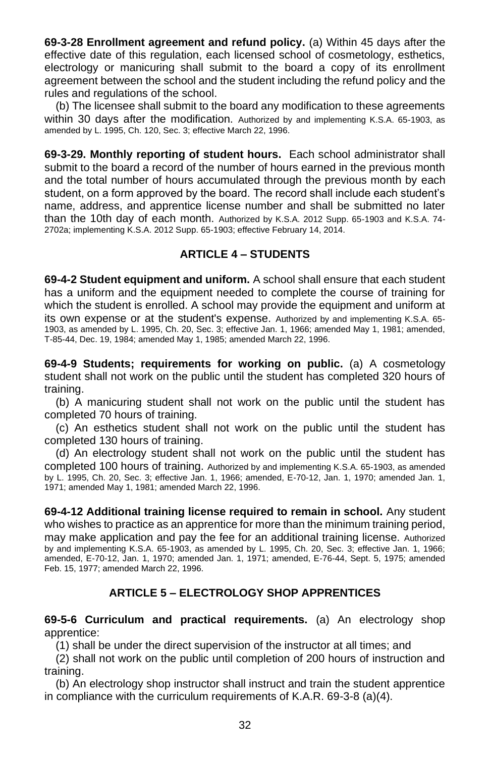**69-3-28 Enrollment agreement and refund policy.** (a) Within 45 days after the effective date of this regulation, each licensed school of cosmetology, esthetics, electrology or manicuring shall submit to the board a copy of its enrollment agreement between the school and the student including the refund policy and the rules and regulations of the school.

(b) The licensee shall submit to the board any modification to these agreements within 30 days after the modification. Authorized by and implementing K.S.A. 65-1903, as amended by L. 1995, Ch. 120, Sec. 3; effective March 22, 1996.

**69-3-29. Monthly reporting of student hours.** Each school administrator shall submit to the board a record of the number of hours earned in the previous month and the total number of hours accumulated through the previous month by each student, on a form approved by the board. The record shall include each student's name, address, and apprentice license number and shall be submitted no later than the 10th day of each month. Authorized by K.S.A. 2012 Supp. 65-1903 and K.S.A. 74-2702a; implementing K.S.A. 2012 Supp. 65-1903; effective February 14, 2014.

## ARTICLE 4 – STUDENTS

**69-4-2 Student equipment and uniform.** A school shall ensure that each student has a uniform and the equipment needed to complete the course of training for which the student is enrolled. A school may provide the equipment and uniform at its own expense or at the student's expense. Authorized by and implementing K.S.A. 65-1903, as amended by L. 1995, Ch. 20, Sec. 3; effective Jan. 1, 1966; amended May 1, 1981; amended, T-85-44, Dec. 19, 1984; amended May 1, 1985; amended March 22, 1996.

**69-4-9 Students; requirements for working on public.** (a) A cosmetology student shall not work on the public until the student has completed 320 hours of training.

(b) A manicuring student shall not work on the public until the student has completed 70 hours of training.

(c) An esthetics student shall not work on the public until the student has completed 130 hours of training.

(d) An electrology student shall not work on the public until the student has completed 100 hours of training. Authorized by and implementing K.S.A. 65-1903, as amended by L. 1995, Ch. 20, Sec. 3; effective Jan. 1, 1966; amended, E-70-12, Jan. 1, 1970; amended Jan. 1, 1971; amended May 1, 1981; amended March 22, 1996.

**69-4-12 Additional training license required to remain in school.** Any student who wishes to practice as an apprentice for more than the minimum training period, may make application and pay the fee for an additional training license. Authorized by and implementing K.S.A. 65-1903, as amended by L. 1995, Ch. 20, Sec. 3; effective Jan. 1, 1966; amended, E-70-12, Jan. 1, 1970; amended Jan. 1, 1971; amended, E-76-44, Sept. 5, 1975; amended Feb. 15, 1977; amended March 22, 1996.

## ARTICLE 5 – ELECTROLOGY SHOP APPRENTICES

**69-5-6 Curriculum and practical requirements.** (a) An electrology shop apprentice:

(1) shall be under the direct supervision of the instructor at all times; and

(2) shall not work on the public until completion of 200 hours of instruction and training.

(b) An electrology shop instructor shall instruct and train the student apprentice in compliance with the curriculum requirements of K.A.R. 69-3-8 (a)(4).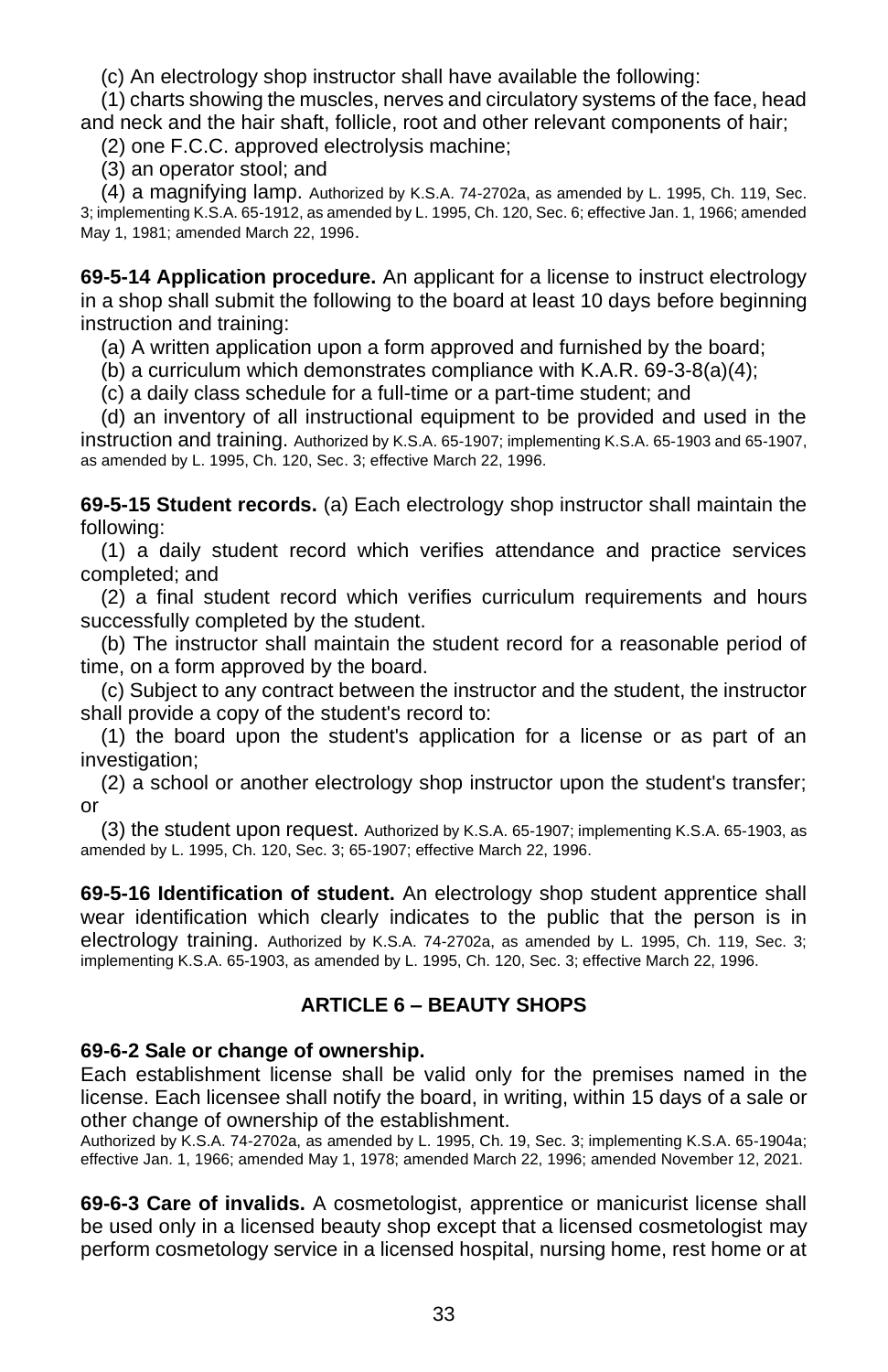(c) An electrology shop instructor shall have available the following:

(1) charts showing the muscles, nerves and circulatory systems of the face, head and neck and the hair shaft, follicle, root and other relevant components of hair;

(2) one F.C.C. approved electrolysis machine;

(3) an operator stool; and

(4) a magnifying lamp. Authorized by K.S.A. 74-2702a, as amended by L. 1995, Ch. 119, Sec. 3; implementing K.S.A. 65-1912, as amended by L. 1995, Ch. 120, Sec. 6; effective Jan. 1, 1966; amended May 1, 1981; amended March 22, 1996.

**69-5-14 Application procedure.** An applicant for a license to instruct electrology in a shop shall submit the following to the board at least 10 days before beginning instruction and training:

(a) A written application upon a form approved and furnished by the board;

(b) a curriculum which demonstrates compliance with K.A.R. 69-3-8(a)(4);

(c) a daily class schedule for a full-time or a part-time student; and

(d) an inventory of all instructional equipment to be provided and used in the instruction and training. Authorized by K.S.A. 65-1907; implementing K.S.A. 65-1903 and 65-1907, as amended by L. 1995, Ch. 120, Sec. 3; effective March 22, 1996.

**69-5-15 Student records.** (a) Each electrology shop instructor shall maintain the following:

(1) a daily student record which verifies attendance and practice services completed; and

(2) a final student record which verifies curriculum requirements and hours successfully completed by the student.

(b) The instructor shall maintain the student record for a reasonable period of time, on a form approved by the board.

(c) Subject to any contract between the instructor and the student, the instructor shall provide a copy of the student's record to:

(1) the board upon the student's application for a license or as part of an investigation;

(2) a school or another electrology shop instructor upon the student's transfer; or

(3) the student upon request. Authorized by K.S.A. 65-1907; implementing K.S.A. 65-1903, as amended by L. 1995, Ch. 120, Sec. 3; 65-1907; effective March 22, 1996.

**69-5-16 Identification of student.** An electrology shop student apprentice shall wear identification which clearly indicates to the public that the person is in electrology training. Authorized by K.S.A. 74-2702a, as amended by L. 1995, Ch. 119, Sec. 3; implementing K.S.A. 65-1903, as amended by L. 1995, Ch. 120, Sec. 3; effective March 22, 1996.

## ARTICLE 6 – BEAUTY SHOPS

**69-6-2 Sale or change of ownership.**

Each establishment license shall be valid only for the premises named in the license. Each licensee shall notify the board, in writing, within 15 days of a sale or other change of ownership of the establishment.

Authorized by K.S.A. 74-2702a, as amended by L. 1995, Ch. 19, Sec. 3; implementing K.S.A. 65-1904a; effective Jan. 1, 1966; amended May 1, 1978; amended March 22, 1996; amended November 12, 2021.

**69-6-3 Care of invalids.** A cosmetologist, apprentice or manicurist license shall be used only in a licensed beauty shop except that a licensed cosmetologist may perform cosmetology service in a licensed hospital, nursing home, rest home or at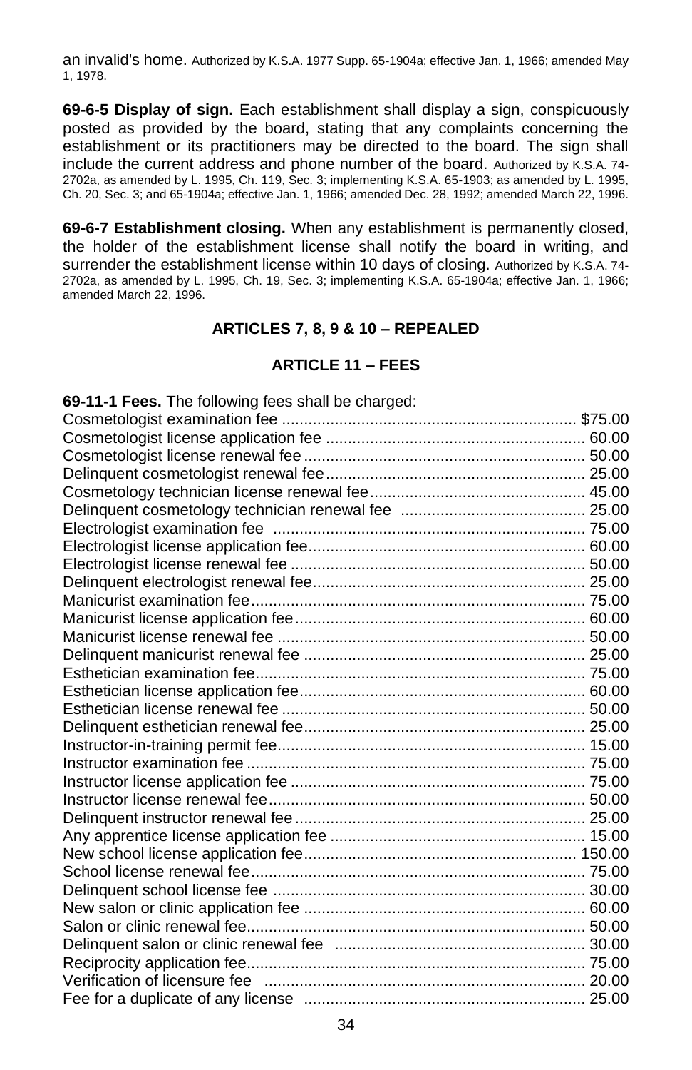an invalid's home. Authorized by K.S.A. 1977 Supp. 65-1904a; effective Jan. 1, 1966; amended May 1, 1978.

**69-6-5 Display of sign.** Each establishment shall display a sign, conspicuously posted as provided by the board, stating that any complaints concerning the establishment or its practitioners may be directed to the board. The sign shall include the current address and phone number of the board. Authorized by K.S.A. 74-2702a, as amended by L. 1995, Ch. 119, Sec. 3; implementing K.S.A. 65-1903; as amended by L. 1995, Ch. 20, Sec. 3; and 65-1904a; effective Jan. 1, 1966; amended Dec. 28, 1992; amended March 22, 1996.

**69-6-7 Establishment closing.** When any establishment is permanently closed, the holder of the establishment license shall notify the board in writing, and surrender the establishment license within 10 days of closing. Authorized by K.S.A. 74-2702a, as amended by L. 1995, Ch. 19, Sec. 3; implementing K.S.A. 65-1904a; effective Jan. 1, 1966; amended March 22, 1996.

## ARTICLES 7, 8, 9 & 10 – REPEALED

## ARTICLE 11 – FEES

**69-11-1 Fees.** The following fees shall be charged:

| Fee | Amount |
|---|---|
| Cosmetologist examination fee | $75.00 |
| Cosmetologist license application fee | 60.00 |
| Cosmetologist license renewal fee | 50.00 |
| Delinquent cosmetologist renewal fee | 25.00 |
| Cosmetology technician license renewal fee | 45.00 |
| Delinquent cosmetology technician renewal fee | 25.00 |
| Electrologist examination fee | 75.00 |
| Electrologist license application fee | 60.00 |
| Electrologist license renewal fee | 50.00 |
| Delinquent electrologist renewal fee | 25.00 |
| Manicurist examination fee | 75.00 |
| Manicurist license application fee | 60.00 |
| Manicurist license renewal fee | 50.00 |
| Delinquent manicurist renewal fee | 25.00 |
| Esthetician examination fee | 75.00 |
| Esthetician license application fee | 60.00 |
| Esthetician license renewal fee | 50.00 |
| Delinquent esthetician renewal fee | 25.00 |
| Instructor-in-training permit fee | 15.00 |
| Instructor examination fee | 75.00 |
| Instructor license application fee | 75.00 |
| Instructor license renewal fee | 50.00 |
| Delinquent instructor renewal fee | 25.00 |
| Any apprentice license application fee | 15.00 |
| New school license application fee | 150.00 |
| School license renewal fee | 75.00 |
| Delinquent school license fee | 30.00 |
| New salon or clinic application fee | 60.00 |
| Salon or clinic renewal fee | 50.00 |
| Delinquent salon or clinic renewal fee | 30.00 |
| Reciprocity application fee | 75.00 |
| Verification of licensure fee | 20.00 |
| Fee for a duplicate of any license | 25.00 |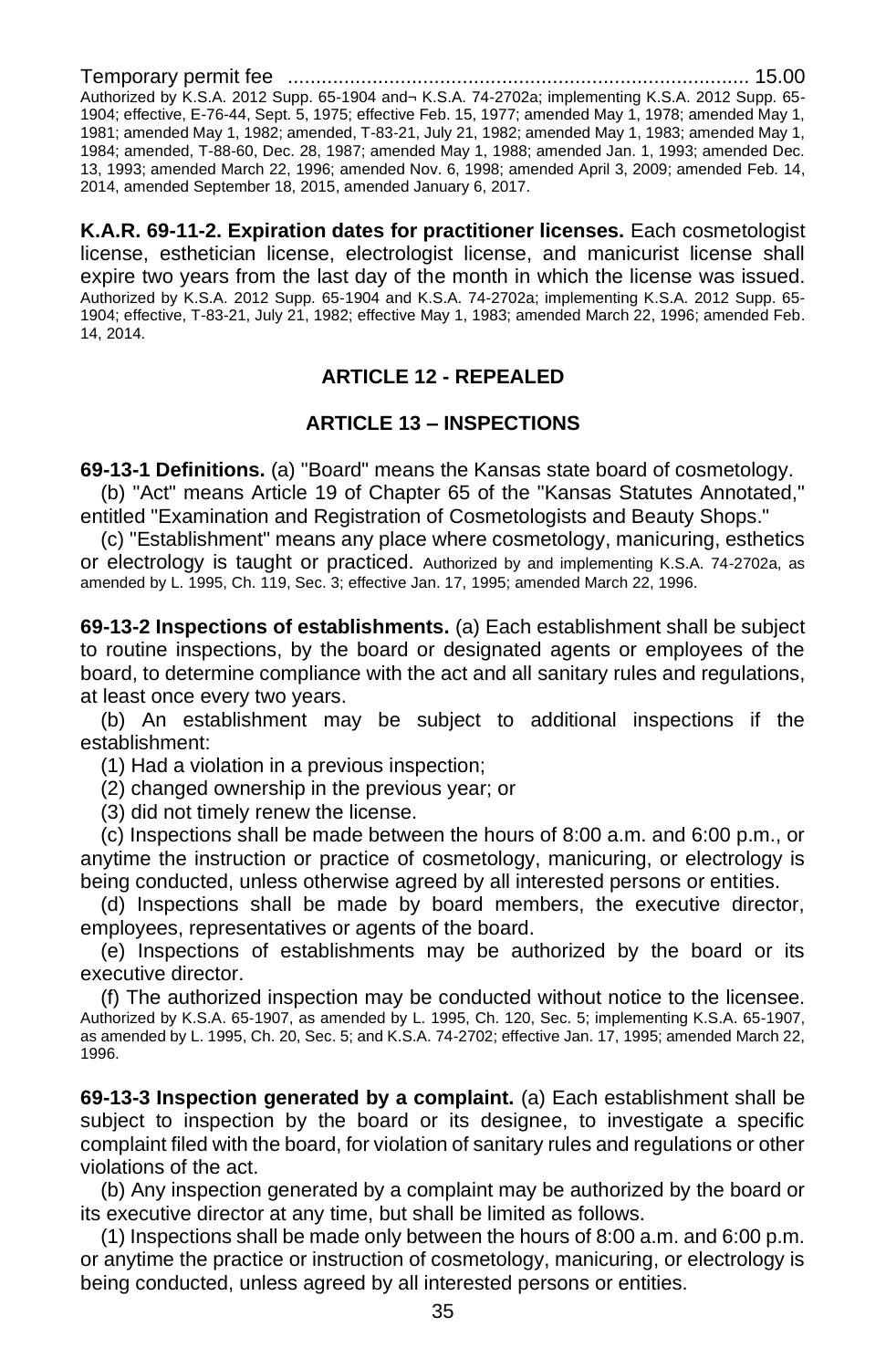Temporary permit fee ................................................................................ 15.00

Authorized by K.S.A. 2012 Supp. 65-1904 and¬ K.S.A. 74-2702a; implementing K.S.A. 2012 Supp. 65-1904; effective, E-76-44, Sept. 5, 1975; effective Feb. 15, 1977; amended May 1, 1978; amended May 1, 1981; amended May 1, 1982; amended, T-83-21, July 21, 1982; amended May 1, 1983; amended May 1, 1984; amended, T-88-60, Dec. 28, 1987; amended May 1, 1988; amended Jan. 1, 1993; amended Dec. 13, 1993; amended March 22, 1996; amended Nov. 6, 1998; amended April 3, 2009; amended Feb. 14, 2014, amended September 18, 2015, amended January 6, 2017.

**K.A.R. 69-11-2. Expiration dates for practitioner licenses.** Each cosmetologist license, esthetician license, electrologist license, and manicurist license shall expire two years from the last day of the month in which the license was issued. Authorized by K.S.A. 2012 Supp. 65-1904 and K.S.A. 74-2702a; implementing K.S.A. 2012 Supp. 65-1904; effective, T-83-21, July 21, 1982; effective May 1, 1983; amended March 22, 1996; amended Feb. 14, 2014.

## ARTICLE 12 - REPEALED

## ARTICLE 13 – INSPECTIONS

**69-13-1 Definitions.** (a) "Board" means the Kansas state board of cosmetology.

(b) "Act" means Article 19 of Chapter 65 of the "Kansas Statutes Annotated," entitled "Examination and Registration of Cosmetologists and Beauty Shops."

(c) "Establishment" means any place where cosmetology, manicuring, esthetics or electrology is taught or practiced. Authorized by and implementing K.S.A. 74-2702a, as amended by L. 1995, Ch. 119, Sec. 3; effective Jan. 17, 1995; amended March 22, 1996.

**69-13-2 Inspections of establishments.** (a) Each establishment shall be subject to routine inspections, by the board or designated agents or employees of the board, to determine compliance with the act and all sanitary rules and regulations, at least once every two years.

(b) An establishment may be subject to additional inspections if the establishment:

(1) Had a violation in a previous inspection;

(2) changed ownership in the previous year; or

(3) did not timely renew the license.

(c) Inspections shall be made between the hours of 8:00 a.m. and 6:00 p.m., or anytime the instruction or practice of cosmetology, manicuring, or electrology is being conducted, unless otherwise agreed by all interested persons or entities.

(d) Inspections shall be made by board members, the executive director, employees, representatives or agents of the board.

(e) Inspections of establishments may be authorized by the board or its executive director.

(f) The authorized inspection may be conducted without notice to the licensee. Authorized by K.S.A. 65-1907, as amended by L. 1995, Ch. 120, Sec. 5; implementing K.S.A. 65-1907, as amended by L. 1995, Ch. 20, Sec. 5; and K.S.A. 74-2702; effective Jan. 17, 1995; amended March 22, 1996.

**69-13-3 Inspection generated by a complaint.** (a) Each establishment shall be subject to inspection by the board or its designee, to investigate a specific complaint filed with the board, for violation of sanitary rules and regulations or other violations of the act.

(b) Any inspection generated by a complaint may be authorized by the board or its executive director at any time, but shall be limited as follows.

(1) Inspections shall be made only between the hours of 8:00 a.m. and 6:00 p.m. or anytime the practice or instruction of cosmetology, manicuring, or electrology is being conducted, unless agreed by all interested persons or entities.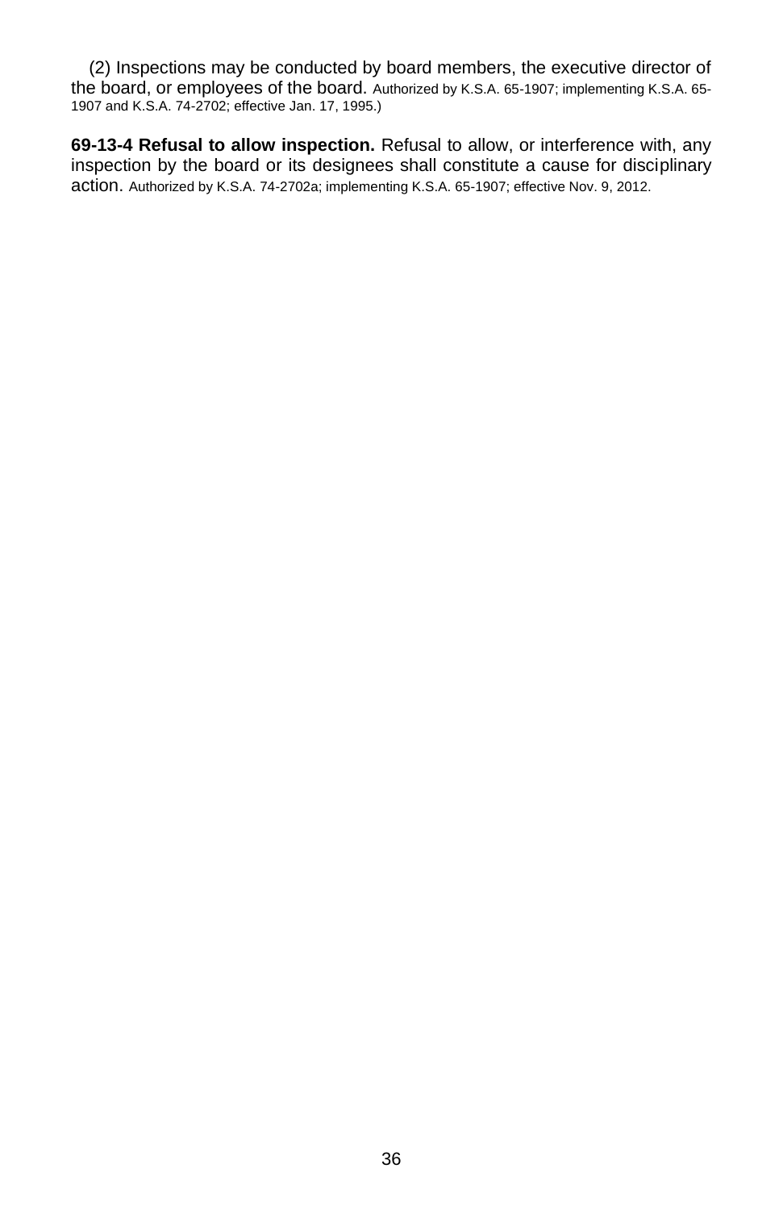(2) Inspections may be conducted by board members, the executive director of the board, or employees of the board. Authorized by K.S.A. 65-1907; implementing K.S.A. 65-1907 and K.S.A. 74-2702; effective Jan. 17, 1995.)

**69-13-4 Refusal to allow inspection.** Refusal to allow, or interference with, any inspection by the board or its designees shall constitute a cause for disciplinary action. Authorized by K.S.A. 74-2702a; implementing K.S.A. 65-1907; effective Nov. 9, 2012.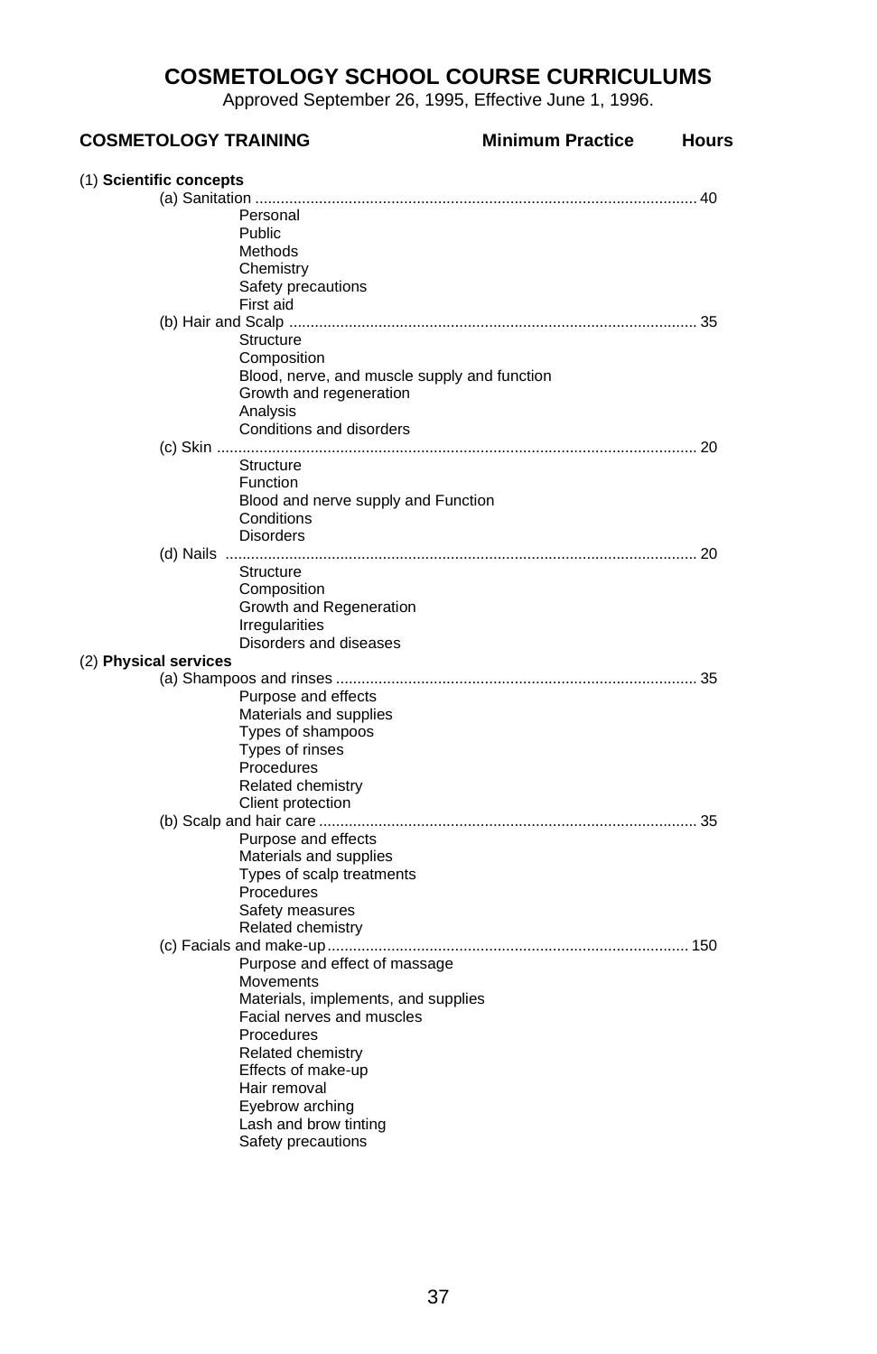# COSMETOLOGY SCHOOL COURSE CURRICULUMS

Approved September 26, 1995, Effective June 1, 1996.

**COSMETOLOGY TRAINING** **Minimum Practice** **Hours**

(1) **Scientific concepts**

(a) Sanitation ........................................................................................................ 40
- Personal
- Public
- Methods
- Chemistry
- Safety precautions
- First aid

(b) Hair and Scalp ................................................................................................ 35
- Structure
- Composition
- Blood, nerve, and muscle supply and function
- Growth and regeneration
- Analysis
- Conditions and disorders

(c) Skin ................................................................................................................ 20
- Structure
- Function
- Blood and nerve supply and Function
- Conditions
- Disorders

(d) Nails .............................................................................................................. 20
- Structure
- Composition
- Growth and Regeneration
- Irregularities
- Disorders and diseases

(2) **Physical services**

(a) Shampoos and rinses ..................................................................................... 35
- Purpose and effects
- Materials and supplies
- Types of shampoos
- Types of rinses
- Procedures
- Related chemistry
- Client protection

(b) Scalp and hair care ......................................................................................... 35
- Purpose and effects
- Materials and supplies
- Types of scalp treatments
- Procedures
- Safety measures
- Related chemistry

(c) Facials and make-up ..................................................................................... 150
- Purpose and effect of massage
- Movements
- Materials, implements, and supplies
- Facial nerves and muscles
- Procedures
- Related chemistry
- Effects of make-up
- Hair removal
- Eyebrow arching
- Lash and brow tinting
- Safety precautions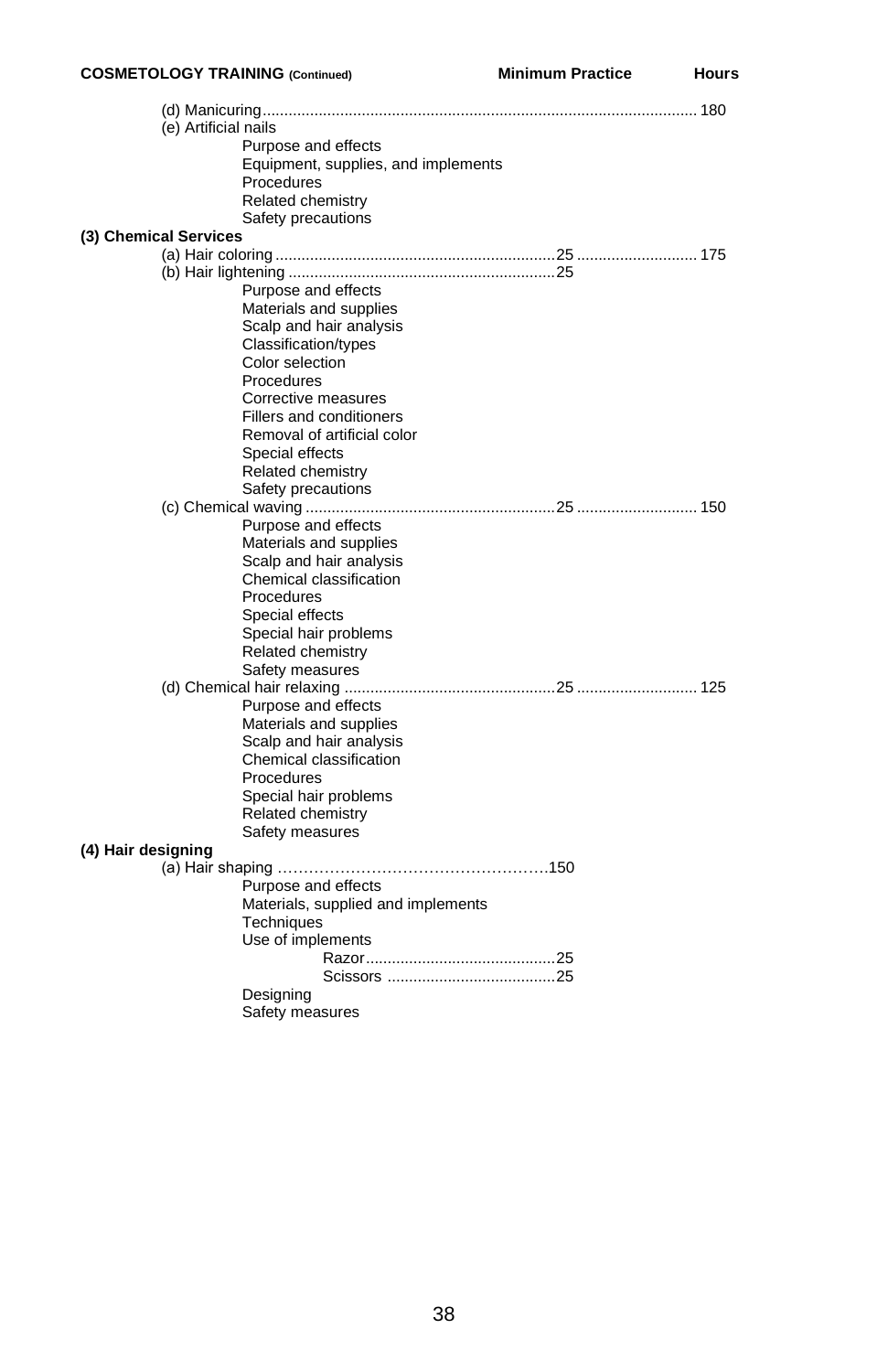| COSMETOLOGY TRAINING (Continued) | Minimum Practice | Hours |
|---|---|---|
| (d) Manicuring | | 180 |
| (e) Artificial nails | | |
| Purpose and effects | | |
| Equipment, supplies, and implements | | |
| Procedures | | |
| Related chemistry | | |
| Safety precautions | | |
| **(3) Chemical Services** | | |
| (a) Hair coloring | 25 | 175 |
| (b) Hair lightening | 25 | |
| Purpose and effects | | |
| Materials and supplies | | |
| Scalp and hair analysis | | |
| Classification/types | | |
| Color selection | | |
| Procedures | | |
| Corrective measures | | |
| Fillers and conditioners | | |
| Removal of artificial color | | |
| Special effects | | |
| Related chemistry | | |
| Safety precautions | | |
| (c) Chemical waving | 25 | 150 |
| Purpose and effects | | |
| Materials and supplies | | |
| Scalp and hair analysis | | |
| Chemical classification | | |
| Procedures | | |
| Special effects | | |
| Special hair problems | | |
| Related chemistry | | |
| Safety measures | | |
| (d) Chemical hair relaxing | 25 | 125 |
| Purpose and effects | | |
| Materials and supplies | | |
| Scalp and hair analysis | | |
| Chemical classification | | |
| Procedures | | |
| Special hair problems | | |
| Related chemistry | | |
| Safety measures | | |
| **(4) Hair designing** | | |
| (a) Hair shaping | 150 | |
| Purpose and effects | | |
| Materials, supplied and implements | | |
| Techniques | | |
| Use of implements | | |
| Razor | 25 | |
| Scissors | 25 | |
| Designing | | |
| Safety measures | | |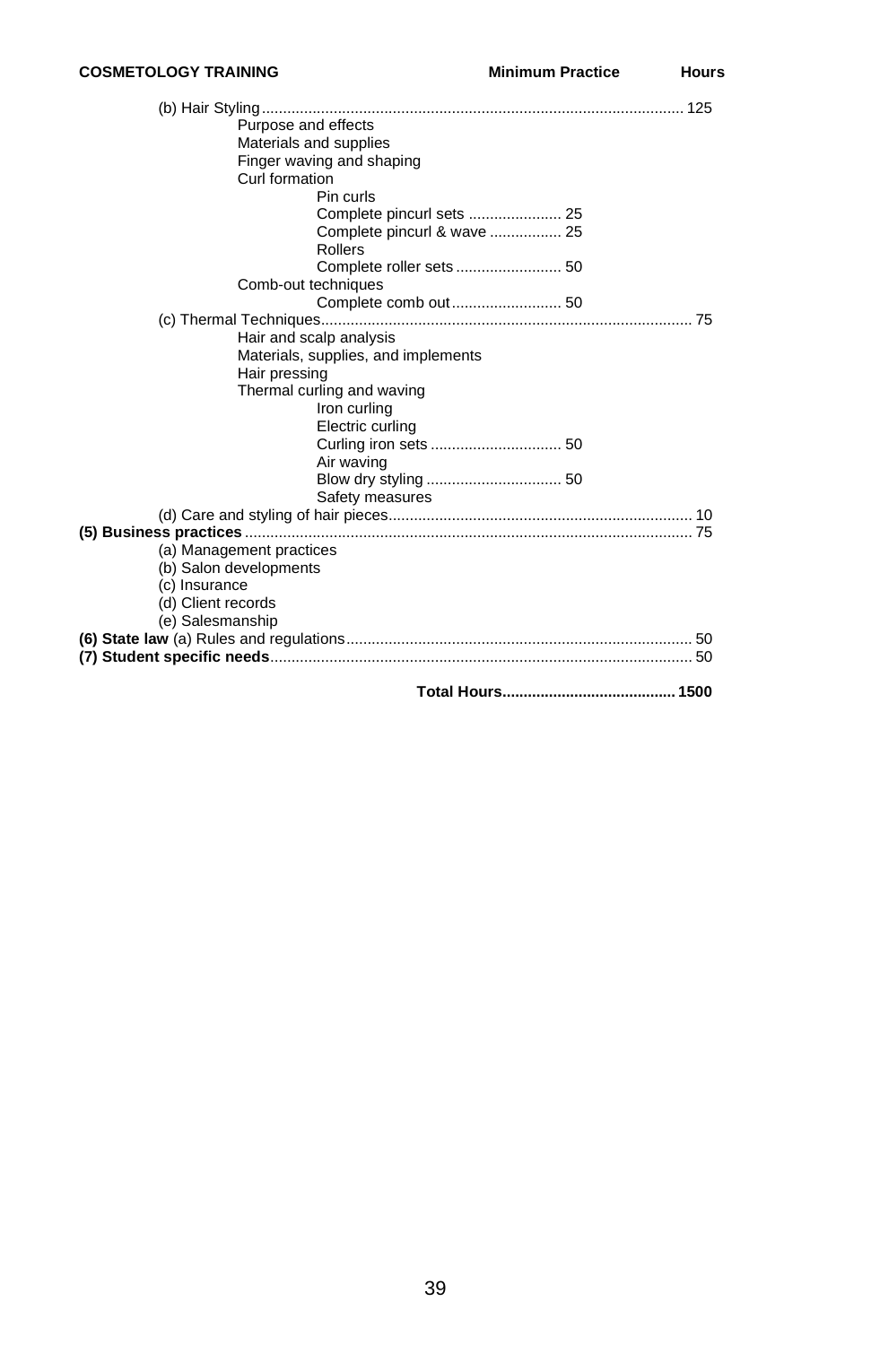**COSMETOLOGY TRAINING** **Minimum Practice** **Hours**

(b) Hair Styling .......... 125

- Purpose and effects
- Materials and supplies
- Finger waving and shaping
- Curl formation
  - Pin curls
  - Complete pincurl sets .......... 25
  - Complete pincurl & wave .......... 25
  - Rollers
  - Complete roller sets .......... 50
- Comb-out techniques
  - Complete comb out .......... 50

(c) Thermal Techniques .......... 75

- Hair and scalp analysis
- Materials, supplies, and implements
- Hair pressing
- Thermal curling and waving
  - Iron curling
  - Electric curling
  - Curling iron sets .......... 50
  - Air waving
  - Blow dry styling .......... 50
  - Safety measures

(d) Care and styling of hair pieces .......... 10

**(5) Business practices** .......... 75

(a) Management practices
(b) Salon developments
(c) Insurance
(d) Client records
(e) Salesmanship

**(6) State law** (a) Rules and regulations .......... 50

**(7) Student specific needs** .......... 50

**Total Hours.......... 1500**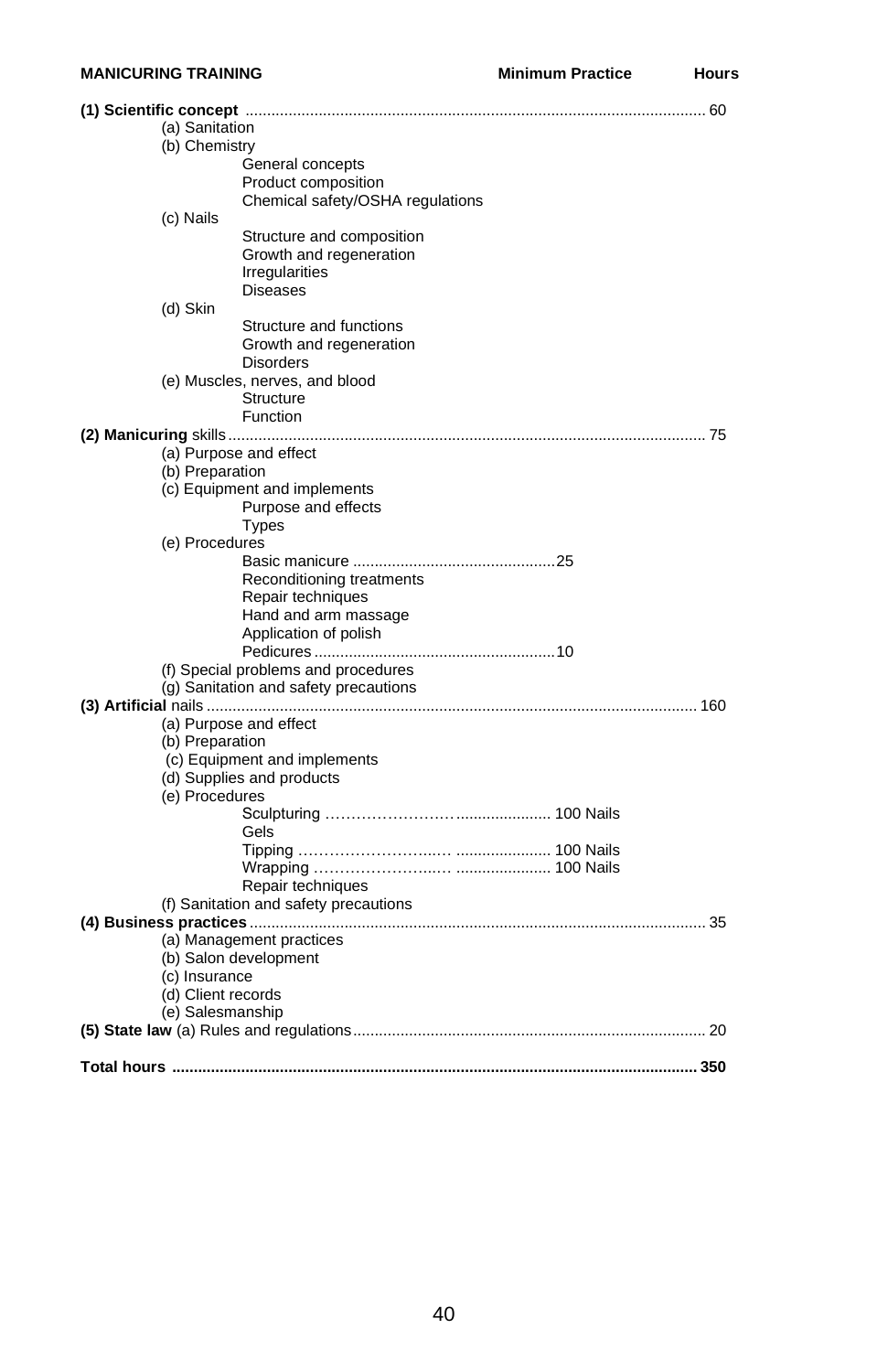**MANICURING TRAINING** **Minimum Practice** **Hours**

**(1) Scientific concept** .......................................................................................................... 60

- (a) Sanitation
- (b) Chemistry
  - General concepts
  - Product composition
  - Chemical safety/OSHA regulations
- (c) Nails
  - Structure and composition
  - Growth and regeneration
  - Irregularities
  - Diseases
- (d) Skin
  - Structure and functions
  - Growth and regeneration
  - Disorders
- (e) Muscles, nerves, and blood
  - Structure
  - Function

**(2) Manicuring** skills ............................................................................................................. 75

- (a) Purpose and effect
- (b) Preparation
- (c) Equipment and implements
  - Purpose and effects
  - Types
- (e) Procedures
  - Basic manicure ...............................................25
  - Reconditioning treatments
  - Repair techniques
  - Hand and arm massage
  - Application of polish
  - Pedicures .......................................................10
- (f) Special problems and procedures
- (g) Sanitation and safety precautions

**(3) Artificial** nails ................................................................................................................ 160

- (a) Purpose and effect
- (b) Preparation
- (c) Equipment and implements
- (d) Supplies and products
- (e) Procedures
  - Sculpturing ……………………….................... 100 Nails
  - Gels
  - Tipping ……………………..… ..................... 100 Nails
  - Wrapping ……………………..… ..................... 100 Nails
  - Repair techniques
- (f) Sanitation and safety precautions

**(4) Business practices** ......................................................................................................... 35

- (a) Management practices
- (b) Salon development
- (c) Insurance
- (d) Client records
- (e) Salesmanship

**(5) State law** (a) Rules and regulations ................................................................................. 20

**Total hours** ........................................................................................................................ **350**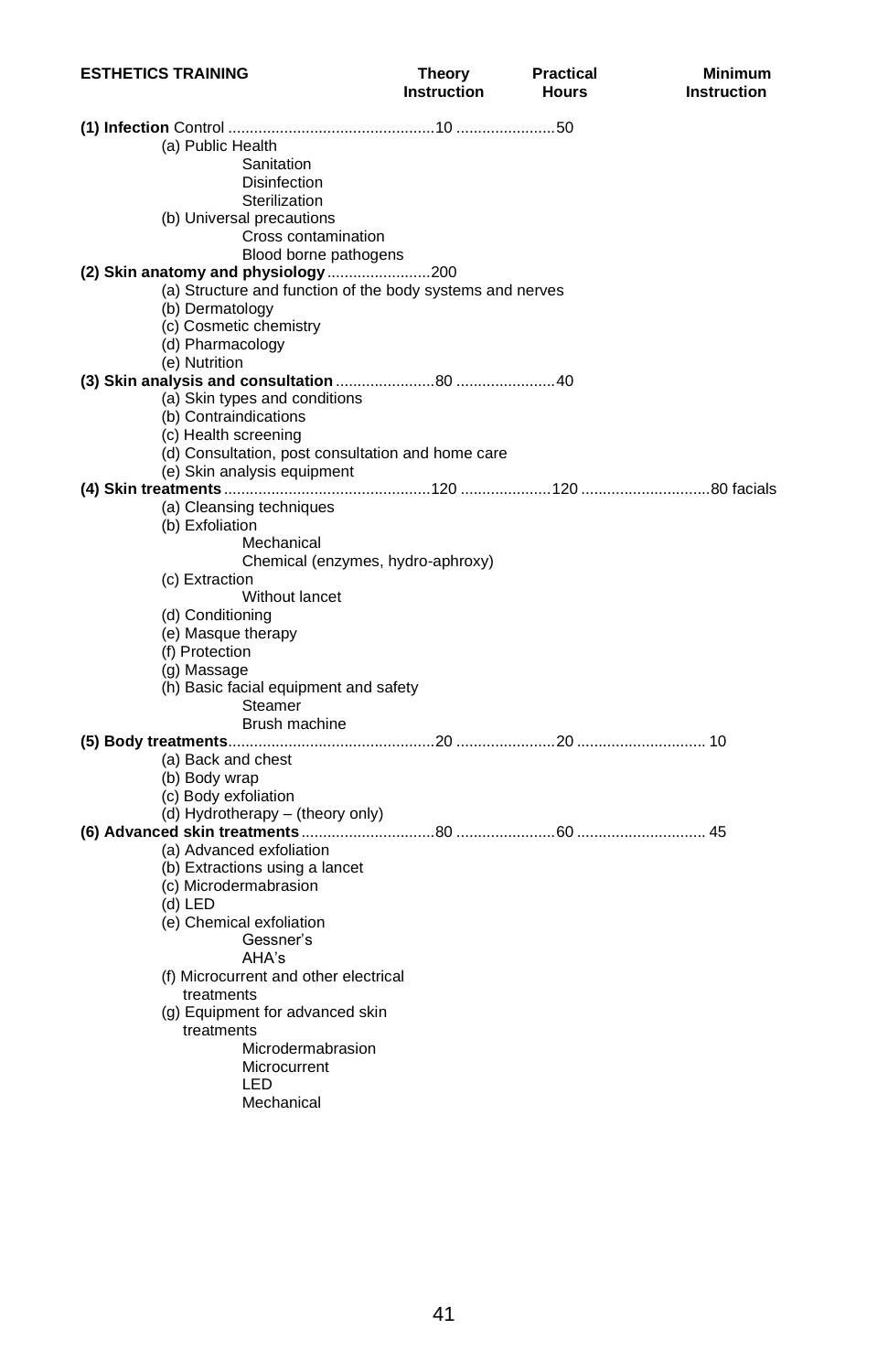| ESTHETICS TRAINING | Theory Instruction | Practical Hours | Minimum Instruction |
|---|---|---|---|
| **(1) Infection** Control | 10 | 50 | |
| (a) Public Health | | | |
| Sanitation | | | |
| Disinfection | | | |
| Sterilization | | | |
| (b) Universal precautions | | | |
| Cross contamination | | | |
| Blood borne pathogens | | | |
| **(2) Skin anatomy and physiology** | 200 | | |
| (a) Structure and function of the body systems and nerves | | | |
| (b) Dermatology | | | |
| (c) Cosmetic chemistry | | | |
| (d) Pharmacology | | | |
| (e) Nutrition | | | |
| **(3) Skin analysis and consultation** | 80 | 40 | |
| (a) Skin types and conditions | | | |
| (b) Contraindications | | | |
| (c) Health screening | | | |
| (d) Consultation, post consultation and home care | | | |
| (e) Skin analysis equipment | | | |
| **(4) Skin treatments** | 120 | 120 | 80 facials |
| (a) Cleansing techniques | | | |
| (b) Exfoliation | | | |
| Mechanical | | | |
| Chemical (enzymes, hydro-aphroxy) | | | |
| (c) Extraction | | | |
| Without lancet | | | |
| (d) Conditioning | | | |
| (e) Masque therapy | | | |
| (f) Protection | | | |
| (g) Massage | | | |
| (h) Basic facial equipment and safety | | | |
| Steamer | | | |
| Brush machine | | | |
| **(5) Body treatments** | 20 | 20 | 10 |
| (a) Back and chest | | | |
| (b) Body wrap | | | |
| (c) Body exfoliation | | | |
| (d) Hydrotherapy – (theory only) | | | |
| **(6) Advanced skin treatments** | 80 | 60 | 45 |
| (a) Advanced exfoliation | | | |
| (b) Extractions using a lancet | | | |
| (c) Microdermabrasion | | | |
| (d) LED | | | |
| (e) Chemical exfoliation | | | |
| Gessner's | | | |
| AHA's | | | |
| (f) Microcurrent and other electrical treatments | | | |
| (g) Equipment for advanced skin treatments | | | |
| Microdermabrasion | | | |
| Microcurrent | | | |
| LED | | | |
| Mechanical | | | |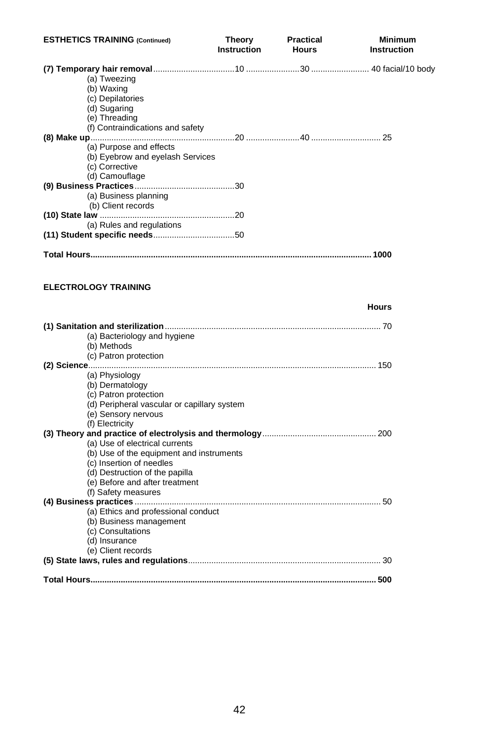| ESTHETICS TRAINING (Continued) | Theory Instruction | Practical Hours | Minimum Instruction |
|---|---|---|---|
| **(7) Temporary hair removal** | 10 | 30 | 40 facial/10 body |
| (a) Tweezing | | | |
| (b) Waxing | | | |
| (c) Depilatories | | | |
| (d) Sugaring | | | |
| (e) Threading | | | |
| (f) Contraindications and safety | | | |
| **(8) Make up** | 20 | 40 | 25 |
| (a) Purpose and effects | | | |
| (b) Eyebrow and eyelash Services | | | |
| (c) Corrective | | | |
| (d) Camouflage | | | |
| **(9) Business Practices** | 30 | | |
| (a) Business planning | | | |
| (b) Client records | | | |
| **(10) State law** | 20 | | |
| (a) Rules and regulations | | | |
| **(11) Student specific needs** | 50 | | |
| **Total Hours** | | | **1000** |

## ELECTROLOGY TRAINING

| | Hours |
|---|---|
| **(1) Sanitation and sterilization** | 70 |
| (a) Bacteriology and hygiene | |
| (b) Methods | |
| (c) Patron protection | |
| **(2) Science** | 150 |
| (a) Physiology | |
| (b) Dermatology | |
| (c) Patron protection | |
| (d) Peripheral vascular or capillary system | |
| (e) Sensory nervous | |
| (f) Electricity | |
| **(3) Theory and practice of electrolysis and thermology** | 200 |
| (a) Use of electrical currents | |
| (b) Use of the equipment and instruments | |
| (c) Insertion of needles | |
| (d) Destruction of the papilla | |
| (e) Before and after treatment | |
| (f) Safety measures | |
| **(4) Business practices** | 50 |
| (a) Ethics and professional conduct | |
| (b) Business management | |
| (c) Consultations | |
| (d) Insurance | |
| (e) Client records | |
| **(5) State laws, rules and regulations** | 30 |
| **Total Hours** | **500** |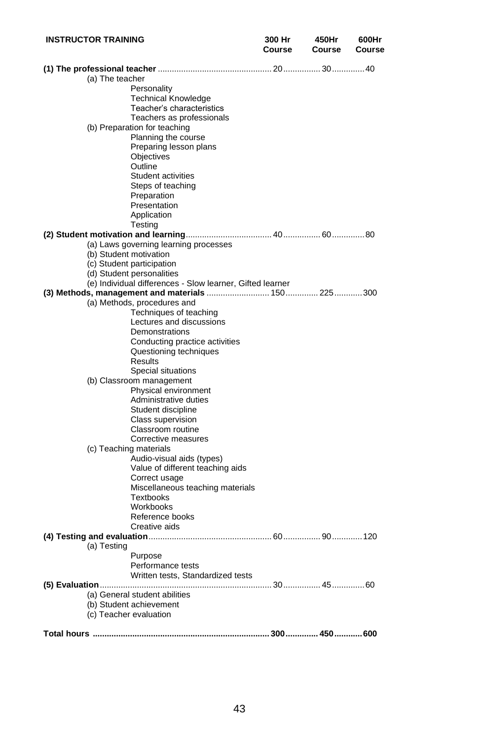| INSTRUCTOR TRAINING | 300 Hr Course | 450Hr Course | 600Hr Course |
|---|---|---|---|
| **(1) The professional teacher** | 20 | 30 | 40 |
| (a) The teacher | | | |
| Personality | | | |
| Technical Knowledge | | | |
| Teacher's characteristics | | | |
| Teachers as professionals | | | |
| (b) Preparation for teaching | | | |
| Planning the course | | | |
| Preparing lesson plans | | | |
| Objectives | | | |
| Outline | | | |
| Student activities | | | |
| Steps of teaching | | | |
| Preparation | | | |
| Presentation | | | |
| Application | | | |
| Testing | | | |
| **(2) Student motivation and learning** | 40 | 60 | 80 |
| (a) Laws governing learning processes | | | |
| (b) Student motivation | | | |
| (c) Student participation | | | |
| (d) Student personalities | | | |
| (e) Individual differences - Slow learner, Gifted learner | | | |
| **(3) Methods, management and materials** | 150 | 225 | 300 |
| (a) Methods, procedures and | | | |
| Techniques of teaching | | | |
| Lectures and discussions | | | |
| Demonstrations | | | |
| Conducting practice activities | | | |
| Questioning techniques | | | |
| Results | | | |
| Special situations | | | |
| (b) Classroom management | | | |
| Physical environment | | | |
| Administrative duties | | | |
| Student discipline | | | |
| Class supervision | | | |
| Classroom routine | | | |
| Corrective measures | | | |
| (c) Teaching materials | | | |
| Audio-visual aids (types) | | | |
| Value of different teaching aids | | | |
| Correct usage | | | |
| Miscellaneous teaching materials | | | |
| Textbooks | | | |
| Workbooks | | | |
| Reference books | | | |
| Creative aids | | | |
| **(4) Testing and evaluation** | 60 | 90 | 120 |
| (a) Testing | | | |
| Purpose | | | |
| Performance tests | | | |
| Written tests, Standardized tests | | | |
| **(5) Evaluation** | 30 | 45 | 60 |
| (a) General student abilities | | | |
| (b) Student achievement | | | |
| (c) Teacher evaluation | | | |
| **Total hours** | **300** | **450** | **600** |